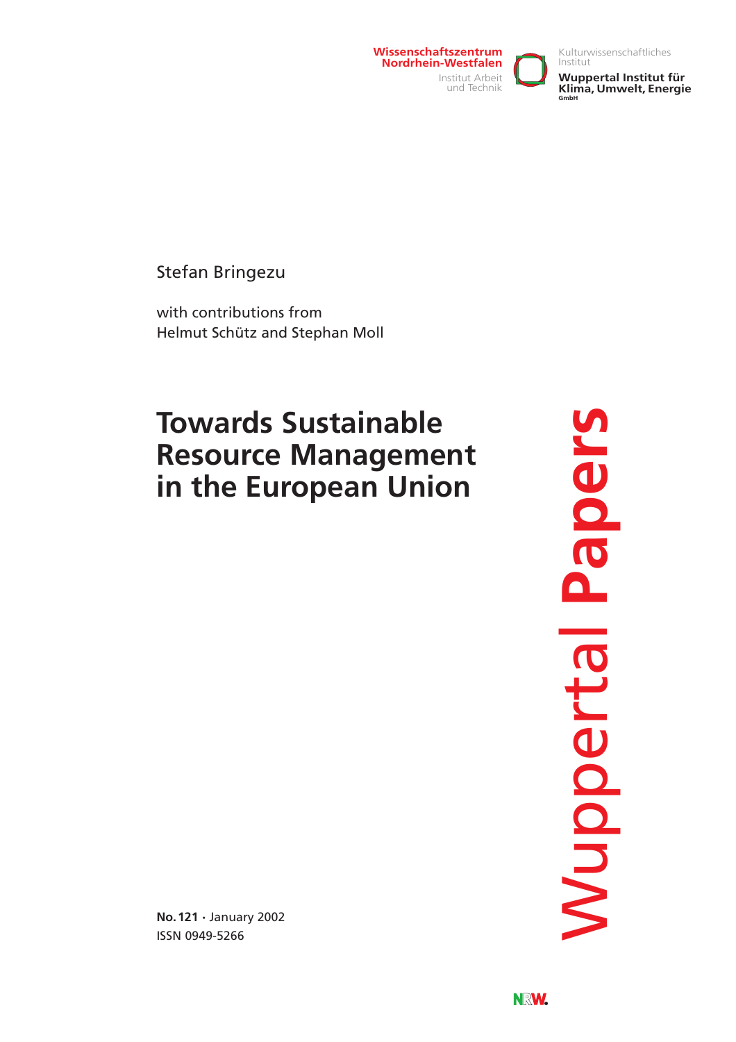Wissenschaftszentrum Nordrhein-Westfalen

Institut Arbeit und Technik

Kulturwissenschaftliches Institut

Wuppertal Institut für Klima, Umwelt, Energie GmbH

Stefan Bringezu

with contributions from
Helmut Schütz and Stephan Moll

# Towards Sustainable Resource Management in the European Union

Wuppertal Papers

**No. 121** · January 2002
ISSN 0949-5266

NRW.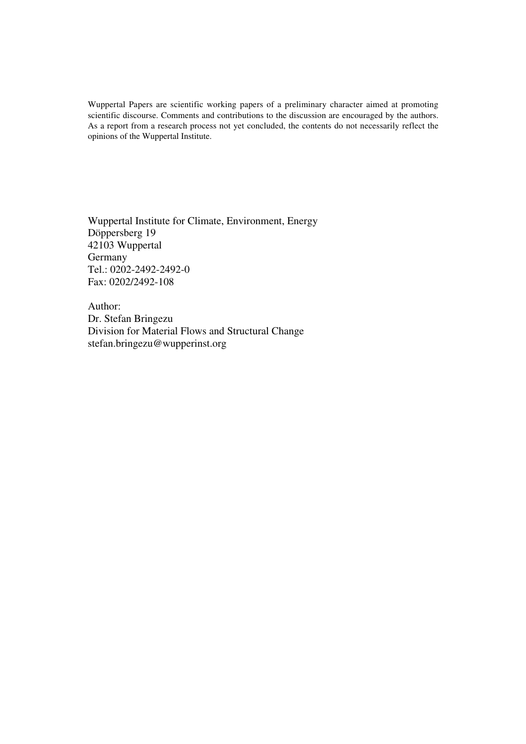Wuppertal Papers are scientific working papers of a preliminary character aimed at promoting scientific discourse. Comments and contributions to the discussion are encouraged by the authors. As a report from a research process not yet concluded, the contents do not necessarily reflect the opinions of the Wuppertal Institute.

Wuppertal Institute for Climate, Environment, Energy
Döppersberg 19
42103 Wuppertal
Germany
Tel.: 0202-2492-2492-0
Fax: 0202/2492-108

Author:
Dr. Stefan Bringezu
Division for Material Flows and Structural Change
stefan.bringezu@wupperinst.org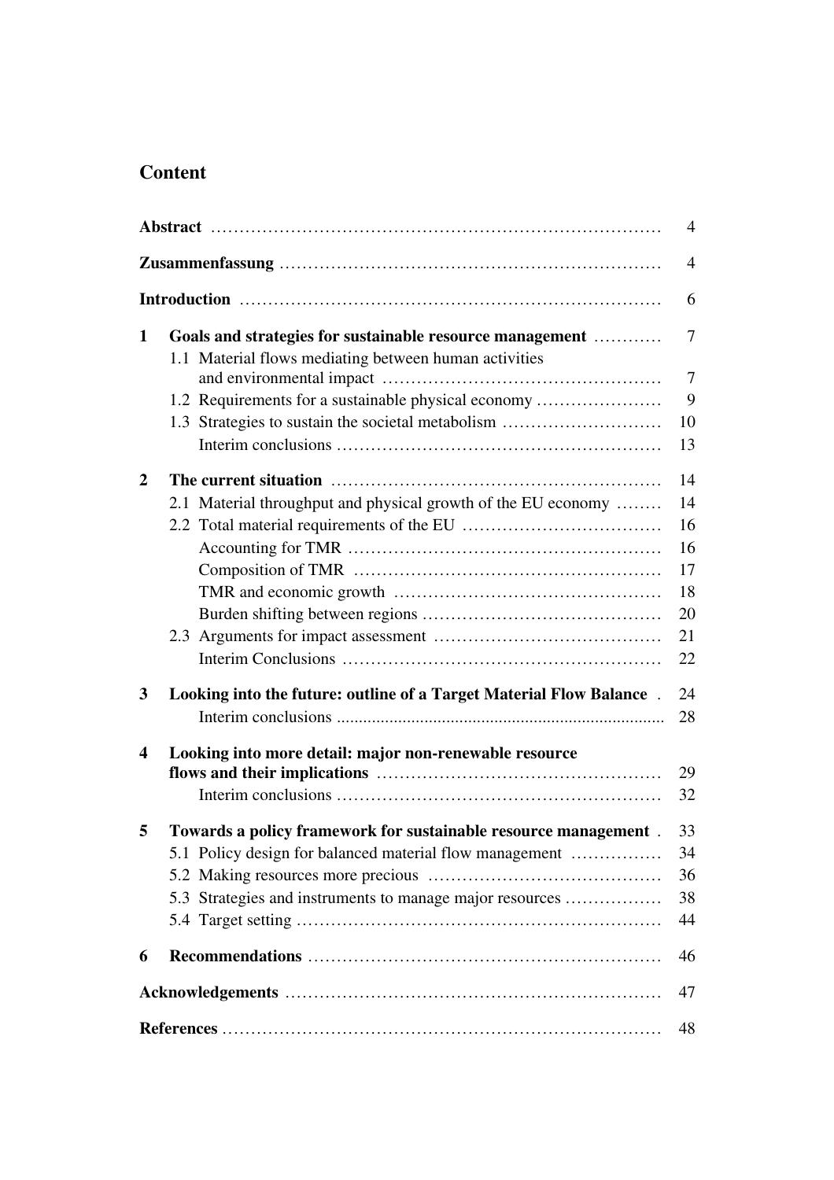## Content

| | | |
|---|---|---|
| **Abstract** | | 4 |
| **Zusammenfassung** | | 4 |
| **Introduction** | | 6 |
| **1** | **Goals and strategies for sustainable resource management** | 7 |
| | 1.1 Material flows mediating between human activities and environmental impact | 7 |
| | 1.2 Requirements for a sustainable physical economy | 9 |
| | 1.3 Strategies to sustain the societal metabolism | 10 |
| | Interim conclusions | 13 |
| **2** | **The current situation** | 14 |
| | 2.1 Material throughput and physical growth of the EU economy | 14 |
| | 2.2 Total material requirements of the EU | 16 |
| | Accounting for TMR | 16 |
| | Composition of TMR | 17 |
| | TMR and economic growth | 18 |
| | Burden shifting between regions | 20 |
| | 2.3 Arguments for impact assessment | 21 |
| | Interim Conclusions | 22 |
| **3** | **Looking into the future: outline of a Target Material Flow Balance** | 24 |
| | Interim conclusions | 28 |
| **4** | **Looking into more detail: major non-renewable resource flows and their implications** | 29 |
| | Interim conclusions | 32 |
| **5** | **Towards a policy framework for sustainable resource management** | 33 |
| | 5.1 Policy design for balanced material flow management | 34 |
| | 5.2 Making resources more precious | 36 |
| | 5.3 Strategies and instruments to manage major resources | 38 |
| | 5.4 Target setting | 44 |
| **6** | **Recommendations** | 46 |
| **Acknowledgements** | | 47 |
| **References** | | 48 |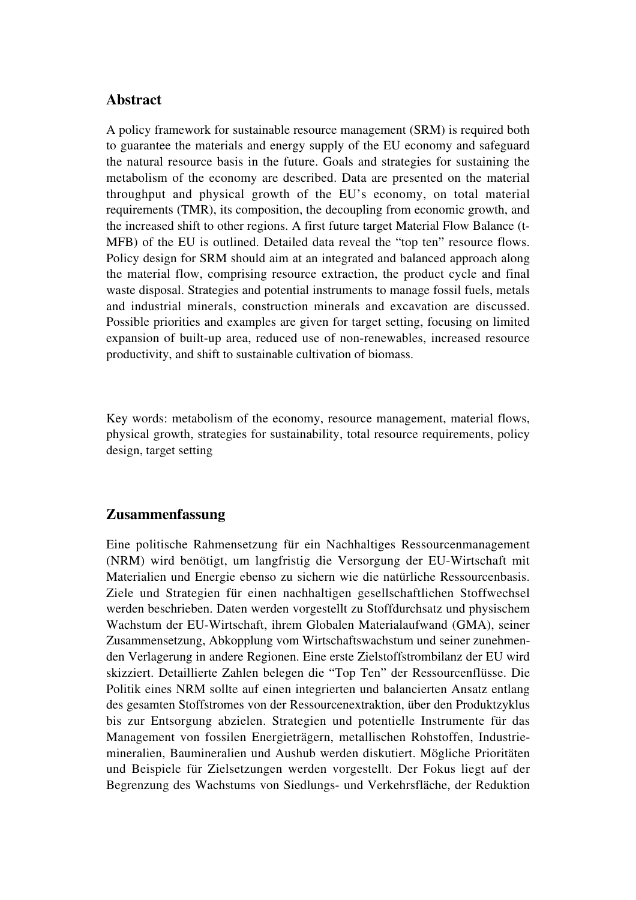## Abstract

A policy framework for sustainable resource management (SRM) is required both to guarantee the materials and energy supply of the EU economy and safeguard the natural resource basis in the future. Goals and strategies for sustaining the metabolism of the economy are described. Data are presented on the material throughput and physical growth of the EU's economy, on total material requirements (TMR), its composition, the decoupling from economic growth, and the increased shift to other regions. A first future target Material Flow Balance (t-MFB) of the EU is outlined. Detailed data reveal the "top ten" resource flows. Policy design for SRM should aim at an integrated and balanced approach along the material flow, comprising resource extraction, the product cycle and final waste disposal. Strategies and potential instruments to manage fossil fuels, metals and industrial minerals, construction minerals and excavation are discussed. Possible priorities and examples are given for target setting, focusing on limited expansion of built-up area, reduced use of non-renewables, increased resource productivity, and shift to sustainable cultivation of biomass.

Key words: metabolism of the economy, resource management, material flows, physical growth, strategies for sustainability, total resource requirements, policy design, target setting

## Zusammenfassung

Eine politische Rahmensetzung für ein Nachhaltiges Ressourcenmanagement (NRM) wird benötigt, um langfristig die Versorgung der EU-Wirtschaft mit Materialien und Energie ebenso zu sichern wie die natürliche Ressourcenbasis. Ziele und Strategien für einen nachhaltigen gesellschaftlichen Stoffwechsel werden beschrieben. Daten werden vorgestellt zu Stoffdurchsatz und physischem Wachstum der EU-Wirtschaft, ihrem Globalen Materialaufwand (GMA), seiner Zusammensetzung, Abkopplung vom Wirtschaftswachstum und seiner zunehmenden Verlagerung in andere Regionen. Eine erste Zielstoffstrombilanz der EU wird skizziert. Detaillierte Zahlen belegen die "Top Ten" der Ressourcenflüsse. Die Politik eines NRM sollte auf einen integrierten und balancierten Ansatz entlang des gesamten Stoffstromes von der Ressourcenextraktion, über den Produktzyklus bis zur Entsorgung abzielen. Strategien und potentielle Instrumente für das Management von fossilen Energieträgern, metallischen Rohstoffen, Industriemineralien, Baumineralien und Aushub werden diskutiert. Mögliche Prioritäten und Beispiele für Zielsetzungen werden vorgestellt. Der Fokus liegt auf der Begrenzung des Wachstums von Siedlungs- und Verkehrsfläche, der Reduktion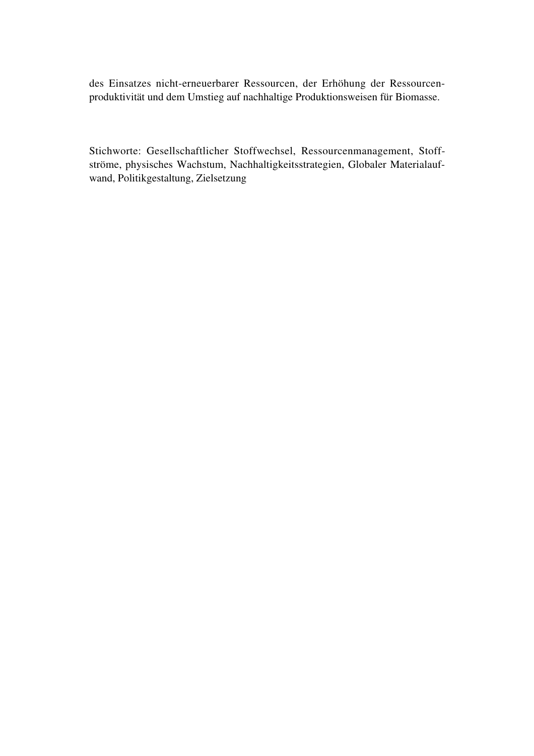des Einsatzes nicht-erneuerbarer Ressourcen, der Erhöhung der Ressourcenproduktivität und dem Umstieg auf nachhaltige Produktionsweisen für Biomasse.

Stichworte: Gesellschaftlicher Stoffwechsel, Ressourcenmanagement, Stoffströme, physisches Wachstum, Nachhaltigkeitsstrategien, Globaler Materialaufwand, Politikgestaltung, Zielsetzung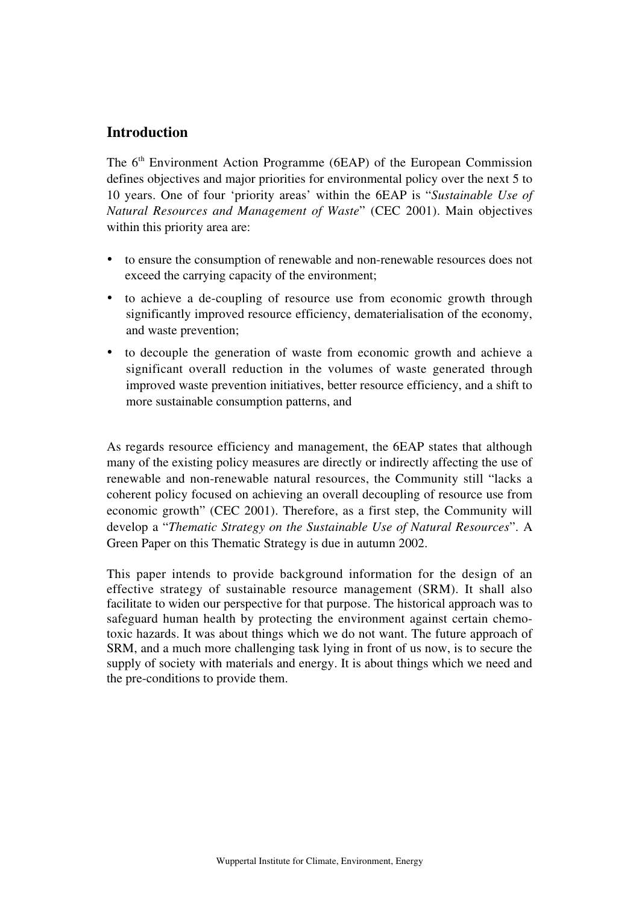## Introduction

The 6th Environment Action Programme (6EAP) of the European Commission defines objectives and major priorities for environmental policy over the next 5 to 10 years. One of four 'priority areas' within the 6EAP is "*Sustainable Use of Natural Resources and Management of Waste*" (CEC 2001). Main objectives within this priority area are:

- to ensure the consumption of renewable and non-renewable resources does not exceed the carrying capacity of the environment;
- to achieve a de-coupling of resource use from economic growth through significantly improved resource efficiency, dematerialisation of the economy, and waste prevention;
- to decouple the generation of waste from economic growth and achieve a significant overall reduction in the volumes of waste generated through improved waste prevention initiatives, better resource efficiency, and a shift to more sustainable consumption patterns, and

As regards resource efficiency and management, the 6EAP states that although many of the existing policy measures are directly or indirectly affecting the use of renewable and non-renewable natural resources, the Community still "lacks a coherent policy focused on achieving an overall decoupling of resource use from economic growth" (CEC 2001). Therefore, as a first step, the Community will develop a "*Thematic Strategy on the Sustainable Use of Natural Resources*". A Green Paper on this Thematic Strategy is due in autumn 2002.

This paper intends to provide background information for the design of an effective strategy of sustainable resource management (SRM). It shall also facilitate to widen our perspective for that purpose. The historical approach was to safeguard human health by protecting the environment against certain chemo-toxic hazards. It was about things which we do not want. The future approach of SRM, and a much more challenging task lying in front of us now, is to secure the supply of society with materials and energy. It is about things which we need and the pre-conditions to provide them.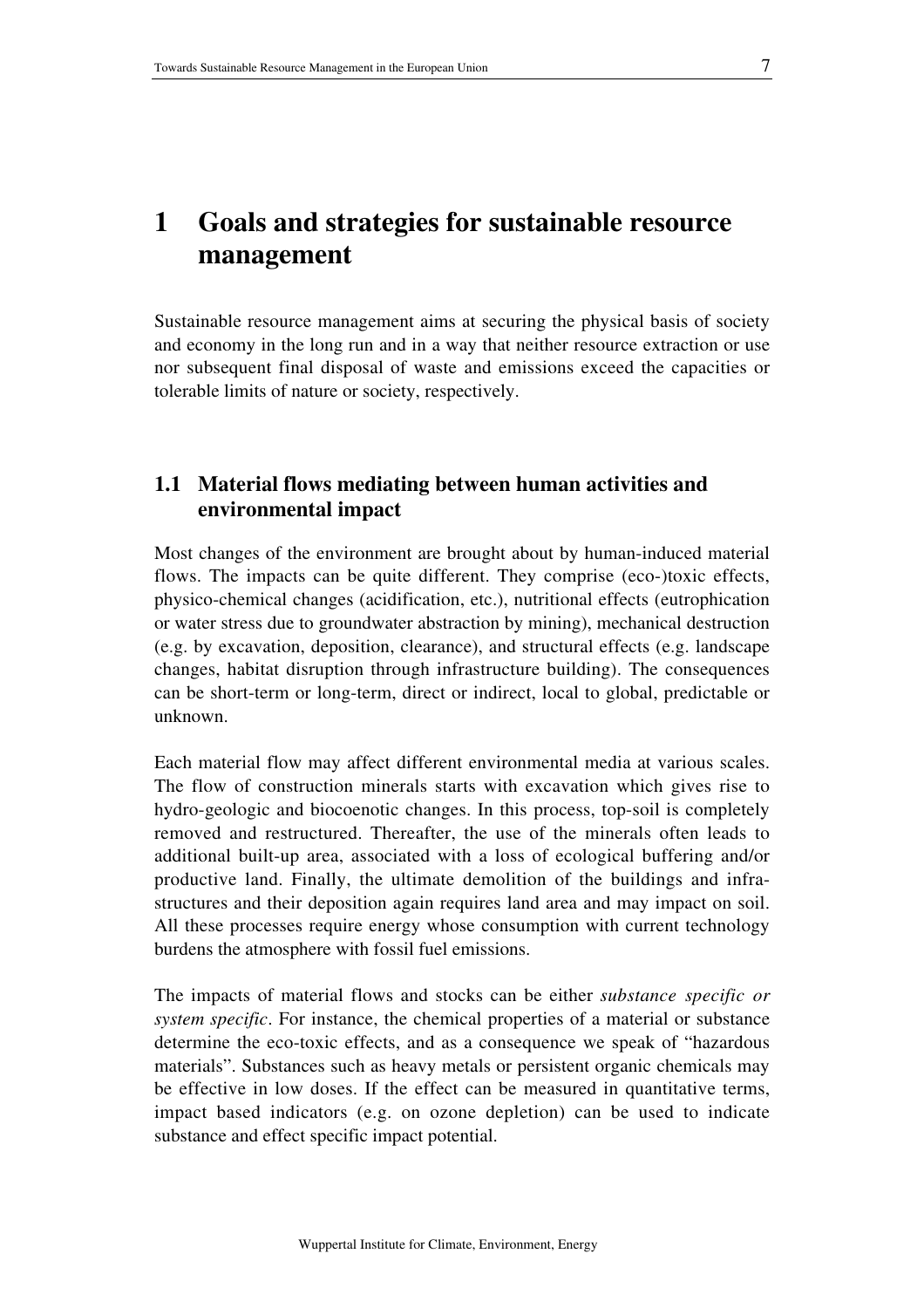# 1 Goals and strategies for sustainable resource management

Sustainable resource management aims at securing the physical basis of society and economy in the long run and in a way that neither resource extraction or use nor subsequent final disposal of waste and emissions exceed the capacities or tolerable limits of nature or society, respectively.

## 1.1 Material flows mediating between human activities and environmental impact

Most changes of the environment are brought about by human-induced material flows. The impacts can be quite different. They comprise (eco-)toxic effects, physico-chemical changes (acidification, etc.), nutritional effects (eutrophication or water stress due to groundwater abstraction by mining), mechanical destruction (e.g. by excavation, deposition, clearance), and structural effects (e.g. landscape changes, habitat disruption through infrastructure building). The consequences can be short-term or long-term, direct or indirect, local to global, predictable or unknown.

Each material flow may affect different environmental media at various scales. The flow of construction minerals starts with excavation which gives rise to hydro-geologic and biocoenotic changes. In this process, top-soil is completely removed and restructured. Thereafter, the use of the minerals often leads to additional built-up area, associated with a loss of ecological buffering and/or productive land. Finally, the ultimate demolition of the buildings and infrastructures and their deposition again requires land area and may impact on soil. All these processes require energy whose consumption with current technology burdens the atmosphere with fossil fuel emissions.

The impacts of material flows and stocks can be either *substance specific or system specific*. For instance, the chemical properties of a material or substance determine the eco-toxic effects, and as a consequence we speak of "hazardous materials". Substances such as heavy metals or persistent organic chemicals may be effective in low doses. If the effect can be measured in quantitative terms, impact based indicators (e.g. on ozone depletion) can be used to indicate substance and effect specific impact potential.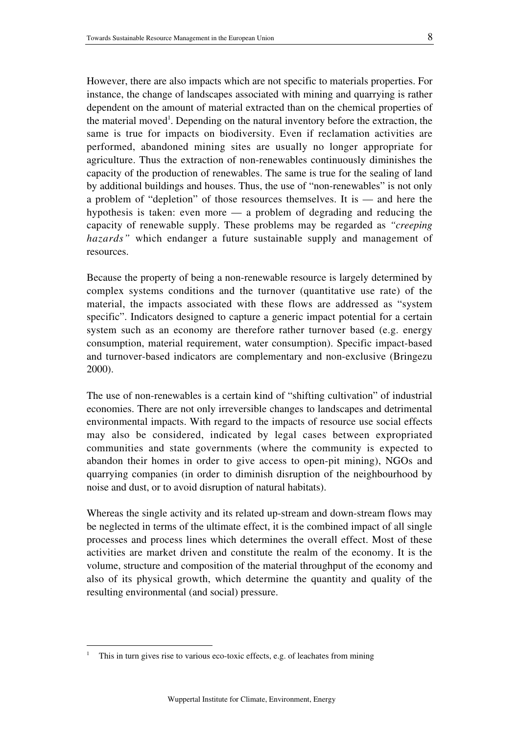However, there are also impacts which are not specific to materials properties. For instance, the change of landscapes associated with mining and quarrying is rather dependent on the amount of material extracted than on the chemical properties of the material moved[1]. Depending on the natural inventory before the extraction, the same is true for impacts on biodiversity. Even if reclamation activities are performed, abandoned mining sites are usually no longer appropriate for agriculture. Thus the extraction of non-renewables continuously diminishes the capacity of the production of renewables. The same is true for the sealing of land by additional buildings and houses. Thus, the use of "non-renewables" is not only a problem of "depletion" of those resources themselves. It is — and here the hypothesis is taken: even more — a problem of degrading and reducing the capacity of renewable supply. These problems may be regarded as *"creeping hazards"* which endanger a future sustainable supply and management of resources.

Because the property of being a non-renewable resource is largely determined by complex systems conditions and the turnover (quantitative use rate) of the material, the impacts associated with these flows are addressed as "system specific". Indicators designed to capture a generic impact potential for a certain system such as an economy are therefore rather turnover based (e.g. energy consumption, material requirement, water consumption). Specific impact-based and turnover-based indicators are complementary and non-exclusive (Bringezu 2000).

The use of non-renewables is a certain kind of "shifting cultivation" of industrial economies. There are not only irreversible changes to landscapes and detrimental environmental impacts. With regard to the impacts of resource use social effects may also be considered, indicated by legal cases between expropriated communities and state governments (where the community is expected to abandon their homes in order to give access to open-pit mining), NGOs and quarrying companies (in order to diminish disruption of the neighbourhood by noise and dust, or to avoid disruption of natural habitats).

Whereas the single activity and its related up-stream and down-stream flows may be neglected in terms of the ultimate effect, it is the combined impact of all single processes and process lines which determines the overall effect. Most of these activities are market driven and constitute the realm of the economy. It is the volume, structure and composition of the material throughput of the economy and also of its physical growth, which determine the quantity and quality of the resulting environmental (and social) pressure.

---

[1] This in turn gives rise to various eco-toxic effects, e.g. of leachates from mining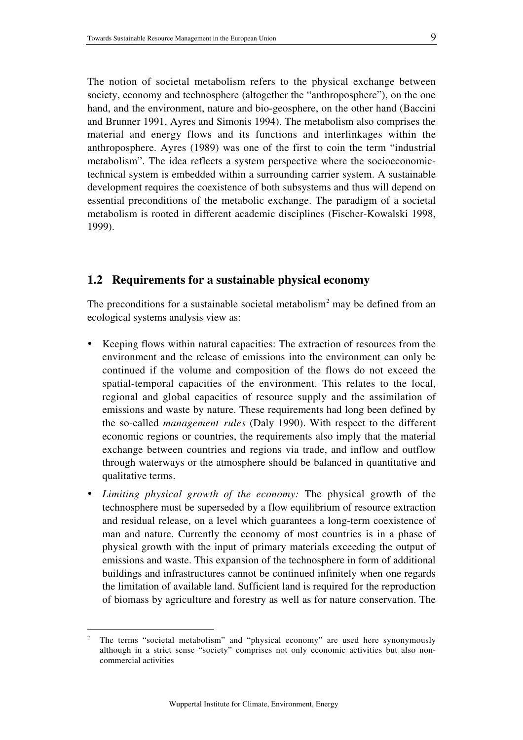The notion of societal metabolism refers to the physical exchange between society, economy and technosphere (altogether the "anthroposphere"), on the one hand, and the environment, nature and bio-geosphere, on the other hand (Baccini and Brunner 1991, Ayres and Simonis 1994). The metabolism also comprises the material and energy flows and its functions and interlinkages within the anthroposphere. Ayres (1989) was one of the first to coin the term "industrial metabolism". The idea reflects a system perspective where the socioeconomic-technical system is embedded within a surrounding carrier system. A sustainable development requires the coexistence of both subsystems and thus will depend on essential preconditions of the metabolic exchange. The paradigm of a societal metabolism is rooted in different academic disciplines (Fischer-Kowalski 1998, 1999).

## 1.2 Requirements for a sustainable physical economy

The preconditions for a sustainable societal metabolism[2] may be defined from an ecological systems analysis view as:

- Keeping flows within natural capacities: The extraction of resources from the environment and the release of emissions into the environment can only be continued if the volume and composition of the flows do not exceed the spatial-temporal capacities of the environment. This relates to the local, regional and global capacities of resource supply and the assimilation of emissions and waste by nature. These requirements had long been defined by the so-called *management rules* (Daly 1990). With respect to the different economic regions or countries, the requirements also imply that the material exchange between countries and regions via trade, and inflow and outflow through waterways or the atmosphere should be balanced in quantitative and qualitative terms.
- *Limiting physical growth of the economy:* The physical growth of the technosphere must be superseded by a flow equilibrium of resource extraction and residual release, on a level which guarantees a long-term coexistence of man and nature. Currently the economy of most countries is in a phase of physical growth with the input of primary materials exceeding the output of emissions and waste. This expansion of the technosphere in form of additional buildings and infrastructures cannot be continued infinitely when one regards the limitation of available land. Sufficient land is required for the reproduction of biomass by agriculture and forestry as well as for nature conservation. The

[2] The terms "societal metabolism" and "physical economy" are used here synonymously although in a strict sense "society" comprises not only economic activities but also non-commercial activities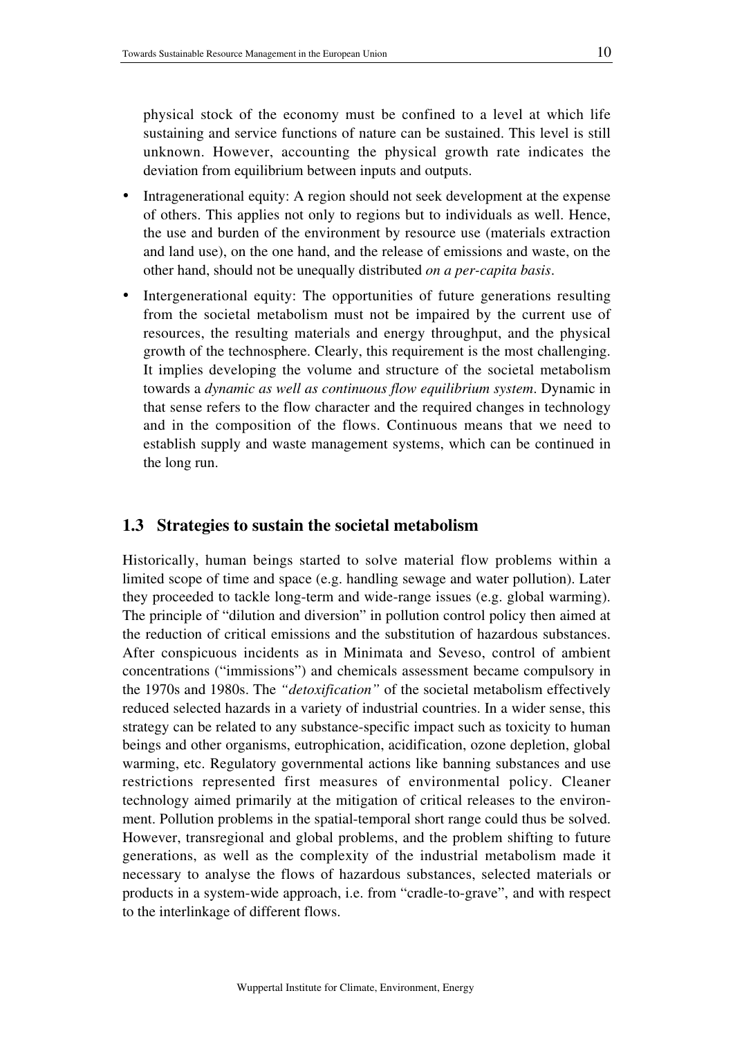physical stock of the economy must be confined to a level at which life sustaining and service functions of nature can be sustained. This level is still unknown. However, accounting the physical growth rate indicates the deviation from equilibrium between inputs and outputs.

- Intragenerational equity: A region should not seek development at the expense of others. This applies not only to regions but to individuals as well. Hence, the use and burden of the environment by resource use (materials extraction and land use), on the one hand, and the release of emissions and waste, on the other hand, should not be unequally distributed *on a per-capita basis*.
- Intergenerational equity: The opportunities of future generations resulting from the societal metabolism must not be impaired by the current use of resources, the resulting materials and energy throughput, and the physical growth of the technosphere. Clearly, this requirement is the most challenging. It implies developing the volume and structure of the societal metabolism towards a *dynamic as well as continuous flow equilibrium system*. Dynamic in that sense refers to the flow character and the required changes in technology and in the composition of the flows. Continuous means that we need to establish supply and waste management systems, which can be continued in the long run.

## 1.3 Strategies to sustain the societal metabolism

Historically, human beings started to solve material flow problems within a limited scope of time and space (e.g. handling sewage and water pollution). Later they proceeded to tackle long-term and wide-range issues (e.g. global warming). The principle of "dilution and diversion" in pollution control policy then aimed at the reduction of critical emissions and the substitution of hazardous substances. After conspicuous incidents as in Minimata and Seveso, control of ambient concentrations ("immissions") and chemicals assessment became compulsory in the 1970s and 1980s. The *"detoxification"* of the societal metabolism effectively reduced selected hazards in a variety of industrial countries. In a wider sense, this strategy can be related to any substance-specific impact such as toxicity to human beings and other organisms, eutrophication, acidification, ozone depletion, global warming, etc. Regulatory governmental actions like banning substances and use restrictions represented first measures of environmental policy. Cleaner technology aimed primarily at the mitigation of critical releases to the environment. Pollution problems in the spatial-temporal short range could thus be solved. However, transregional and global problems, and the problem shifting to future generations, as well as the complexity of the industrial metabolism made it necessary to analyse the flows of hazardous substances, selected materials or products in a system-wide approach, i.e. from "cradle-to-grave", and with respect to the interlinkage of different flows.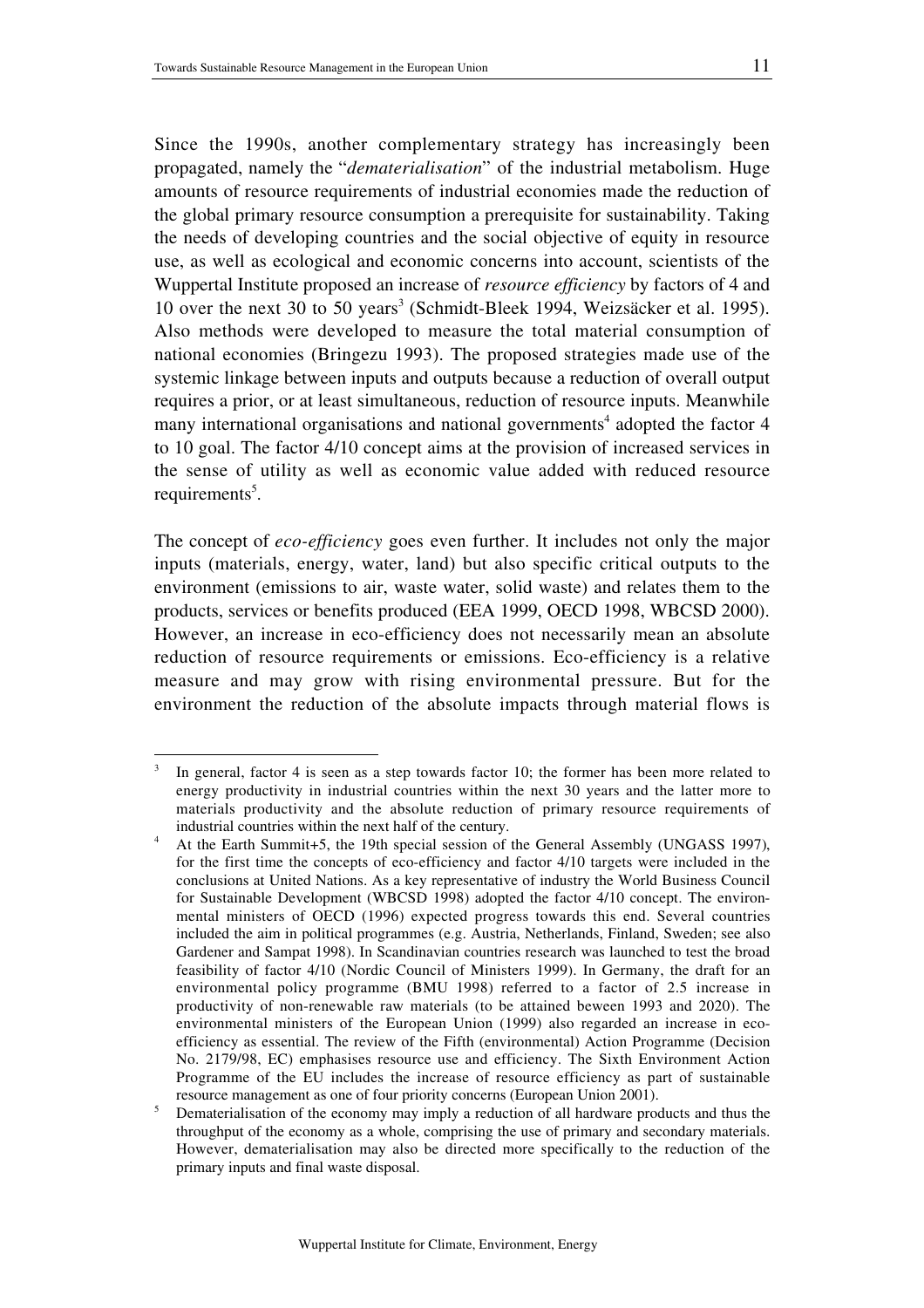Since the 1990s, another complementary strategy has increasingly been propagated, namely the "*dematerialisation*" of the industrial metabolism. Huge amounts of resource requirements of industrial economies made the reduction of the global primary resource consumption a prerequisite for sustainability. Taking the needs of developing countries and the social objective of equity in resource use, as well as ecological and economic concerns into account, scientists of the Wuppertal Institute proposed an increase of *resource efficiency* by factors of 4 and 10 over the next 30 to 50 years[3] (Schmidt-Bleek 1994, Weizsäcker et al. 1995). Also methods were developed to measure the total material consumption of national economies (Bringezu 1993). The proposed strategies made use of the systemic linkage between inputs and outputs because a reduction of overall output requires a prior, or at least simultaneous, reduction of resource inputs. Meanwhile many international organisations and national governments[4] adopted the factor 4 to 10 goal. The factor 4/10 concept aims at the provision of increased services in the sense of utility as well as economic value added with reduced resource requirements[5].

The concept of *eco-efficiency* goes even further. It includes not only the major inputs (materials, energy, water, land) but also specific critical outputs to the environment (emissions to air, waste water, solid waste) and relates them to the products, services or benefits produced (EEA 1999, OECD 1998, WBCSD 2000). However, an increase in eco-efficiency does not necessarily mean an absolute reduction of resource requirements or emissions. Eco-efficiency is a relative measure and may grow with rising environmental pressure. But for the environment the reduction of the absolute impacts through material flows is

---

[3] In general, factor 4 is seen as a step towards factor 10; the former has been more related to energy productivity in industrial countries within the next 30 years and the latter more to materials productivity and the absolute reduction of primary resource requirements of industrial countries within the next half of the century.

[4] At the Earth Summit+5, the 19th special session of the General Assembly (UNGASS 1997), for the first time the concepts of eco-efficiency and factor 4/10 targets were included in the conclusions at United Nations. As a key representative of industry the World Business Council for Sustainable Development (WBCSD 1998) adopted the factor 4/10 concept. The environmental ministers of OECD (1996) expected progress towards this end. Several countries included the aim in political programmes (e.g. Austria, Netherlands, Finland, Sweden; see also Gardener and Sampat 1998). In Scandinavian countries research was launched to test the broad feasibility of factor 4/10 (Nordic Council of Ministers 1999). In Germany, the draft for an environmental policy programme (BMU 1998) referred to a factor of 2.5 increase in productivity of non-renewable raw materials (to be attained beween 1993 and 2020). The environmental ministers of the European Union (1999) also regarded an increase in eco-efficiency as essential. The review of the Fifth (environmental) Action Programme (Decision No. 2179/98, EC) emphasises resource use and efficiency. The Sixth Environment Action Programme of the EU includes the increase of resource efficiency as part of sustainable resource management as one of four priority concerns (European Union 2001).

[5] Dematerialisation of the economy may imply a reduction of all hardware products and thus the throughput of the economy as a whole, comprising the use of primary and secondary materials. However, dematerialisation may also be directed more specifically to the reduction of the primary inputs and final waste disposal.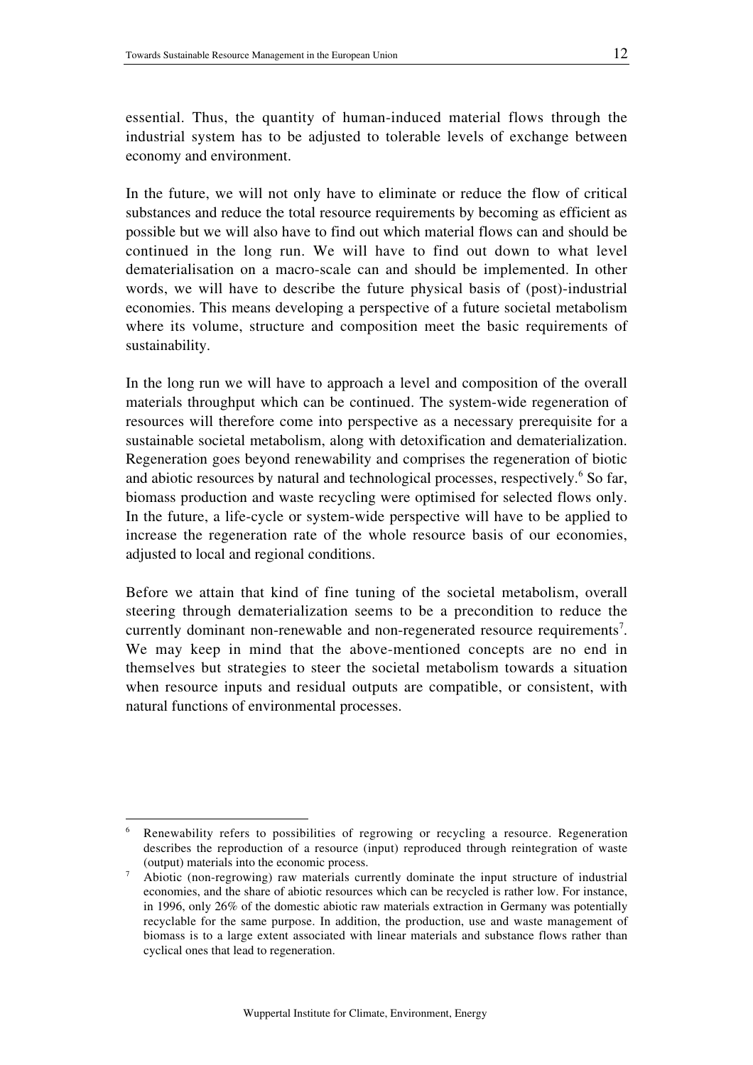essential. Thus, the quantity of human-induced material flows through the industrial system has to be adjusted to tolerable levels of exchange between economy and environment.

In the future, we will not only have to eliminate or reduce the flow of critical substances and reduce the total resource requirements by becoming as efficient as possible but we will also have to find out which material flows can and should be continued in the long run. We will have to find out down to what level dematerialisation on a macro-scale can and should be implemented. In other words, we will have to describe the future physical basis of (post)-industrial economies. This means developing a perspective of a future societal metabolism where its volume, structure and composition meet the basic requirements of sustainability.

In the long run we will have to approach a level and composition of the overall materials throughput which can be continued. The system-wide regeneration of resources will therefore come into perspective as a necessary prerequisite for a sustainable societal metabolism, along with detoxification and dematerialization. Regeneration goes beyond renewability and comprises the regeneration of biotic and abiotic resources by natural and technological processes, respectively.[6] So far, biomass production and waste recycling were optimised for selected flows only. In the future, a life-cycle or system-wide perspective will have to be applied to increase the regeneration rate of the whole resource basis of our economies, adjusted to local and regional conditions.

Before we attain that kind of fine tuning of the societal metabolism, overall steering through dematerialization seems to be a precondition to reduce the currently dominant non-renewable and non-regenerated resource requirements[7]. We may keep in mind that the above-mentioned concepts are no end in themselves but strategies to steer the societal metabolism towards a situation when resource inputs and residual outputs are compatible, or consistent, with natural functions of environmental processes.

---

[6] Renewability refers to possibilities of regrowing or recycling a resource. Regeneration describes the reproduction of a resource (input) reproduced through reintegration of waste (output) materials into the economic process.

[7] Abiotic (non-regrowing) raw materials currently dominate the input structure of industrial economies, and the share of abiotic resources which can be recycled is rather low. For instance, in 1996, only 26% of the domestic abiotic raw materials extraction in Germany was potentially recyclable for the same purpose. In addition, the production, use and waste management of biomass is to a large extent associated with linear materials and substance flows rather than cyclical ones that lead to regeneration.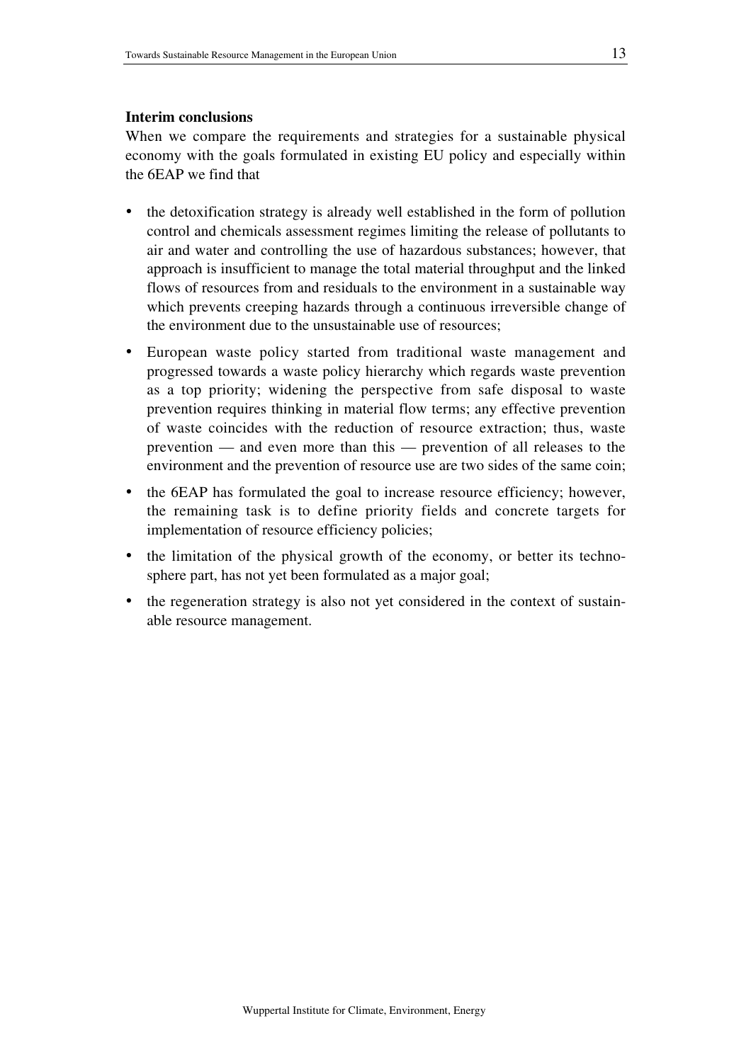**Interim conclusions**

When we compare the requirements and strategies for a sustainable physical economy with the goals formulated in existing EU policy and especially within the 6EAP we find that

- the detoxification strategy is already well established in the form of pollution control and chemicals assessment regimes limiting the release of pollutants to air and water and controlling the use of hazardous substances; however, that approach is insufficient to manage the total material throughput and the linked flows of resources from and residuals to the environment in a sustainable way which prevents creeping hazards through a continuous irreversible change of the environment due to the unsustainable use of resources;
- European waste policy started from traditional waste management and progressed towards a waste policy hierarchy which regards waste prevention as a top priority; widening the perspective from safe disposal to waste prevention requires thinking in material flow terms; any effective prevention of waste coincides with the reduction of resource extraction; thus, waste prevention — and even more than this — prevention of all releases to the environment and the prevention of resource use are two sides of the same coin;
- the 6EAP has formulated the goal to increase resource efficiency; however, the remaining task is to define priority fields and concrete targets for implementation of resource efficiency policies;
- the limitation of the physical growth of the economy, or better its techno-sphere part, has not yet been formulated as a major goal;
- the regeneration strategy is also not yet considered in the context of sustainable resource management.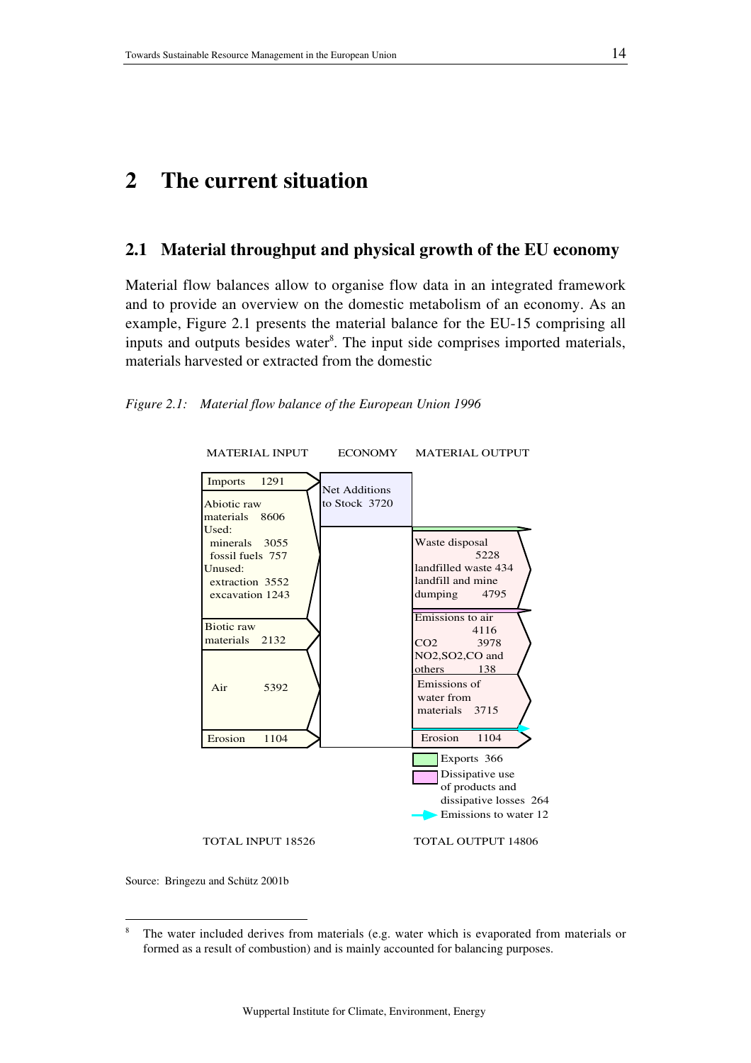# 2 The current situation

## 2.1 Material throughput and physical growth of the EU economy

Material flow balances allow to organise flow data in an integrated framework and to provide an overview on the domestic metabolism of an economy. As an example, Figure 2.1 presents the material balance for the EU-15 comprising all inputs and outputs besides water[8]. The input side comprises imported materials, materials harvested or extracted from the domestic

*Figure 2.1: Material flow balance of the European Union 1996*

MATERIAL INPUT | ECONOMY | MATERIAL OUTPUT

**Material input:**

- Imports 1291
- Abiotic raw materials 8606
  - Used:
    - minerals 3055
    - fossil fuels 757
  - Unused:
    - extraction 3552
    - excavation 1243
- Biotic raw materials 2132
- Air 5392
- Erosion 1104

**Economy:**

- Net Additions to Stock 3720

**Material output:**

- Waste disposal 5228
  - landfilled waste 434
  - landfill and mine dumping 4795
- Emissions to air 4116
  - $CO_2$ 3978
  - $NO_2$, $SO_2$, CO and others 138
- Emissions of water from materials 3715
- Erosion 1104
- Exports 366
- Dissipative use of products and dissipative losses 264
- Emissions to water 12

TOTAL INPUT 18526

TOTAL OUTPUT 14806

Source: Bringezu and Schütz 2001b

[8] The water included derives from materials (e.g. water which is evaporated from materials or formed as a result of combustion) and is mainly accounted for balancing purposes.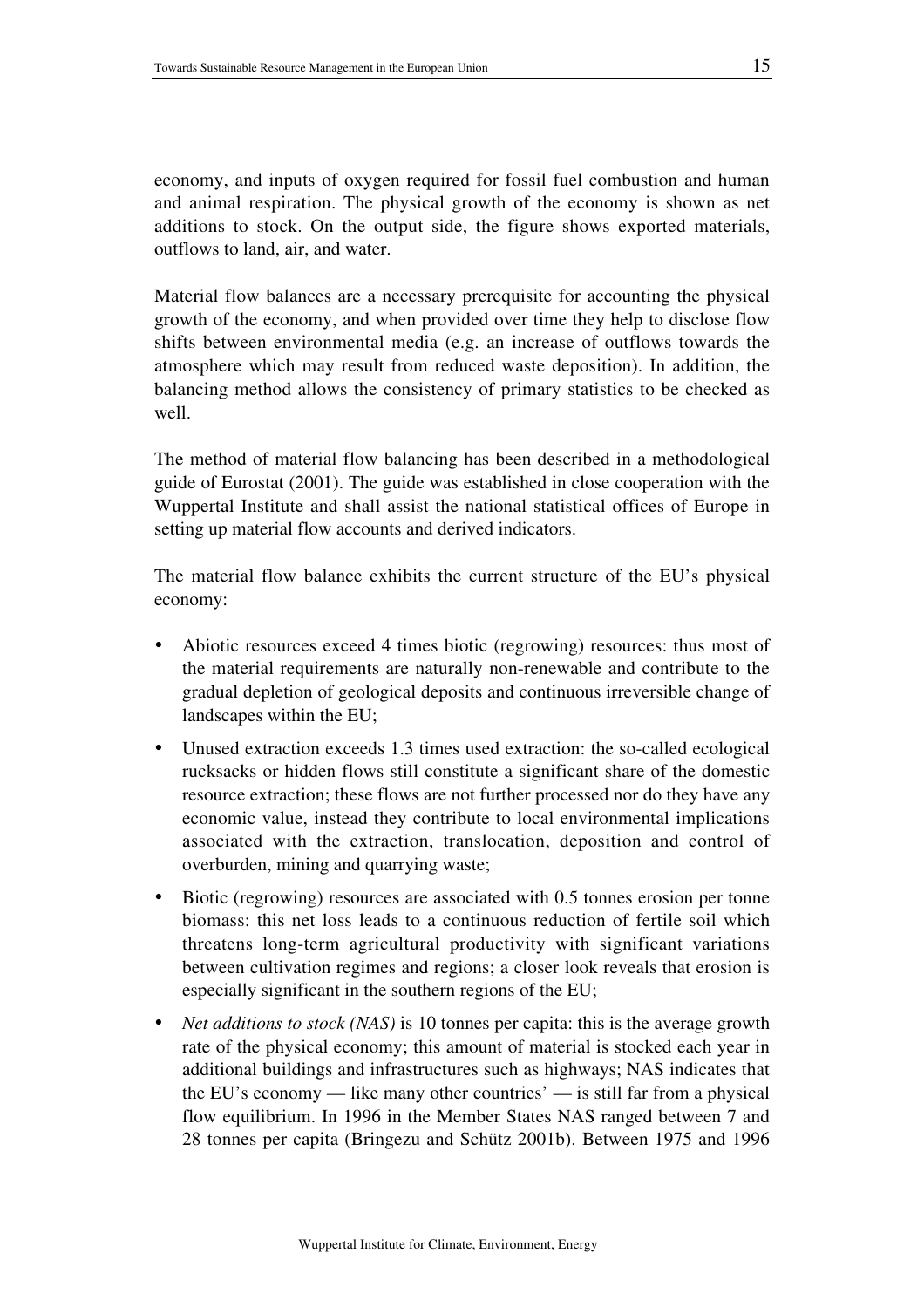economy, and inputs of oxygen required for fossil fuel combustion and human and animal respiration. The physical growth of the economy is shown as net additions to stock. On the output side, the figure shows exported materials, outflows to land, air, and water.

Material flow balances are a necessary prerequisite for accounting the physical growth of the economy, and when provided over time they help to disclose flow shifts between environmental media (e.g. an increase of outflows towards the atmosphere which may result from reduced waste deposition). In addition, the balancing method allows the consistency of primary statistics to be checked as well.

The method of material flow balancing has been described in a methodological guide of Eurostat (2001). The guide was established in close cooperation with the Wuppertal Institute and shall assist the national statistical offices of Europe in setting up material flow accounts and derived indicators.

The material flow balance exhibits the current structure of the EU's physical economy:

- Abiotic resources exceed 4 times biotic (regrowing) resources: thus most of the material requirements are naturally non-renewable and contribute to the gradual depletion of geological deposits and continuous irreversible change of landscapes within the EU;
- Unused extraction exceeds 1.3 times used extraction: the so-called ecological rucksacks or hidden flows still constitute a significant share of the domestic resource extraction; these flows are not further processed nor do they have any economic value, instead they contribute to local environmental implications associated with the extraction, translocation, deposition and control of overburden, mining and quarrying waste;
- Biotic (regrowing) resources are associated with 0.5 tonnes erosion per tonne biomass: this net loss leads to a continuous reduction of fertile soil which threatens long-term agricultural productivity with significant variations between cultivation regimes and regions; a closer look reveals that erosion is especially significant in the southern regions of the EU;
- *Net additions to stock (NAS)* is 10 tonnes per capita: this is the average growth rate of the physical economy; this amount of material is stocked each year in additional buildings and infrastructures such as highways; NAS indicates that the EU's economy — like many other countries' — is still far from a physical flow equilibrium. In 1996 in the Member States NAS ranged between 7 and 28 tonnes per capita (Bringezu and Schütz 2001b). Between 1975 and 1996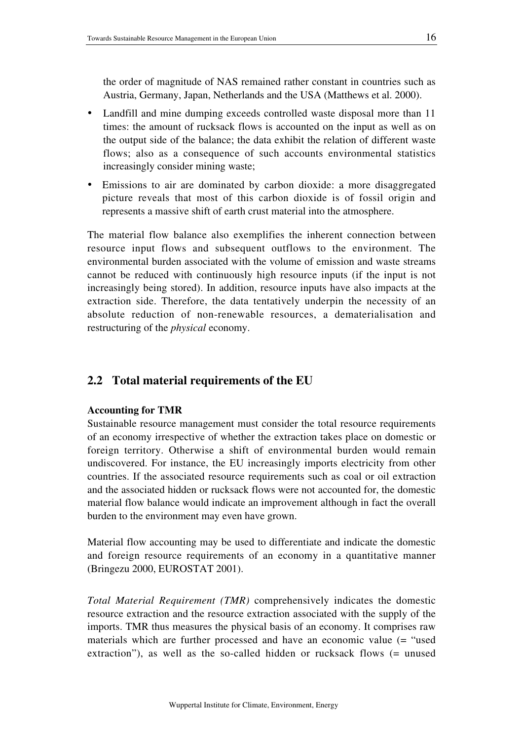the order of magnitude of NAS remained rather constant in countries such as Austria, Germany, Japan, Netherlands and the USA (Matthews et al. 2000).

- Landfill and mine dumping exceeds controlled waste disposal more than 11 times: the amount of rucksack flows is accounted on the input as well as on the output side of the balance; the data exhibit the relation of different waste flows; also as a consequence of such accounts environmental statistics increasingly consider mining waste;
- Emissions to air are dominated by carbon dioxide: a more disaggregated picture reveals that most of this carbon dioxide is of fossil origin and represents a massive shift of earth crust material into the atmosphere.

The material flow balance also exemplifies the inherent connection between resource input flows and subsequent outflows to the environment. The environmental burden associated with the volume of emission and waste streams cannot be reduced with continuously high resource inputs (if the input is not increasingly being stored). In addition, resource inputs have also impacts at the extraction side. Therefore, the data tentatively underpin the necessity of an absolute reduction of non-renewable resources, a dematerialisation and restructuring of the *physical* economy.

## 2.2 Total material requirements of the EU

**Accounting for TMR**

Sustainable resource management must consider the total resource requirements of an economy irrespective of whether the extraction takes place on domestic or foreign territory. Otherwise a shift of environmental burden would remain undiscovered. For instance, the EU increasingly imports electricity from other countries. If the associated resource requirements such as coal or oil extraction and the associated hidden or rucksack flows were not accounted for, the domestic material flow balance would indicate an improvement although in fact the overall burden to the environment may even have grown.

Material flow accounting may be used to differentiate and indicate the domestic and foreign resource requirements of an economy in a quantitative manner (Bringezu 2000, EUROSTAT 2001).

*Total Material Requirement (TMR)* comprehensively indicates the domestic resource extraction and the resource extraction associated with the supply of the imports. TMR thus measures the physical basis of an economy. It comprises raw materials which are further processed and have an economic value (= "used extraction"), as well as the so-called hidden or rucksack flows (= unused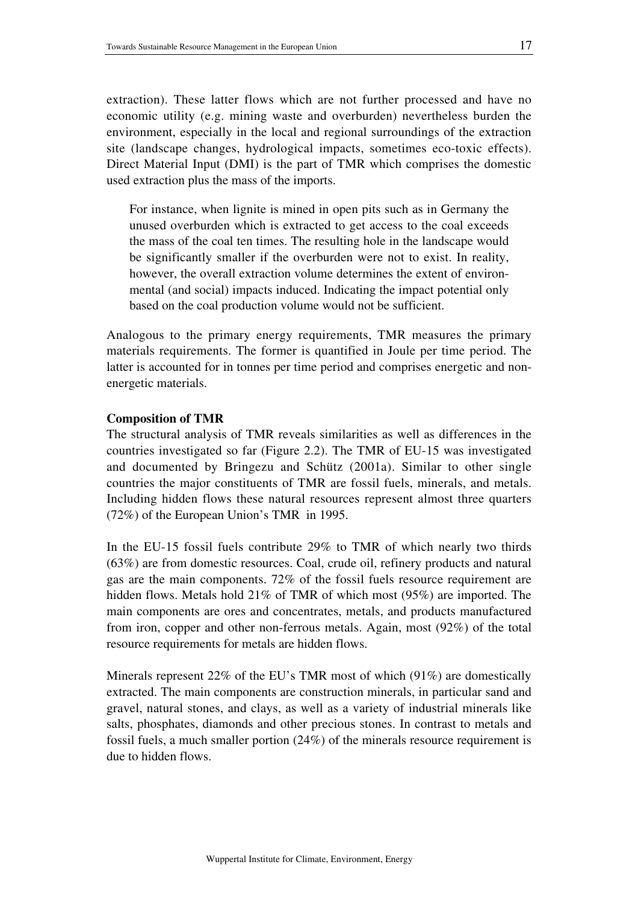extraction). These latter flows which are not further processed and have no economic utility (e.g. mining waste and overburden) nevertheless burden the environment, especially in the local and regional surroundings of the extraction site (landscape changes, hydrological impacts, sometimes eco-toxic effects). Direct Material Input (DMI) is the part of TMR which comprises the domestic used extraction plus the mass of the imports.

> For instance, when lignite is mined in open pits such as in Germany the unused overburden which is extracted to get access to the coal exceeds the mass of the coal ten times. The resulting hole in the landscape would be significantly smaller if the overburden were not to exist. In reality, however, the overall extraction volume determines the extent of environmental (and social) impacts induced. Indicating the impact potential only based on the coal production volume would not be sufficient.

Analogous to the primary energy requirements, TMR measures the primary materials requirements. The former is quantified in Joule per time period. The latter is accounted for in tonnes per time period and comprises energetic and non-energetic materials.

**Composition of TMR**

The structural analysis of TMR reveals similarities as well as differences in the countries investigated so far (Figure 2.2). The TMR of EU-15 was investigated and documented by Bringezu and Schütz (2001a). Similar to other single countries the major constituents of TMR are fossil fuels, minerals, and metals. Including hidden flows these natural resources represent almost three quarters (72%) of the European Union's TMR in 1995.

In the EU-15 fossil fuels contribute 29% to TMR of which nearly two thirds (63%) are from domestic resources. Coal, crude oil, refinery products and natural gas are the main components. 72% of the fossil fuels resource requirement are hidden flows. Metals hold 21% of TMR of which most (95%) are imported. The main components are ores and concentrates, metals, and products manufactured from iron, copper and other non-ferrous metals. Again, most (92%) of the total resource requirements for metals are hidden flows.

Minerals represent 22% of the EU's TMR most of which (91%) are domestically extracted. The main components are construction minerals, in particular sand and gravel, natural stones, and clays, as well as a variety of industrial minerals like salts, phosphates, diamonds and other precious stones. In contrast to metals and fossil fuels, a much smaller portion (24%) of the minerals resource requirement is due to hidden flows.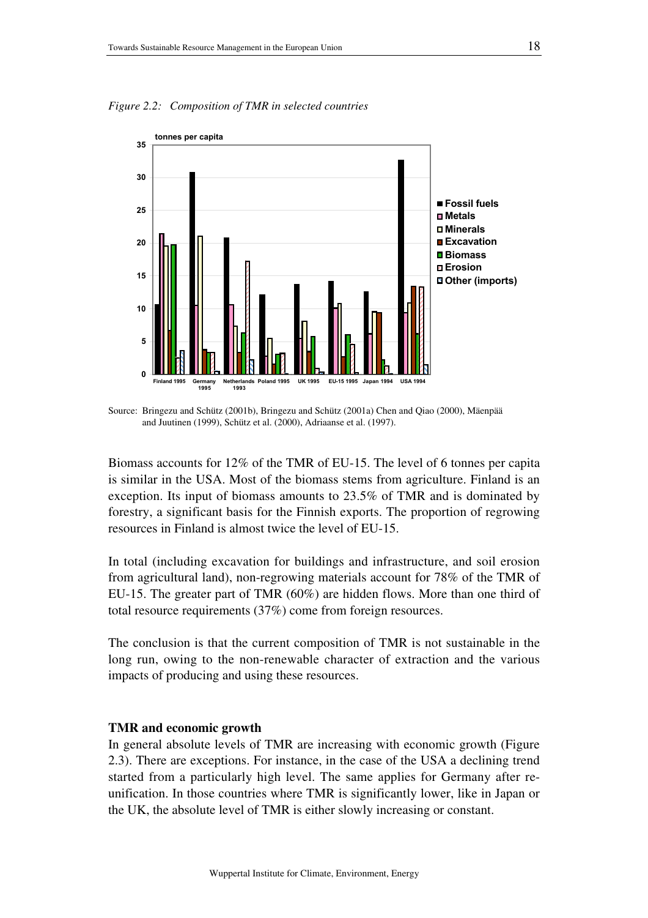*Figure 2.2: Composition of TMR in selected countries*

Source: Bringezu and Schütz (2001b), Bringezu and Schütz (2001a) Chen and Qiao (2000), Mäenpää and Juutinen (1999), Schütz et al. (2000), Adriaanse et al. (1997).

Biomass accounts for 12% of the TMR of EU-15. The level of 6 tonnes per capita is similar in the USA. Most of the biomass stems from agriculture. Finland is an exception. Its input of biomass amounts to 23.5% of TMR and is dominated by forestry, a significant basis for the Finnish exports. The proportion of regrowing resources in Finland is almost twice the level of EU-15.

In total (including excavation for buildings and infrastructure, and soil erosion from agricultural land), non-regrowing materials account for 78% of the TMR of EU-15. The greater part of TMR (60%) are hidden flows. More than one third of total resource requirements (37%) come from foreign resources.

The conclusion is that the current composition of TMR is not sustainable in the long run, owing to the non-renewable character of extraction and the various impacts of producing and using these resources.

**TMR and economic growth**

In general absolute levels of TMR are increasing with economic growth (Figure 2.3). There are exceptions. For instance, in the case of the USA a declining trend started from a particularly high level. The same applies for Germany after re-unification. In those countries where TMR is significantly lower, like in Japan or the UK, the absolute level of TMR is either slowly increasing or constant.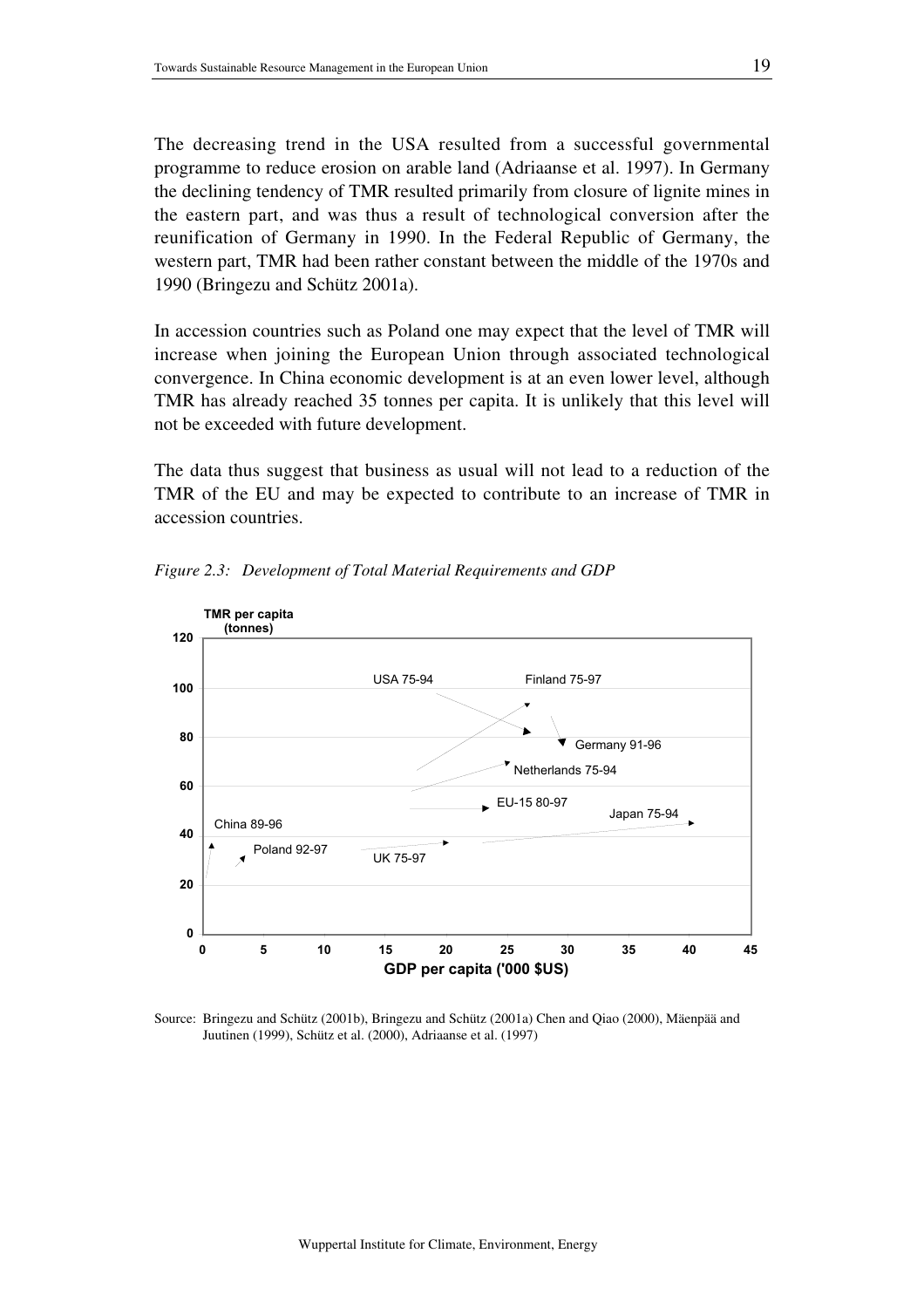The decreasing trend in the USA resulted from a successful governmental programme to reduce erosion on arable land (Adriaanse et al. 1997). In Germany the declining tendency of TMR resulted primarily from closure of lignite mines in the eastern part, and was thus a result of technological conversion after the reunification of Germany in 1990. In the Federal Republic of Germany, the western part, TMR had been rather constant between the middle of the 1970s and 1990 (Bringezu and Schütz 2001a).

In accession countries such as Poland one may expect that the level of TMR will increase when joining the European Union through associated technological convergence. In China economic development is at an even lower level, although TMR has already reached 35 tonnes per capita. It is unlikely that this level will not be exceeded with future development.

The data thus suggest that business as usual will not lead to a reduction of the TMR of the EU and may be expected to contribute to an increase of TMR in accession countries.

*Figure 2.3: Development of Total Material Requirements and GDP*

Source: Bringezu and Schütz (2001b), Bringezu and Schütz (2001a) Chen and Qiao (2000), Mäenpää and Juutinen (1999), Schütz et al. (2000), Adriaanse et al. (1997)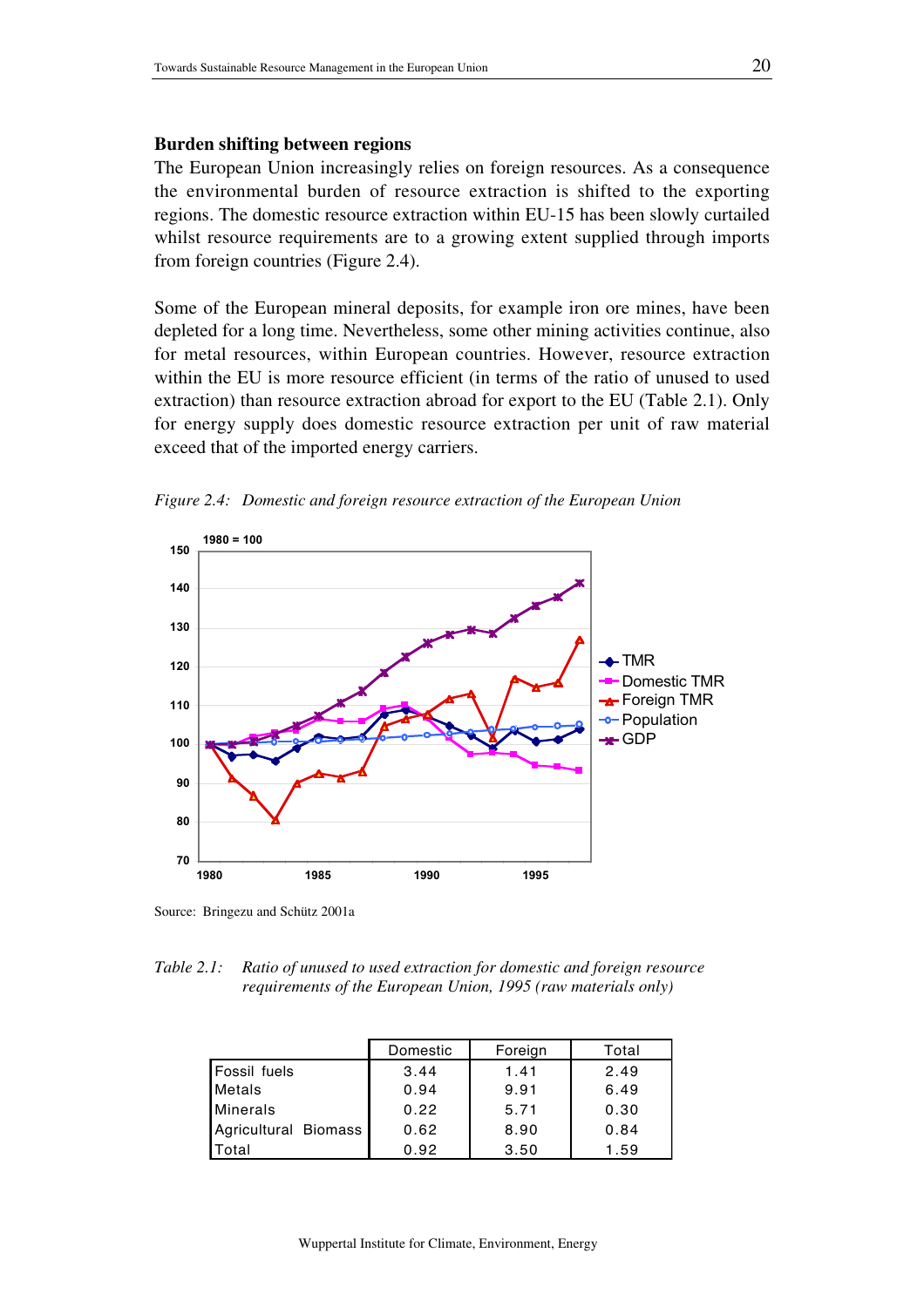### Burden shifting between regions

The European Union increasingly relies on foreign resources. As a consequence the environmental burden of resource extraction is shifted to the exporting regions. The domestic resource extraction within EU-15 has been slowly curtailed whilst resource requirements are to a growing extent supplied through imports from foreign countries (Figure 2.4).

Some of the European mineral deposits, for example iron ore mines, have been depleted for a long time. Nevertheless, some other mining activities continue, also for metal resources, within European countries. However, resource extraction within the EU is more resource efficient (in terms of the ratio of unused to used extraction) than resource extraction abroad for export to the EU (Table 2.1). Only for energy supply does domestic resource extraction per unit of raw material exceed that of the imported energy carriers.

*Figure 2.4: Domestic and foreign resource extraction of the European Union*

Source: Bringezu and Schütz 2001a

*Table 2.1: Ratio of unused to used extraction for domestic and foreign resource requirements of the European Union, 1995 (raw materials only)*

| | Domestic | Foreign | Total |
|---|---|---|---|
| Fossil fuels | 3.44 | 1.41 | 2.49 |
| Metals | 0.94 | 9.91 | 6.49 |
| Minerals | 0.22 | 5.71 | 0.30 |
| Agricultural Biomass | 0.62 | 8.90 | 0.84 |
| Total | 0.92 | 3.50 | 1.59 |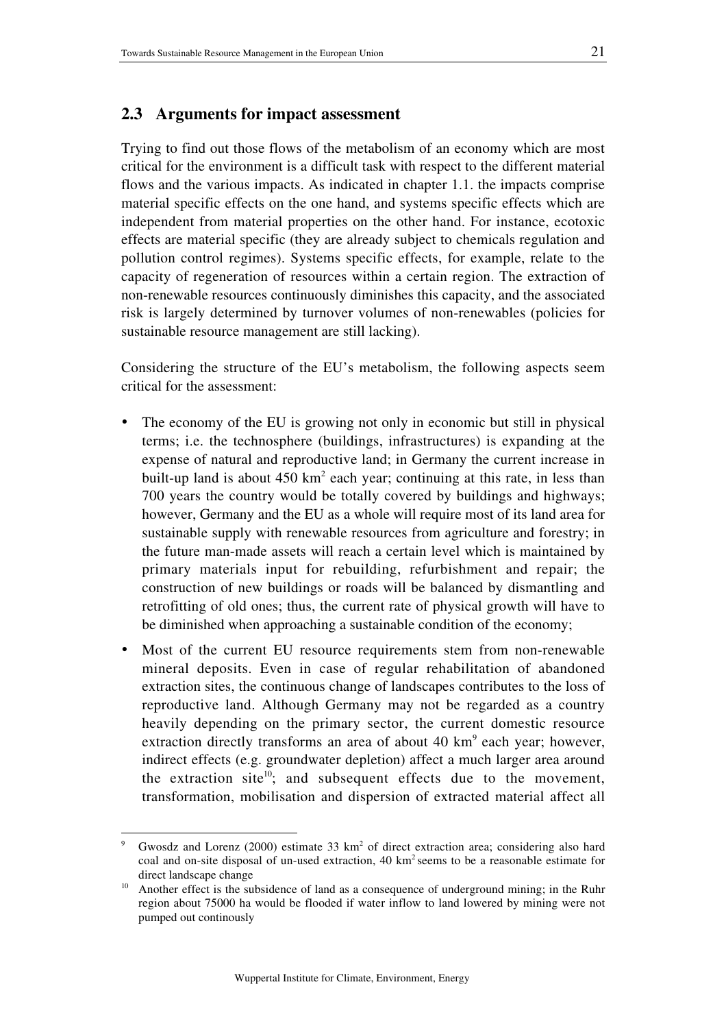## 2.3 Arguments for impact assessment

Trying to find out those flows of the metabolism of an economy which are most critical for the environment is a difficult task with respect to the different material flows and the various impacts. As indicated in chapter 1.1. the impacts comprise material specific effects on the one hand, and systems specific effects which are independent from material properties on the other hand. For instance, ecotoxic effects are material specific (they are already subject to chemicals regulation and pollution control regimes). Systems specific effects, for example, relate to the capacity of regeneration of resources within a certain region. The extraction of non-renewable resources continuously diminishes this capacity, and the associated risk is largely determined by turnover volumes of non-renewables (policies for sustainable resource management are still lacking).

Considering the structure of the EU's metabolism, the following aspects seem critical for the assessment:

- The economy of the EU is growing not only in economic but still in physical terms; i.e. the technosphere (buildings, infrastructures) is expanding at the expense of natural and reproductive land; in Germany the current increase in built-up land is about 450 $km^2$ each year; continuing at this rate, in less than 700 years the country would be totally covered by buildings and highways; however, Germany and the EU as a whole will require most of its land area for sustainable supply with renewable resources from agriculture and forestry; in the future man-made assets will reach a certain level which is maintained by primary materials input for rebuilding, refurbishment and repair; the construction of new buildings or roads will be balanced by dismantling and retrofitting of old ones; thus, the current rate of physical growth will have to be diminished when approaching a sustainable condition of the economy;
- Most of the current EU resource requirements stem from non-renewable mineral deposits. Even in case of regular rehabilitation of abandoned extraction sites, the continuous change of landscapes contributes to the loss of reproductive land. Although Germany may not be regarded as a country heavily depending on the primary sector, the current domestic resource extraction directly transforms an area of about 40 $km^2$[9] each year; however, indirect effects (e.g. groundwater depletion) affect a much larger area around the extraction site[10]; and subsequent effects due to the movement, transformation, mobilisation and dispersion of extracted material affect all

---

[9] Gwosdz and Lorenz (2000) estimate 33 $km^2$ of direct extraction area; considering also hard coal and on-site disposal of un-used extraction, 40 $km^2$ seems to be a reasonable estimate for direct landscape change

[10] Another effect is the subsidence of land as a consequence of underground mining; in the Ruhr region about 75000 ha would be flooded if water inflow to land lowered by mining were not pumped out continously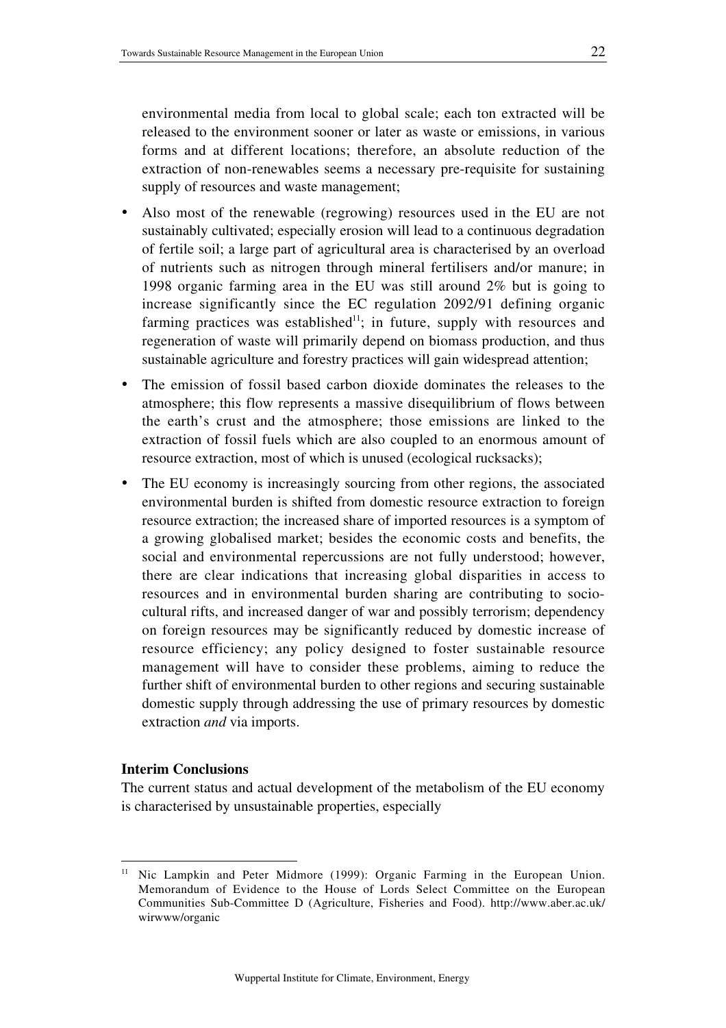environmental media from local to global scale; each ton extracted will be released to the environment sooner or later as waste or emissions, in various forms and at different locations; therefore, an absolute reduction of the extraction of non-renewables seems a necessary pre-requisite for sustaining supply of resources and waste management;

- Also most of the renewable (regrowing) resources used in the EU are not sustainably cultivated; especially erosion will lead to a continuous degradation of fertile soil; a large part of agricultural area is characterised by an overload of nutrients such as nitrogen through mineral fertilisers and/or manure; in 1998 organic farming area in the EU was still around 2% but is going to increase significantly since the EC regulation 2092/91 defining organic farming practices was established[11]; in future, supply with resources and regeneration of waste will primarily depend on biomass production, and thus sustainable agriculture and forestry practices will gain widespread attention;
- The emission of fossil based carbon dioxide dominates the releases to the atmosphere; this flow represents a massive disequilibrium of flows between the earth's crust and the atmosphere; those emissions are linked to the extraction of fossil fuels which are also coupled to an enormous amount of resource extraction, most of which is unused (ecological rucksacks);
- The EU economy is increasingly sourcing from other regions, the associated environmental burden is shifted from domestic resource extraction to foreign resource extraction; the increased share of imported resources is a symptom of a growing globalised market; besides the economic costs and benefits, the social and environmental repercussions are not fully understood; however, there are clear indications that increasing global disparities in access to resources and in environmental burden sharing are contributing to socio-cultural rifts, and increased danger of war and possibly terrorism; dependency on foreign resources may be significantly reduced by domestic increase of resource efficiency; any policy designed to foster sustainable resource management will have to consider these problems, aiming to reduce the further shift of environmental burden to other regions and securing sustainable domestic supply through addressing the use of primary resources by domestic extraction *and* via imports.

**Interim Conclusions**

The current status and actual development of the metabolism of the EU economy is characterised by unsustainable properties, especially

[11] Nic Lampkin and Peter Midmore (1999): Organic Farming in the European Union. Memorandum of Evidence to the House of Lords Select Committee on the European Communities Sub-Committee D (Agriculture, Fisheries and Food). http://www.aber.ac.uk/wirwww/organic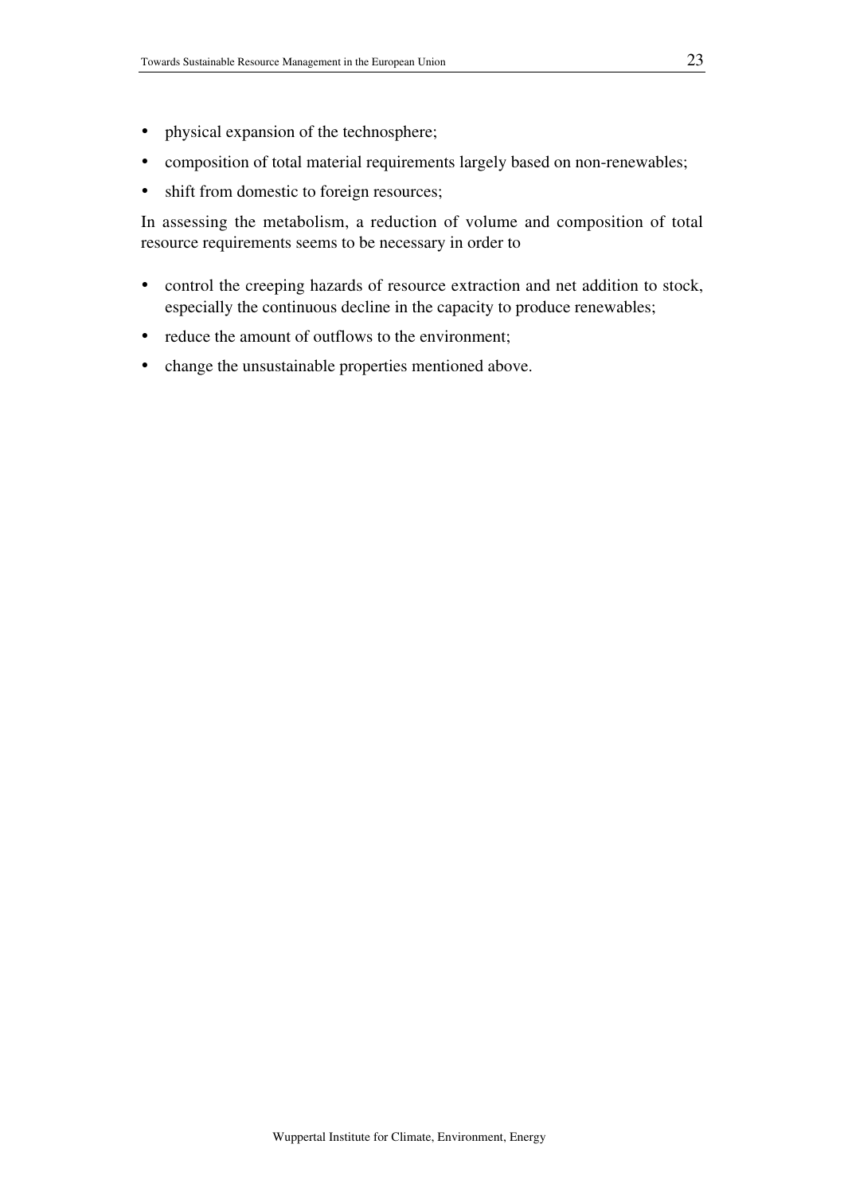- physical expansion of the technosphere;
- composition of total material requirements largely based on non-renewables;
- shift from domestic to foreign resources;

In assessing the metabolism, a reduction of volume and composition of total resource requirements seems to be necessary in order to

- control the creeping hazards of resource extraction and net addition to stock, especially the continuous decline in the capacity to produce renewables;
- reduce the amount of outflows to the environment;
- change the unsustainable properties mentioned above.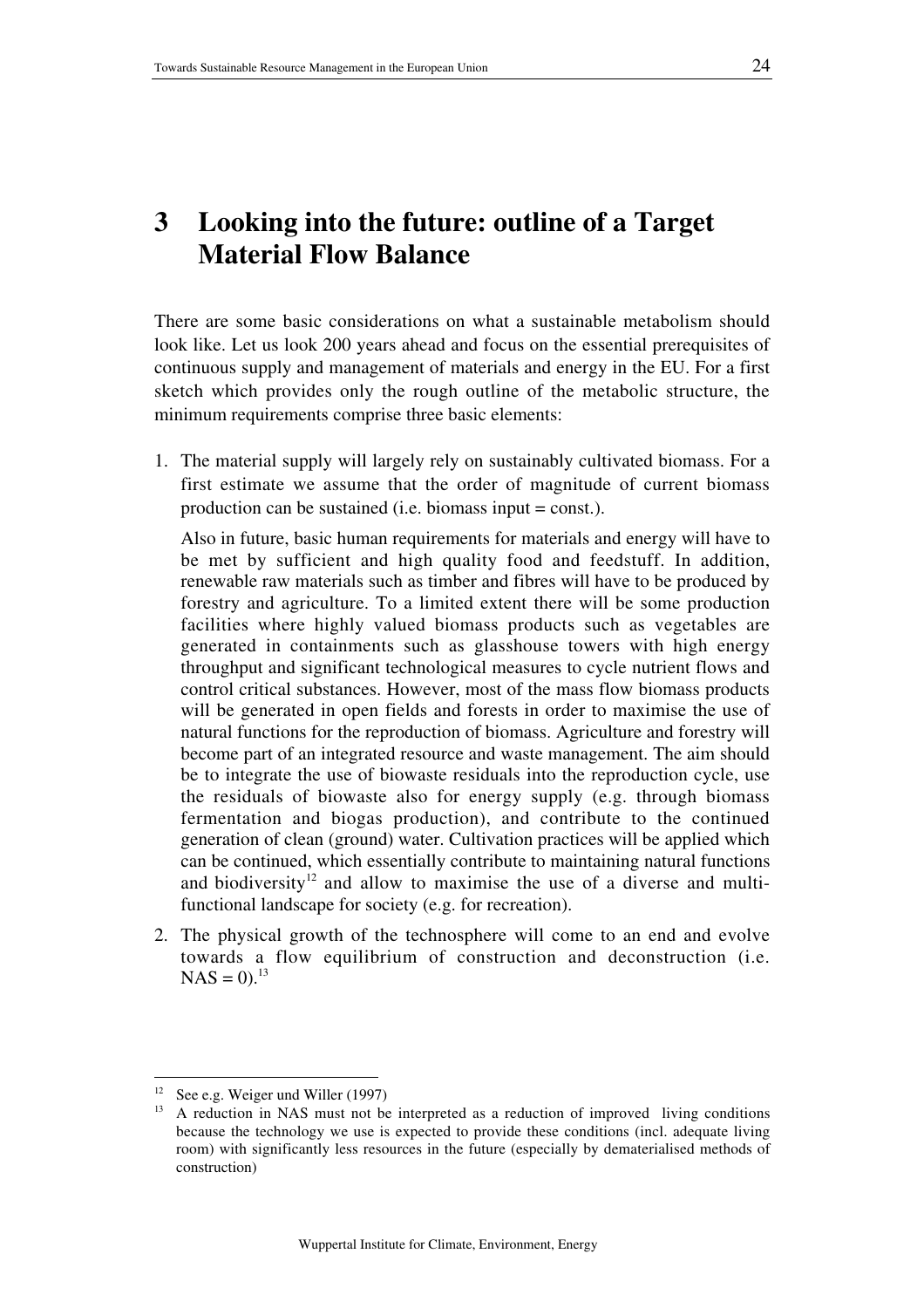# 3 Looking into the future: outline of a Target Material Flow Balance

There are some basic considerations on what a sustainable metabolism should look like. Let us look 200 years ahead and focus on the essential prerequisites of continuous supply and management of materials and energy in the EU. For a first sketch which provides only the rough outline of the metabolic structure, the minimum requirements comprise three basic elements:

1. The material supply will largely rely on sustainably cultivated biomass. For a first estimate we assume that the order of magnitude of current biomass production can be sustained (i.e. biomass input = const.).

   Also in future, basic human requirements for materials and energy will have to be met by sufficient and high quality food and feedstuff. In addition, renewable raw materials such as timber and fibres will have to be produced by forestry and agriculture. To a limited extent there will be some production facilities where highly valued biomass products such as vegetables are generated in containments such as glasshouse towers with high energy throughput and significant technological measures to cycle nutrient flows and control critical substances. However, most of the mass flow biomass products will be generated in open fields and forests in order to maximise the use of natural functions for the reproduction of biomass. Agriculture and forestry will become part of an integrated resource and waste management. The aim should be to integrate the use of biowaste residuals into the reproduction cycle, use the residuals of biowaste also for energy supply (e.g. through biomass fermentation and biogas production), and contribute to the continued generation of clean (ground) water. Cultivation practices will be applied which can be continued, which essentially contribute to maintaining natural functions and biodiversity[12] and allow to maximise the use of a diverse and multi-functional landscape for society (e.g. for recreation).

2. The physical growth of the technosphere will come to an end and evolve towards a flow equilibrium of construction and deconstruction (i.e. NAS = 0).[13]

---

[12] See e.g. Weiger und Willer (1997)

[13] A reduction in NAS must not be interpreted as a reduction of improved living conditions because the technology we use is expected to provide these conditions (incl. adequate living room) with significantly less resources in the future (especially by dematerialised methods of construction)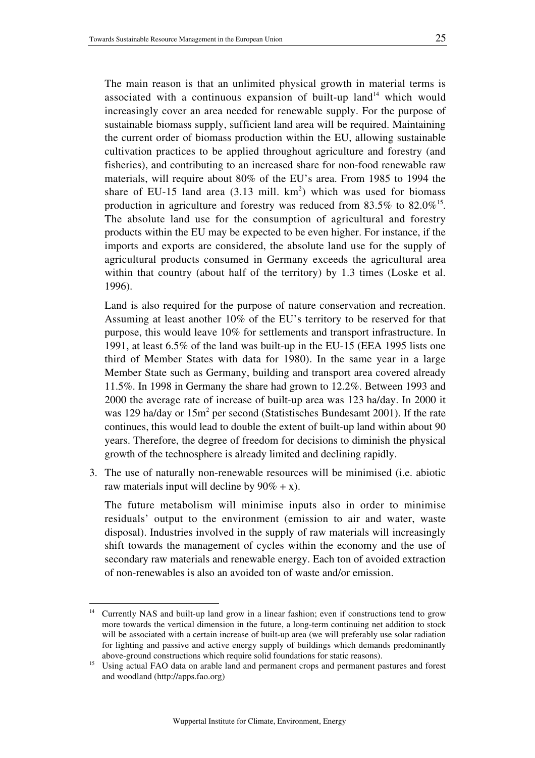The main reason is that an unlimited physical growth in material terms is associated with a continuous expansion of built-up land[14] which would increasingly cover an area needed for renewable supply. For the purpose of sustainable biomass supply, sufficient land area will be required. Maintaining the current order of biomass production within the EU, allowing sustainable cultivation practices to be applied throughout agriculture and forestry (and fisheries), and contributing to an increased share for non-food renewable raw materials, will require about 80% of the EU's area. From 1985 to 1994 the share of EU-15 land area (3.13 mill. $km^2$) which was used for biomass production in agriculture and forestry was reduced from 83.5% to 82.0%[15]. The absolute land use for the consumption of agricultural and forestry products within the EU may be expected to be even higher. For instance, if the imports and exports are considered, the absolute land use for the supply of agricultural products consumed in Germany exceeds the agricultural area within that country (about half of the territory) by 1.3 times (Loske et al. 1996).

Land is also required for the purpose of nature conservation and recreation. Assuming at least another 10% of the EU's territory to be reserved for that purpose, this would leave 10% for settlements and transport infrastructure. In 1991, at least 6.5% of the land was built-up in the EU-15 (EEA 1995 lists one third of Member States with data for 1980). In the same year in a large Member State such as Germany, building and transport area covered already 11.5%. In 1998 in Germany the share had grown to 12.2%. Between 1993 and 2000 the average rate of increase of built-up area was 123 ha/day. In 2000 it was 129 ha/day or 15$m^2$ per second (Statistisches Bundesamt 2001). If the rate continues, this would lead to double the extent of built-up land within about 90 years. Therefore, the degree of freedom for decisions to diminish the physical growth of the technosphere is already limited and declining rapidly.

3. The use of naturally non-renewable resources will be minimised (i.e. abiotic raw materials input will decline by 90% + x).

   The future metabolism will minimise inputs also in order to minimise residuals' output to the environment (emission to air and water, waste disposal). Industries involved in the supply of raw materials will increasingly shift towards the management of cycles within the economy and the use of secondary raw materials and renewable energy. Each ton of avoided extraction of non-renewables is also an avoided ton of waste and/or emission.

---

[14] Currently NAS and built-up land grow in a linear fashion; even if constructions tend to grow more towards the vertical dimension in the future, a long-term continuing net addition to stock will be associated with a certain increase of built-up area (we will preferably use solar radiation for lighting and passive and active energy supply of buildings which demands predominantly above-ground constructions which require solid foundations for static reasons).

[15] Using actual FAO data on arable land and permanent crops and permanent pastures and forest and woodland (http://apps.fao.org)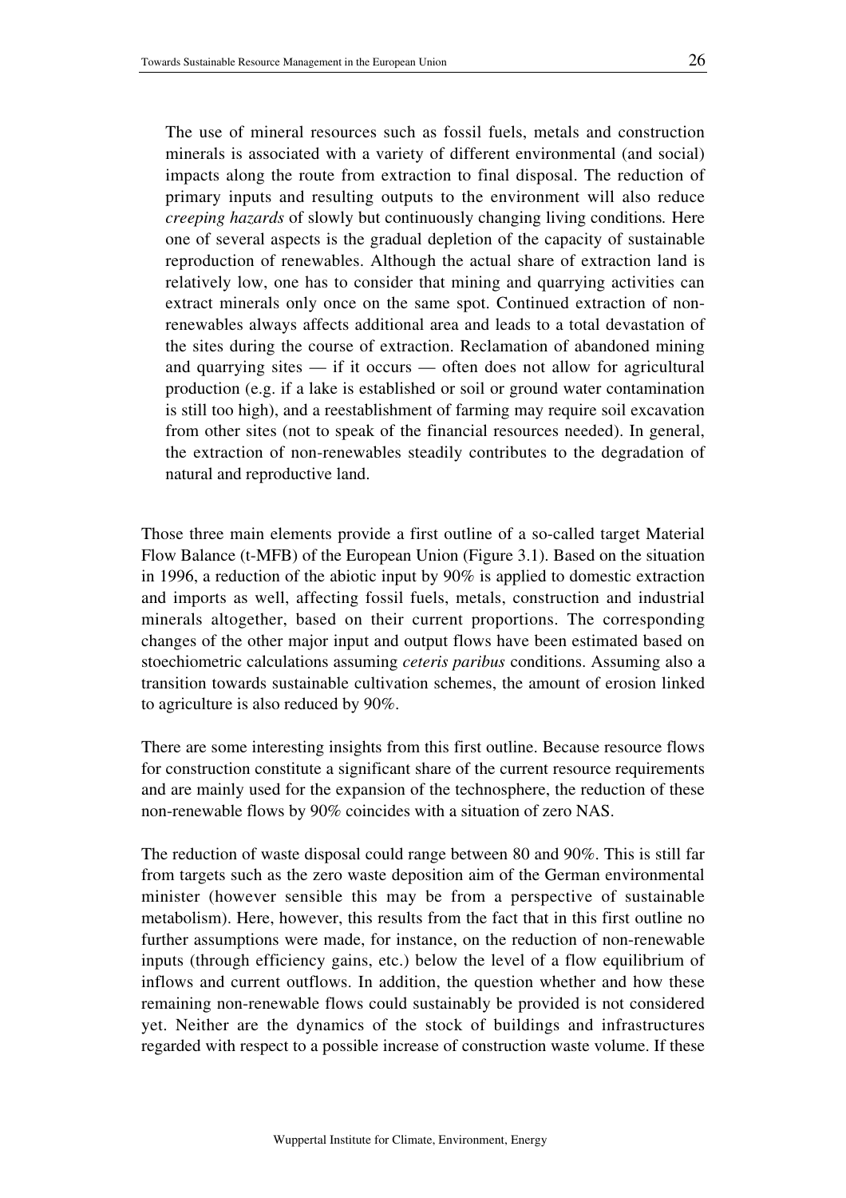The use of mineral resources such as fossil fuels, metals and construction minerals is associated with a variety of different environmental (and social) impacts along the route from extraction to final disposal. The reduction of primary inputs and resulting outputs to the environment will also reduce *creeping hazards* of slowly but continuously changing living conditions. Here one of several aspects is the gradual depletion of the capacity of sustainable reproduction of renewables. Although the actual share of extraction land is relatively low, one has to consider that mining and quarrying activities can extract minerals only once on the same spot. Continued extraction of non-renewables always affects additional area and leads to a total devastation of the sites during the course of extraction. Reclamation of abandoned mining and quarrying sites — if it occurs — often does not allow for agricultural production (e.g. if a lake is established or soil or ground water contamination is still too high), and a reestablishment of farming may require soil excavation from other sites (not to speak of the financial resources needed). In general, the extraction of non-renewables steadily contributes to the degradation of natural and reproductive land.

Those three main elements provide a first outline of a so-called target Material Flow Balance (t-MFB) of the European Union (Figure 3.1). Based on the situation in 1996, a reduction of the abiotic input by 90% is applied to domestic extraction and imports as well, affecting fossil fuels, metals, construction and industrial minerals altogether, based on their current proportions. The corresponding changes of the other major input and output flows have been estimated based on stoechiometric calculations assuming *ceteris paribus* conditions. Assuming also a transition towards sustainable cultivation schemes, the amount of erosion linked to agriculture is also reduced by 90%.

There are some interesting insights from this first outline. Because resource flows for construction constitute a significant share of the current resource requirements and are mainly used for the expansion of the technosphere, the reduction of these non-renewable flows by 90% coincides with a situation of zero NAS.

The reduction of waste disposal could range between 80 and 90%. This is still far from targets such as the zero waste deposition aim of the German environmental minister (however sensible this may be from a perspective of sustainable metabolism). Here, however, this results from the fact that in this first outline no further assumptions were made, for instance, on the reduction of non-renewable inputs (through efficiency gains, etc.) below the level of a flow equilibrium of inflows and current outflows. In addition, the question whether and how these remaining non-renewable flows could sustainably be provided is not considered yet. Neither are the dynamics of the stock of buildings and infrastructures regarded with respect to a possible increase of construction waste volume. If these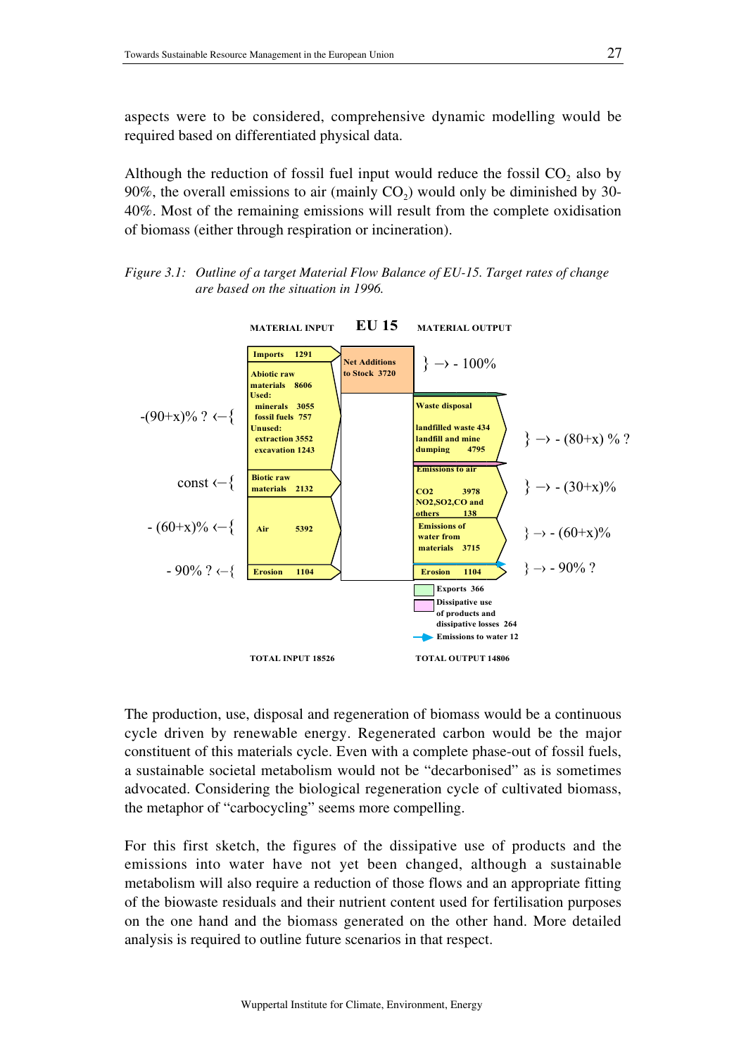aspects were to be considered, comprehensive dynamic modelling would be required based on differentiated physical data.

Although the reduction of fossil fuel input would reduce the fossil $CO_2$ also by 90%, the overall emissions to air (mainly $CO_2$) would only be diminished by 30-40%. Most of the remaining emissions will result from the complete oxidisation of biomass (either through respiration or incineration).

*Figure 3.1: Outline of a target Material Flow Balance of EU-15. Target rates of change are based on the situation in 1996.*

**EU 15**

MATERIAL INPUT

- -(90+x)% ? ←{ Imports 1291; Abiotic raw materials 8606; Used: minerals 3055, fossil fuels 757; Unused: extraction 3552, excavation 1243
- const ←{ Biotic raw materials 2132
- - (60+x)% ←{ Air 5392
- - 90% ? ←{ Erosion 1104

TOTAL INPUT 18526

Net Additions to Stock 3720 } → - 100%

MATERIAL OUTPUT

- Waste disposal: landfilled waste 434, landfill and mine dumping 4795 } → - (80+x) % ?
- Emissions to air: CO2 3978, NO2,SO2,CO and others 138 } → - (30+x)%
- Emissions of water from materials 3715 } → - (60+x)%
- Erosion 1104 } → - 90% ?
- Exports 366
- Dissipative use of products and dissipative losses 264
- Emissions to water 12

TOTAL OUTPUT 14806

The production, use, disposal and regeneration of biomass would be a continuous cycle driven by renewable energy. Regenerated carbon would be the major constituent of this materials cycle. Even with a complete phase-out of fossil fuels, a sustainable societal metabolism would not be "decarbonised" as is sometimes advocated. Considering the biological regeneration cycle of cultivated biomass, the metaphor of "carbocycling" seems more compelling.

For this first sketch, the figures of the dissipative use of products and the emissions into water have not yet been changed, although a sustainable metabolism will also require a reduction of those flows and an appropriate fitting of the biowaste residuals and their nutrient content used for fertilisation purposes on the one hand and the biomass generated on the other hand. More detailed analysis is required to outline future scenarios in that respect.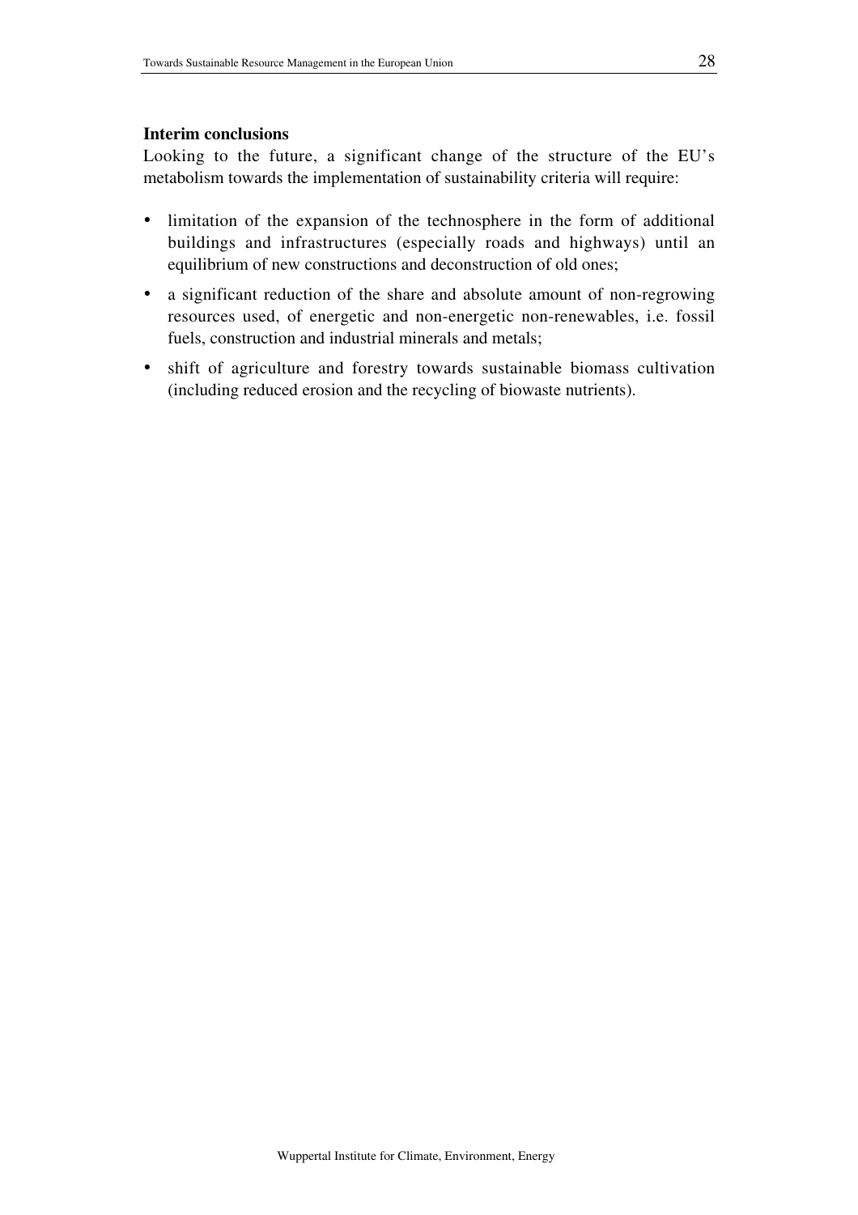**Interim conclusions**

Looking to the future, a significant change of the structure of the EU's metabolism towards the implementation of sustainability criteria will require:

- limitation of the expansion of the technosphere in the form of additional buildings and infrastructures (especially roads and highways) until an equilibrium of new constructions and deconstruction of old ones;
- a significant reduction of the share and absolute amount of non-regrowing resources used, of energetic and non-energetic non-renewables, i.e. fossil fuels, construction and industrial minerals and metals;
- shift of agriculture and forestry towards sustainable biomass cultivation (including reduced erosion and the recycling of biowaste nutrients).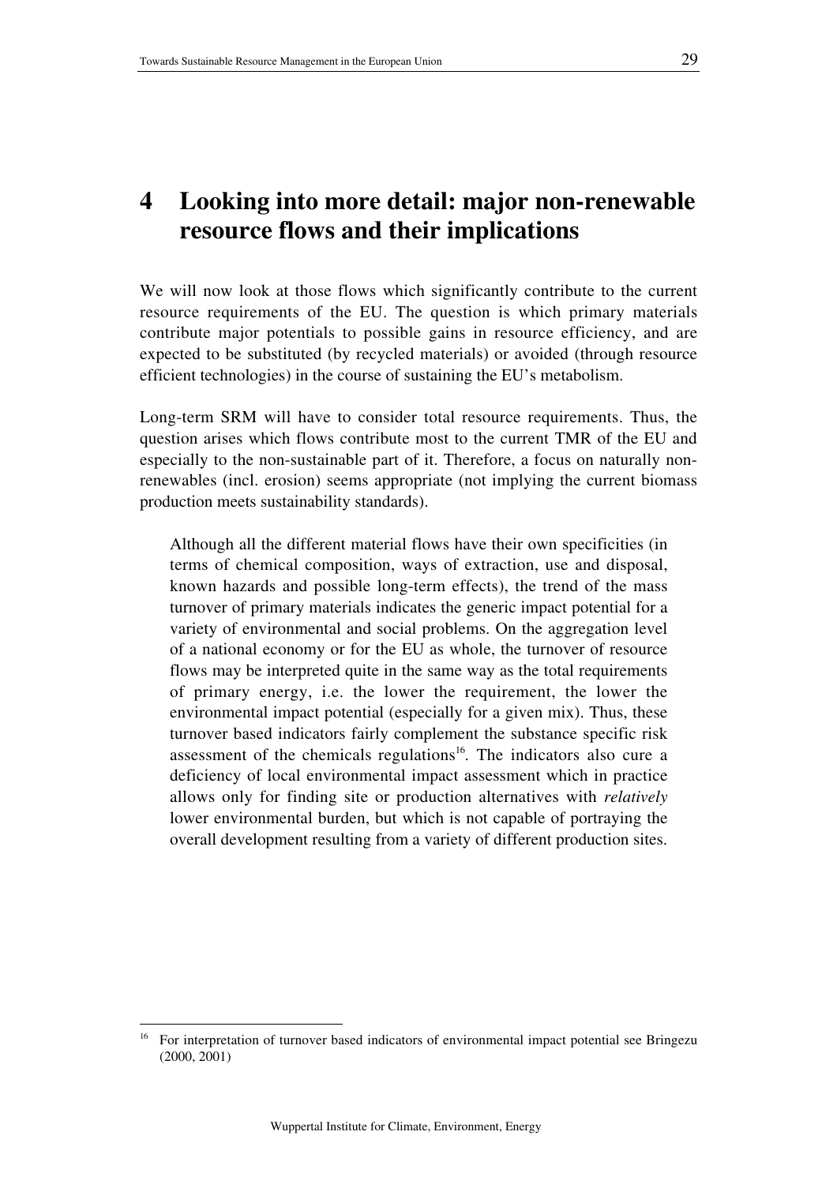# 4 Looking into more detail: major non-renewable resource flows and their implications

We will now look at those flows which significantly contribute to the current resource requirements of the EU. The question is which primary materials contribute major potentials to possible gains in resource efficiency, and are expected to be substituted (by recycled materials) or avoided (through resource efficient technologies) in the course of sustaining the EU's metabolism.

Long-term SRM will have to consider total resource requirements. Thus, the question arises which flows contribute most to the current TMR of the EU and especially to the non-sustainable part of it. Therefore, a focus on naturally non-renewables (incl. erosion) seems appropriate (not implying the current biomass production meets sustainability standards).

> Although all the different material flows have their own specificities (in terms of chemical composition, ways of extraction, use and disposal, known hazards and possible long-term effects), the trend of the mass turnover of primary materials indicates the generic impact potential for a variety of environmental and social problems. On the aggregation level of a national economy or for the EU as whole, the turnover of resource flows may be interpreted quite in the same way as the total requirements of primary energy, i.e. the lower the requirement, the lower the environmental impact potential (especially for a given mix). Thus, these turnover based indicators fairly complement the substance specific risk assessment of the chemicals regulations[16]. The indicators also cure a deficiency of local environmental impact assessment which in practice allows only for finding site or production alternatives with *relatively* lower environmental burden, but which is not capable of portraying the overall development resulting from a variety of different production sites.

[16] For interpretation of turnover based indicators of environmental impact potential see Bringezu (2000, 2001)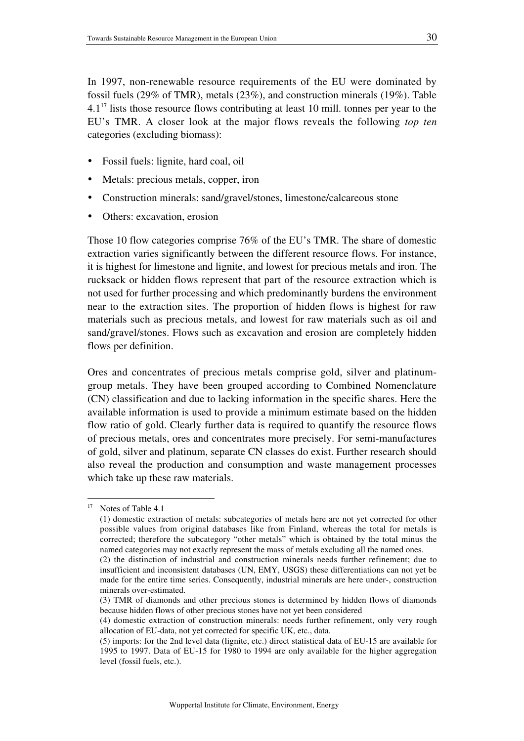In 1997, non-renewable resource requirements of the EU were dominated by fossil fuels (29% of TMR), metals (23%), and construction minerals (19%). Table 4.1[17] lists those resource flows contributing at least 10 mill. tonnes per year to the EU's TMR. A closer look at the major flows reveals the following *top ten* categories (excluding biomass):

- Fossil fuels: lignite, hard coal, oil
- Metals: precious metals, copper, iron
- Construction minerals: sand/gravel/stones, limestone/calcareous stone
- Others: excavation, erosion

Those 10 flow categories comprise 76% of the EU's TMR. The share of domestic extraction varies significantly between the different resource flows. For instance, it is highest for limestone and lignite, and lowest for precious metals and iron. The rucksack or hidden flows represent that part of the resource extraction which is not used for further processing and which predominantly burdens the environment near to the extraction sites. The proportion of hidden flows is highest for raw materials such as precious metals, and lowest for raw materials such as oil and sand/gravel/stones. Flows such as excavation and erosion are completely hidden flows per definition.

Ores and concentrates of precious metals comprise gold, silver and platinum-group metals. They have been grouped according to Combined Nomenclature (CN) classification and due to lacking information in the specific shares. Here the available information is used to provide a minimum estimate based on the hidden flow ratio of gold. Clearly further data is required to quantify the resource flows of precious metals, ores and concentrates more precisely. For semi-manufactures of gold, silver and platinum, separate CN classes do exist. Further research should also reveal the production and consumption and waste management processes which take up these raw materials.

---

[17] Notes of Table 4.1

(1) domestic extraction of metals: subcategories of metals here are not yet corrected for other possible values from original databases like from Finland, whereas the total for metals is corrected; therefore the subcategory "other metals" which is obtained by the total minus the named categories may not exactly represent the mass of metals excluding all the named ones.

(2) the distinction of industrial and construction minerals needs further refinement; due to insufficient and inconsistent databases (UN, EMY, USGS) these differentiations can not yet be made for the entire time series. Consequently, industrial minerals are here under-, construction minerals over-estimated.

(3) TMR of diamonds and other precious stones is determined by hidden flows of diamonds because hidden flows of other precious stones have not yet been considered

(4) domestic extraction of construction minerals: needs further refinement, only very rough allocation of EU-data, not yet corrected for specific UK, etc., data.

(5) imports: for the 2nd level data (lignite, etc.) direct statistical data of EU-15 are available for 1995 to 1997. Data of EU-15 for 1980 to 1994 are only available for the higher aggregation level (fossil fuels, etc.).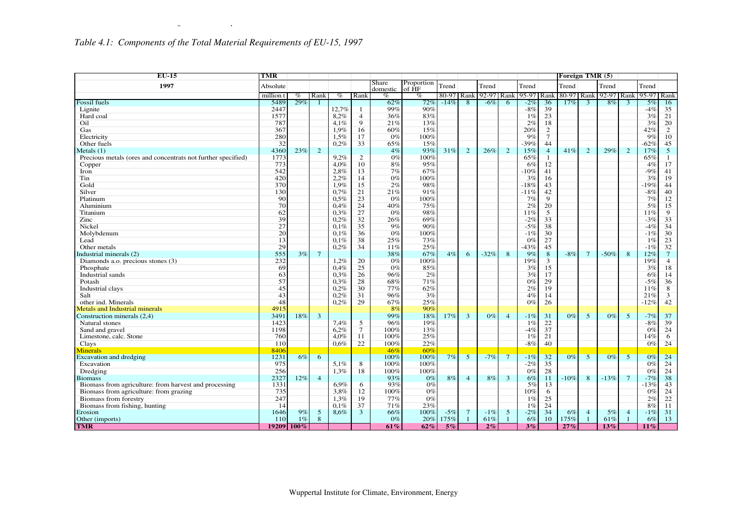*Table 4.1: Components of the Total Material Requirements of EU-15, 1997*

| EU-15 | TMR | | | | | | | | | | | | | Foreign TMR (5) | | | | | |
|---|---|---|---|---|---|---|---|---|---|---|---|---|---|---|---|---|---|---|---|
| 1997 | Absolute | | | | | Share domestic | Proportion of HF | Trend | | Trend | | Trend | | Trend | | Trend | | Trend | |
| | million t | % | Rank | % | Rank | % | % | 80-97 | Rank | 92-97 | Rank | 95-97 | Rank | 80-97 | Rank | 92-97 | Rank | 95-97 | Rank |
| Fossil fuels | 5489 | 29% | 1 | | | 62% | 72% | -14% | 8 | -6% | 6 | -2% | 36 | 17% | 3 | 8% | 3 | 5% | 16 |
| Lignite | 2447 | | | 12,7% | 1 | 99% | 90% | | | | | -8% | 39 | | | | | -4% | 35 |
| Hard coal | 1577 | | | 8,2% | 4 | 36% | 83% | | | | | 1% | 23 | | | | | 3% | 21 |
| Oil | 787 | | | 4,1% | 9 | 21% | 13% | | | | | 2% | 18 | | | | | 3% | 20 |
| Gas | 367 | | | 1,9% | 16 | 60% | 15% | | | | | 20% | 2 | | | | | 42% | 2 |
| Electricity | 280 | | | 1,5% | 17 | 0% | 100% | | | | | 9% | 7 | | | | | 9% | 10 |
| Other fuels | 32 | | | 0,2% | 33 | 65% | 15% | | | | | -39% | 44 | | | | | -62% | 45 |
| Metals (1) | 4360 | 23% | 2 | | | 4% | 93% | 31% | 2 | 26% | 2 | 15% | 4 | 41% | 2 | 29% | 2 | 17% | 5 |
| Precious metals (ores and concentrats not further specified) | 1773 | | | 9,2% | 2 | 0% | 100% | | | | | 65% | 1 | | | | | 65% | 1 |
| Copper | 773 | | | 4,0% | 10 | 8% | 95% | | | | | 6% | 12 | | | | | 4% | 17 |
| Iron | 542 | | | 2,8% | 13 | 7% | 67% | | | | | -10% | 41 | | | | | -9% | 41 |
| Tin | 420 | | | 2,2% | 14 | 0% | 100% | | | | | 3% | 16 | | | | | 3% | 19 |
| Gold | 370 | | | 1,9% | 15 | 2% | 98% | | | | | -18% | 43 | | | | | -19% | 44 |
| Silver | 130 | | | 0,7% | 21 | 21% | 91% | | | | | -11% | 42 | | | | | -8% | 40 |
| Platinum | 90 | | | 0,5% | 23 | 0% | 100% | | | | | 7% | 9 | | | | | 7% | 12 |
| Aluminium | 70 | | | 0,4% | 24 | 40% | 75% | | | | | 2% | 20 | | | | | 5% | 15 |
| Titanium | 62 | | | 0,3% | 27 | 0% | 98% | | | | | 11% | 5 | | | | | 11% | 9 |
| Zinc | 39 | | | 0,2% | 32 | 26% | 69% | | | | | -2% | 33 | | | | | -3% | 33 |
| Nickel | 27 | | | 0,1% | 35 | 9% | 90% | | | | | -5% | 38 | | | | | -4% | 34 |
| Molybdenum | 20 | | | 0,1% | 36 | 0% | 100% | | | | | -1% | 30 | | | | | -1% | 30 |
| Lead | 13 | | | 0,1% | 38 | 25% | 73% | | | | | 0% | 27 | | | | | 1% | 23 |
| Other metals | 29 | | | 0,2% | 34 | 11% | 25% | | | | | -43% | 45 | | | | | -1% | 32 |
| Industrial minerals (2) | 555 | 3% | 7 | | | 38% | 67% | 4% | 6 | -32% | 8 | 9% | 8 | -8% | 7 | -50% | 8 | 12% | 7 |
| Diamonds a.o. precious stones (3) | 232 | | | 1,2% | 20 | 0% | 100% | | | | | 19% | 3 | | | | | 19% | 4 |
| Phosphate | 69 | | | 0,4% | 25 | 0% | 85% | | | | | 3% | 15 | | | | | 3% | 18 |
| Industrial sands | 63 | | | 0,3% | 26 | 96% | 2% | | | | | 3% | 17 | | | | | 6% | 14 |
| Potash | 57 | | | 0,3% | 28 | 68% | 71% | | | | | 0% | 29 | | | | | -5% | 36 |
| Industrial clays | 45 | | | 0,2% | 30 | 77% | 62% | | | | | 2% | 19 | | | | | 11% | 8 |
| Salt | 43 | | | 0,2% | 31 | 96% | 3% | | | | | 4% | 14 | | | | | 21% | 3 |
| other ind. Minerals | 48 | | | 0,2% | 29 | 67% | 25% | | | | | 0% | 26 | | | | | -12% | 42 |
| Metals and Industrial minerals | 4915 | | | | | 8% | 90% | | | | | | | | | | | | |
| Construction minerals (2,4) | 3491 | 18% | 3 | | | 99% | 18% | 17% | 3 | 0% | 4 | -1% | 31 | 0% | 5 | 0% | 5 | -7% | 37 |
| Natural stones | 1423 | | | 7,4% | 5 | 96% | 19% | | | | | 1% | 22 | | | | | -8% | 39 |
| Sand and gravel | 1198 | | | 6,2% | 7 | 100% | 13% | | | | | -4% | 37 | | | | | 0% | 24 |
| Limestone, calc. Stone | 760 | | | 4,0% | 11 | 100% | 25% | | | | | 1% | 21 | | | | | 14% | 6 |
| Clays | 110 | | | 0,6% | 22 | 100% | 22% | | | | | -8% | 40 | | | | | 0% | 24 |
| Minerals | 8406 | | | | | 46% | 60% | | | | | | | | | | | | |
| Excavation and dredging | 1231 | 6% | 6 | | | 100% | 100% | 7% | 5 | -7% | 7 | -1% | 32 | 0% | 5 | 0% | 5 | 0% | 24 |
| Excavation | 975 | | | 5,1% | 8 | 100% | 100% | | | | | -2% | 35 | | | | | 0% | 24 |
| Dredging | 256 | | | 1,3% | 18 | 100% | 100% | | | | | 0% | 28 | | | | | 0% | 24 |
| Biomass | 2327 | 12% | 4 | | | 93% | 0% | 8% | 4 | 8% | 3 | 6% | 11 | -10% | 8 | -13% | 7 | -7% | 38 |
| Biomass from agriculture: from harvest and processing | 1331 | | | 6,9% | 6 | 93% | 0% | | | | | 5% | 13 | | | | | -13% | 43 |
| Biomass from agriculture: from grazing | 735 | | | 3,8% | 12 | 100% | 0% | | | | | 10% | 6 | | | | | 0% | 24 |
| Biomass from forestry | 247 | | | 1,3% | 19 | 77% | 0% | | | | | 1% | 25 | | | | | 2% | 22 |
| Biomass from fishing, hunting | 14 | | | 0,1% | 37 | 71% | 23% | | | | | 1% | 24 | | | | | 8% | 11 |
| Erosion | 1646 | 9% | 5 | 8,6% | 3 | 66% | 100% | -5% | 7 | -1% | 5 | -2% | 34 | 6% | 4 | 5% | 4 | -1% | 31 |
| Other (imports) | 110 | 1% | 8 | | | 0% | 20% | 175% | 1 | 61% | 1 | 6% | 10 | 175% | 1 | 61% | 1 | 6% | 13 |
| **TMR** | **19209** | **100%** | | | | **61%** | **62%** | **5%** | | **2%** | | **3%** | | **27%** | | **13%** | | **11%** | |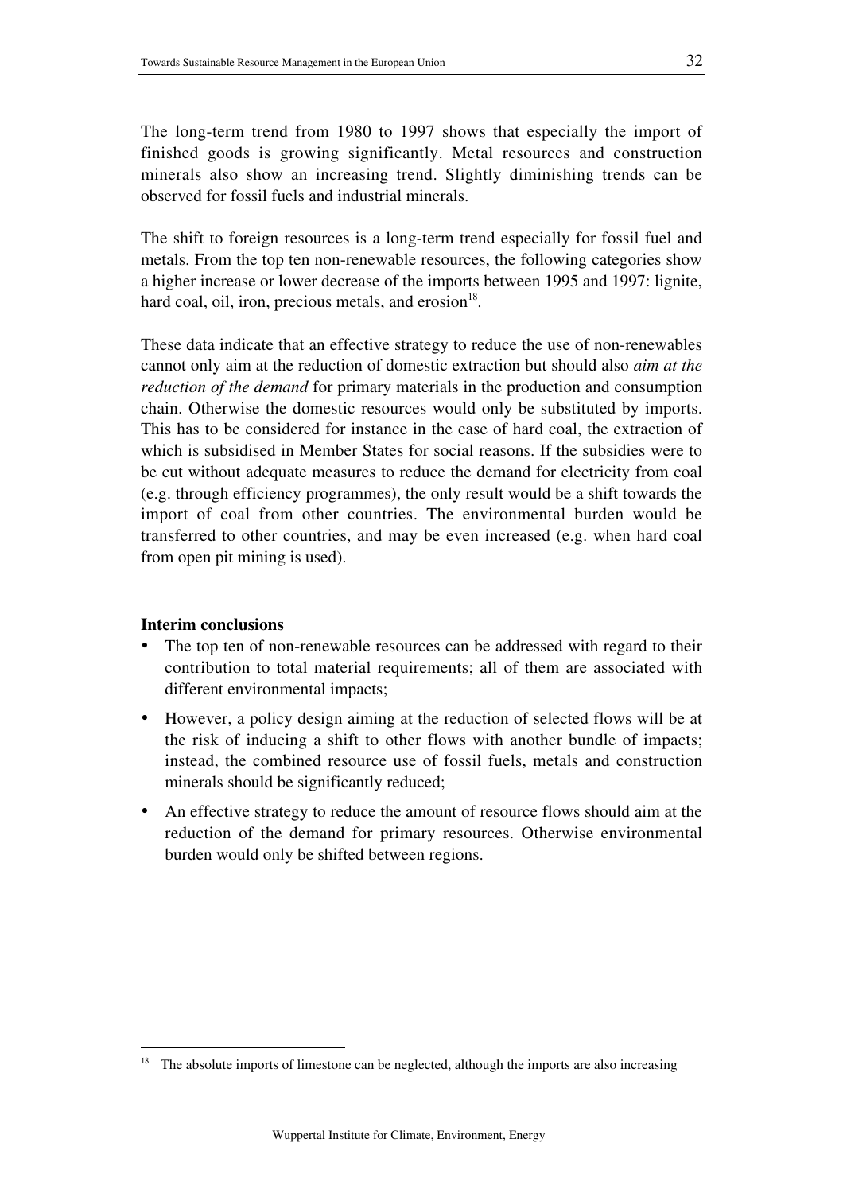The long-term trend from 1980 to 1997 shows that especially the import of finished goods is growing significantly. Metal resources and construction minerals also show an increasing trend. Slightly diminishing trends can be observed for fossil fuels and industrial minerals.

The shift to foreign resources is a long-term trend especially for fossil fuel and metals. From the top ten non-renewable resources, the following categories show a higher increase or lower decrease of the imports between 1995 and 1997: lignite, hard coal, oil, iron, precious metals, and erosion[18].

These data indicate that an effective strategy to reduce the use of non-renewables cannot only aim at the reduction of domestic extraction but should also *aim at the reduction of the demand* for primary materials in the production and consumption chain. Otherwise the domestic resources would only be substituted by imports. This has to be considered for instance in the case of hard coal, the extraction of which is subsidised in Member States for social reasons. If the subsidies were to be cut without adequate measures to reduce the demand for electricity from coal (e.g. through efficiency programmes), the only result would be a shift towards the import of coal from other countries. The environmental burden would be transferred to other countries, and may be even increased (e.g. when hard coal from open pit mining is used).

**Interim conclusions**

- The top ten of non-renewable resources can be addressed with regard to their contribution to total material requirements; all of them are associated with different environmental impacts;
- However, a policy design aiming at the reduction of selected flows will be at the risk of inducing a shift to other flows with another bundle of impacts; instead, the combined resource use of fossil fuels, metals and construction minerals should be significantly reduced;
- An effective strategy to reduce the amount of resource flows should aim at the reduction of the demand for primary resources. Otherwise environmental burden would only be shifted between regions.

[18] The absolute imports of limestone can be neglected, although the imports are also increasing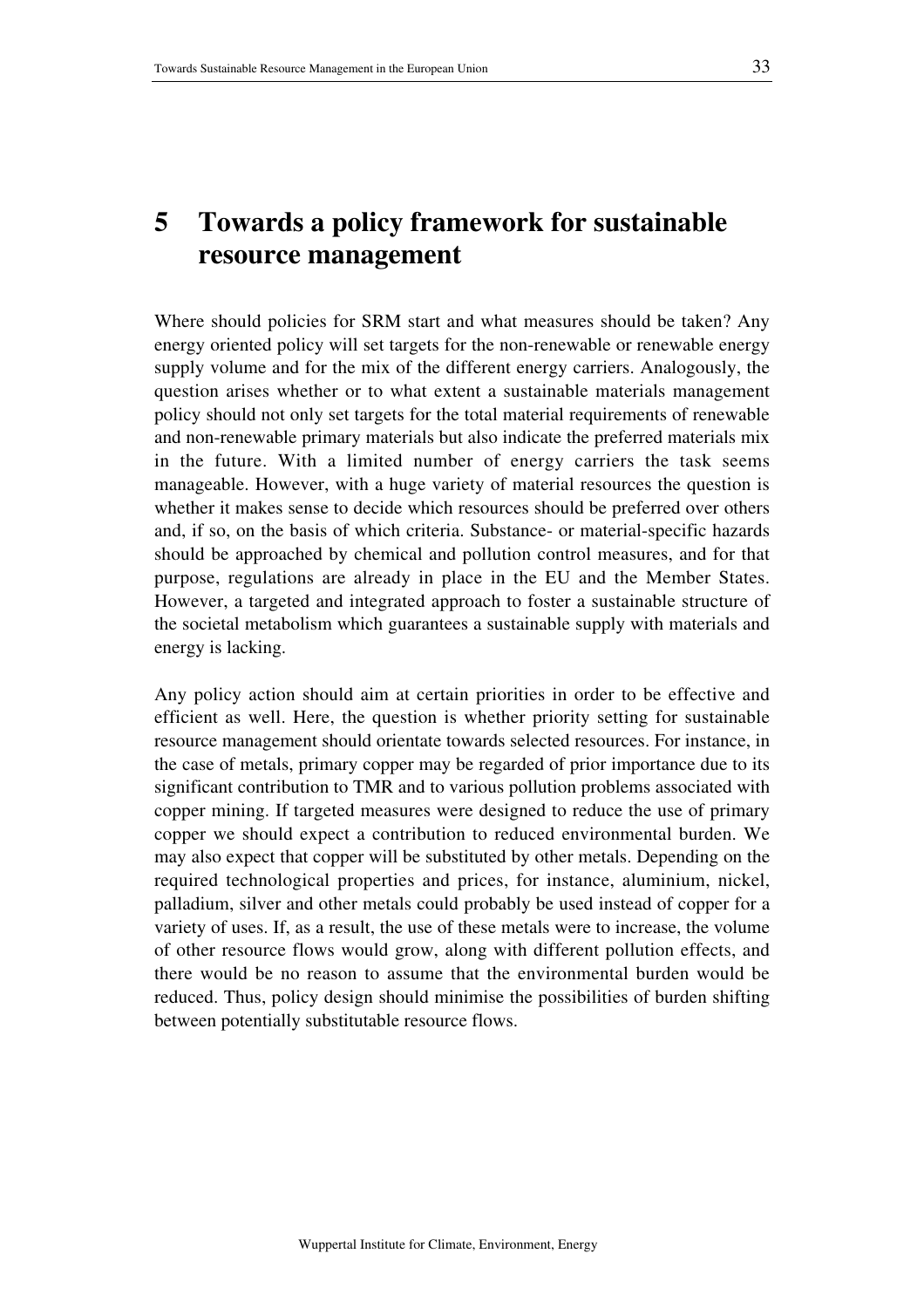# 5 Towards a policy framework for sustainable resource management

Where should policies for SRM start and what measures should be taken? Any energy oriented policy will set targets for the non-renewable or renewable energy supply volume and for the mix of the different energy carriers. Analogously, the question arises whether or to what extent a sustainable materials management policy should not only set targets for the total material requirements of renewable and non-renewable primary materials but also indicate the preferred materials mix in the future. With a limited number of energy carriers the task seems manageable. However, with a huge variety of material resources the question is whether it makes sense to decide which resources should be preferred over others and, if so, on the basis of which criteria. Substance- or material-specific hazards should be approached by chemical and pollution control measures, and for that purpose, regulations are already in place in the EU and the Member States. However, a targeted and integrated approach to foster a sustainable structure of the societal metabolism which guarantees a sustainable supply with materials and energy is lacking.

Any policy action should aim at certain priorities in order to be effective and efficient as well. Here, the question is whether priority setting for sustainable resource management should orientate towards selected resources. For instance, in the case of metals, primary copper may be regarded of prior importance due to its significant contribution to TMR and to various pollution problems associated with copper mining. If targeted measures were designed to reduce the use of primary copper we should expect a contribution to reduced environmental burden. We may also expect that copper will be substituted by other metals. Depending on the required technological properties and prices, for instance, aluminium, nickel, palladium, silver and other metals could probably be used instead of copper for a variety of uses. If, as a result, the use of these metals were to increase, the volume of other resource flows would grow, along with different pollution effects, and there would be no reason to assume that the environmental burden would be reduced. Thus, policy design should minimise the possibilities of burden shifting between potentially substitutable resource flows.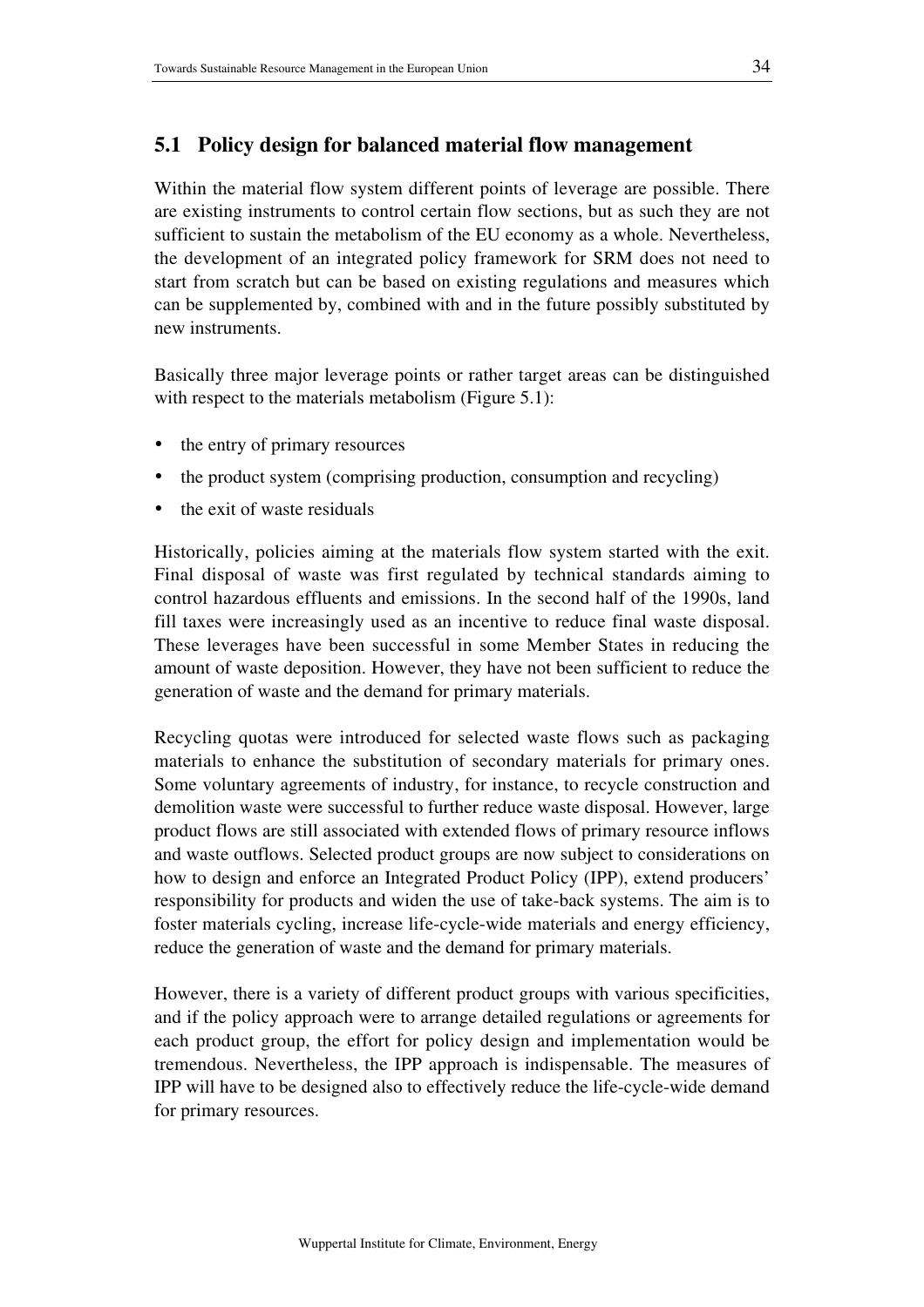## 5.1 Policy design for balanced material flow management

Within the material flow system different points of leverage are possible. There are existing instruments to control certain flow sections, but as such they are not sufficient to sustain the metabolism of the EU economy as a whole. Nevertheless, the development of an integrated policy framework for SRM does not need to start from scratch but can be based on existing regulations and measures which can be supplemented by, combined with and in the future possibly substituted by new instruments.

Basically three major leverage points or rather target areas can be distinguished with respect to the materials metabolism (Figure 5.1):

- the entry of primary resources
- the product system (comprising production, consumption and recycling)
- the exit of waste residuals

Historically, policies aiming at the materials flow system started with the exit. Final disposal of waste was first regulated by technical standards aiming to control hazardous effluents and emissions. In the second half of the 1990s, land fill taxes were increasingly used as an incentive to reduce final waste disposal. These leverages have been successful in some Member States in reducing the amount of waste deposition. However, they have not been sufficient to reduce the generation of waste and the demand for primary materials.

Recycling quotas were introduced for selected waste flows such as packaging materials to enhance the substitution of secondary materials for primary ones. Some voluntary agreements of industry, for instance, to recycle construction and demolition waste were successful to further reduce waste disposal. However, large product flows are still associated with extended flows of primary resource inflows and waste outflows. Selected product groups are now subject to considerations on how to design and enforce an Integrated Product Policy (IPP), extend producers' responsibility for products and widen the use of take-back systems. The aim is to foster materials cycling, increase life-cycle-wide materials and energy efficiency, reduce the generation of waste and the demand for primary materials.

However, there is a variety of different product groups with various specificities, and if the policy approach were to arrange detailed regulations or agreements for each product group, the effort for policy design and implementation would be tremendous. Nevertheless, the IPP approach is indispensable. The measures of IPP will have to be designed also to effectively reduce the life-cycle-wide demand for primary resources.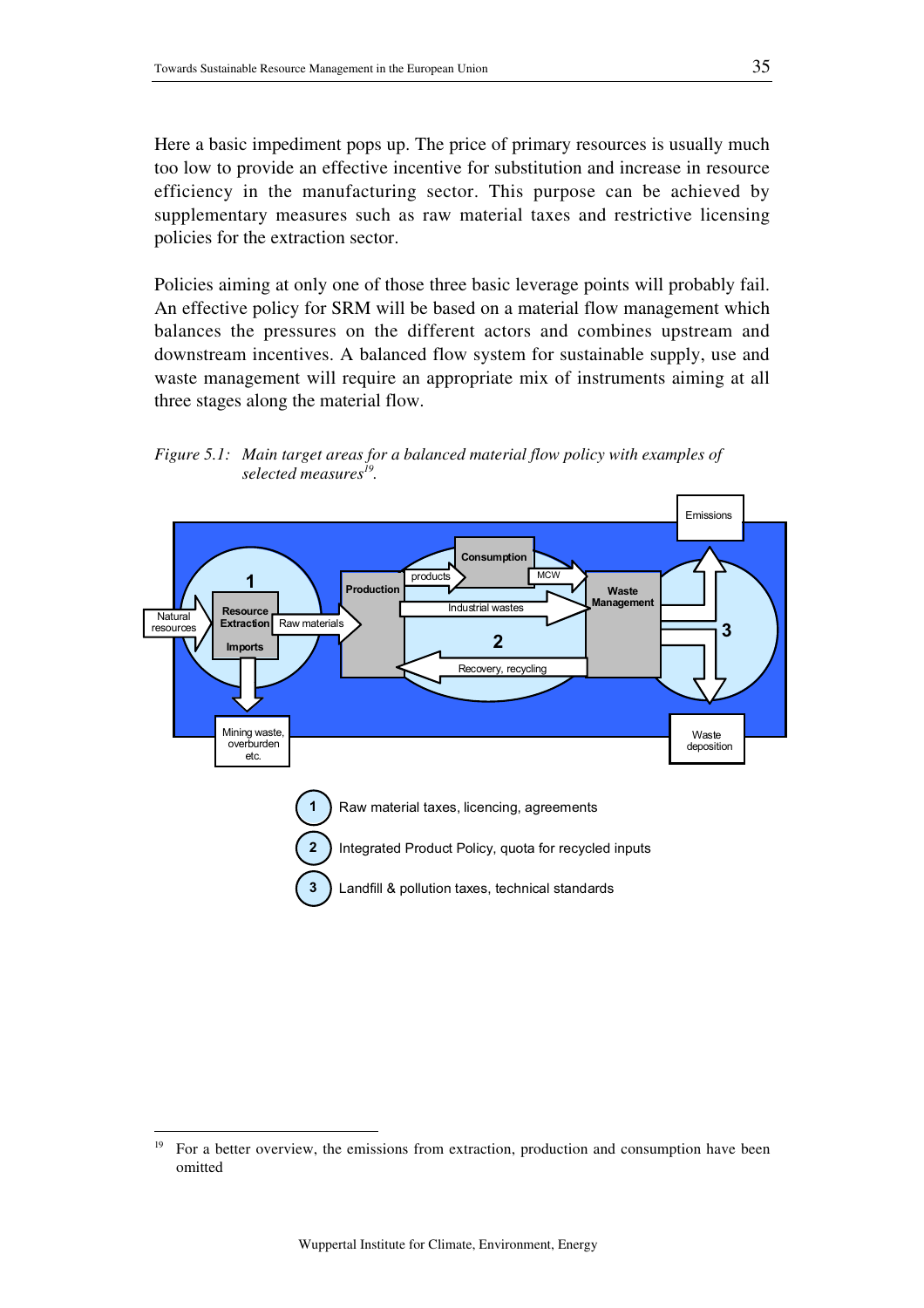Here a basic impediment pops up. The price of primary resources is usually much too low to provide an effective incentive for substitution and increase in resource efficiency in the manufacturing sector. This purpose can be achieved by supplementary measures such as raw material taxes and restrictive licensing policies for the extraction sector.

Policies aiming at only one of those three basic leverage points will probably fail. An effective policy for SRM will be based on a material flow management which balances the pressures on the different actors and combines upstream and downstream incentives. A balanced flow system for sustainable supply, use and waste management will require an appropriate mix of instruments aiming at all three stages along the material flow.

*Figure 5.1: Main target areas for a balanced material flow policy with examples of selected measures[19].*

Natural resources → 1 Resource Extraction, Imports → Raw materials → Production → products → Consumption → MCW → Waste Management

Production → Industrial wastes → Waste Management

Waste Management → Recovery, recycling → Production (2)

Resource Extraction → Mining waste, overburden etc.

Waste Management → Emissions; Waste deposition (3)

1. Raw material taxes, licencing, agreements
2. Integrated Product Policy, quota for recycled inputs
3. Landfill & pollution taxes, technical standards

[19] For a better overview, the emissions from extraction, production and consumption have been omitted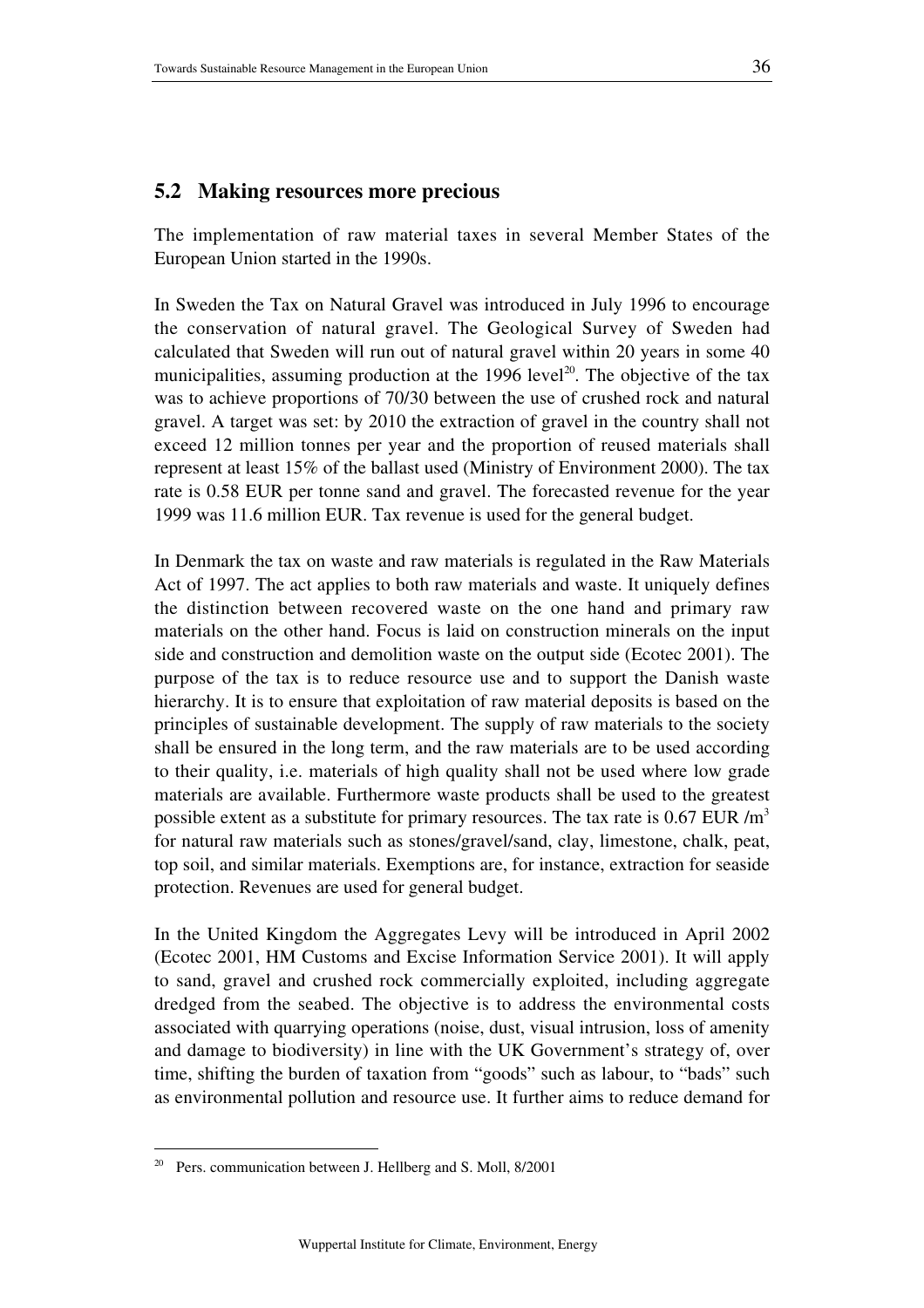## 5.2 Making resources more precious

The implementation of raw material taxes in several Member States of the European Union started in the 1990s.

In Sweden the Tax on Natural Gravel was introduced in July 1996 to encourage the conservation of natural gravel. The Geological Survey of Sweden had calculated that Sweden will run out of natural gravel within 20 years in some 40 municipalities, assuming production at the 1996 level[20]. The objective of the tax was to achieve proportions of 70/30 between the use of crushed rock and natural gravel. A target was set: by 2010 the extraction of gravel in the country shall not exceed 12 million tonnes per year and the proportion of reused materials shall represent at least 15% of the ballast used (Ministry of Environment 2000). The tax rate is 0.58 EUR per tonne sand and gravel. The forecasted revenue for the year 1999 was 11.6 million EUR. Tax revenue is used for the general budget.

In Denmark the tax on waste and raw materials is regulated in the Raw Materials Act of 1997. The act applies to both raw materials and waste. It uniquely defines the distinction between recovered waste on the one hand and primary raw materials on the other hand. Focus is laid on construction minerals on the input side and construction and demolition waste on the output side (Ecotec 2001). The purpose of the tax is to reduce resource use and to support the Danish waste hierarchy. It is to ensure that exploitation of raw material deposits is based on the principles of sustainable development. The supply of raw materials to the society shall be ensured in the long term, and the raw materials are to be used according to their quality, i.e. materials of high quality shall not be used where low grade materials are available. Furthermore waste products shall be used to the greatest possible extent as a substitute for primary resources. The tax rate is 0.67 EUR /$m^3$ for natural raw materials such as stones/gravel/sand, clay, limestone, chalk, peat, top soil, and similar materials. Exemptions are, for instance, extraction for seaside protection. Revenues are used for general budget.

In the United Kingdom the Aggregates Levy will be introduced in April 2002 (Ecotec 2001, HM Customs and Excise Information Service 2001). It will apply to sand, gravel and crushed rock commercially exploited, including aggregate dredged from the seabed. The objective is to address the environmental costs associated with quarrying operations (noise, dust, visual intrusion, loss of amenity and damage to biodiversity) in line with the UK Government's strategy of, over time, shifting the burden of taxation from "goods" such as labour, to "bads" such as environmental pollution and resource use. It further aims to reduce demand for

[20] Pers. communication between J. Hellberg and S. Moll, 8/2001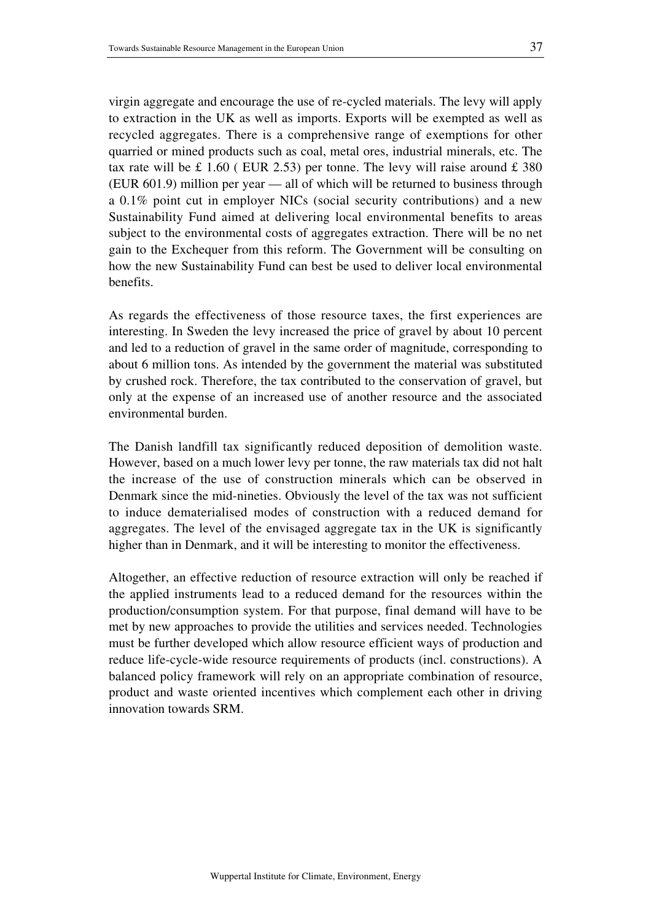virgin aggregate and encourage the use of re-cycled materials. The levy will apply to extraction in the UK as well as imports. Exports will be exempted as well as recycled aggregates. There is a comprehensive range of exemptions for other quarried or mined products such as coal, metal ores, industrial minerals, etc. The tax rate will be £ 1.60 ( EUR 2.53) per tonne. The levy will raise around £ 380 (EUR 601.9) million per year — all of which will be returned to business through a 0.1% point cut in employer NICs (social security contributions) and a new Sustainability Fund aimed at delivering local environmental benefits to areas subject to the environmental costs of aggregates extraction. There will be no net gain to the Exchequer from this reform. The Government will be consulting on how the new Sustainability Fund can best be used to deliver local environmental benefits.

As regards the effectiveness of those resource taxes, the first experiences are interesting. In Sweden the levy increased the price of gravel by about 10 percent and led to a reduction of gravel in the same order of magnitude, corresponding to about 6 million tons. As intended by the government the material was substituted by crushed rock. Therefore, the tax contributed to the conservation of gravel, but only at the expense of an increased use of another resource and the associated environmental burden.

The Danish landfill tax significantly reduced deposition of demolition waste. However, based on a much lower levy per tonne, the raw materials tax did not halt the increase of the use of construction minerals which can be observed in Denmark since the mid-nineties. Obviously the level of the tax was not sufficient to induce dematerialised modes of construction with a reduced demand for aggregates. The level of the envisaged aggregate tax in the UK is significantly higher than in Denmark, and it will be interesting to monitor the effectiveness.

Altogether, an effective reduction of resource extraction will only be reached if the applied instruments lead to a reduced demand for the resources within the production/consumption system. For that purpose, final demand will have to be met by new approaches to provide the utilities and services needed. Technologies must be further developed which allow resource efficient ways of production and reduce life-cycle-wide resource requirements of products (incl. constructions). A balanced policy framework will rely on an appropriate combination of resource, product and waste oriented incentives which complement each other in driving innovation towards SRM.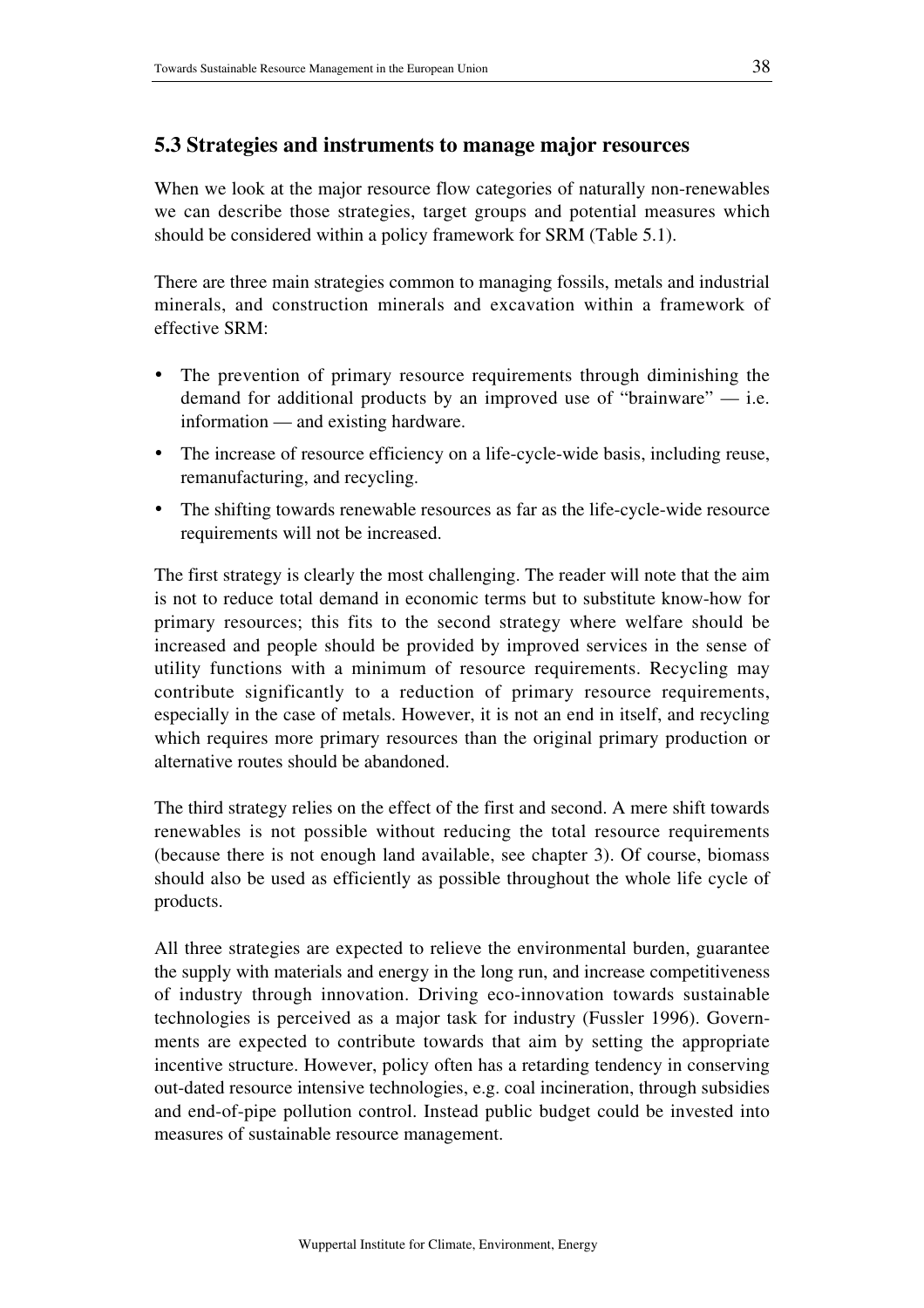## 5.3 Strategies and instruments to manage major resources

When we look at the major resource flow categories of naturally non-renewables we can describe those strategies, target groups and potential measures which should be considered within a policy framework for SRM (Table 5.1).

There are three main strategies common to managing fossils, metals and industrial minerals, and construction minerals and excavation within a framework of effective SRM:

- The prevention of primary resource requirements through diminishing the demand for additional products by an improved use of "brainware" — i.e. information — and existing hardware.
- The increase of resource efficiency on a life-cycle-wide basis, including reuse, remanufacturing, and recycling.
- The shifting towards renewable resources as far as the life-cycle-wide resource requirements will not be increased.

The first strategy is clearly the most challenging. The reader will note that the aim is not to reduce total demand in economic terms but to substitute know-how for primary resources; this fits to the second strategy where welfare should be increased and people should be provided by improved services in the sense of utility functions with a minimum of resource requirements. Recycling may contribute significantly to a reduction of primary resource requirements, especially in the case of metals. However, it is not an end in itself, and recycling which requires more primary resources than the original primary production or alternative routes should be abandoned.

The third strategy relies on the effect of the first and second. A mere shift towards renewables is not possible without reducing the total resource requirements (because there is not enough land available, see chapter 3). Of course, biomass should also be used as efficiently as possible throughout the whole life cycle of products.

All three strategies are expected to relieve the environmental burden, guarantee the supply with materials and energy in the long run, and increase competitiveness of industry through innovation. Driving eco-innovation towards sustainable technologies is perceived as a major task for industry (Fussler 1996). Governments are expected to contribute towards that aim by setting the appropriate incentive structure. However, policy often has a retarding tendency in conserving out-dated resource intensive technologies, e.g. coal incineration, through subsidies and end-of-pipe pollution control. Instead public budget could be invested into measures of sustainable resource management.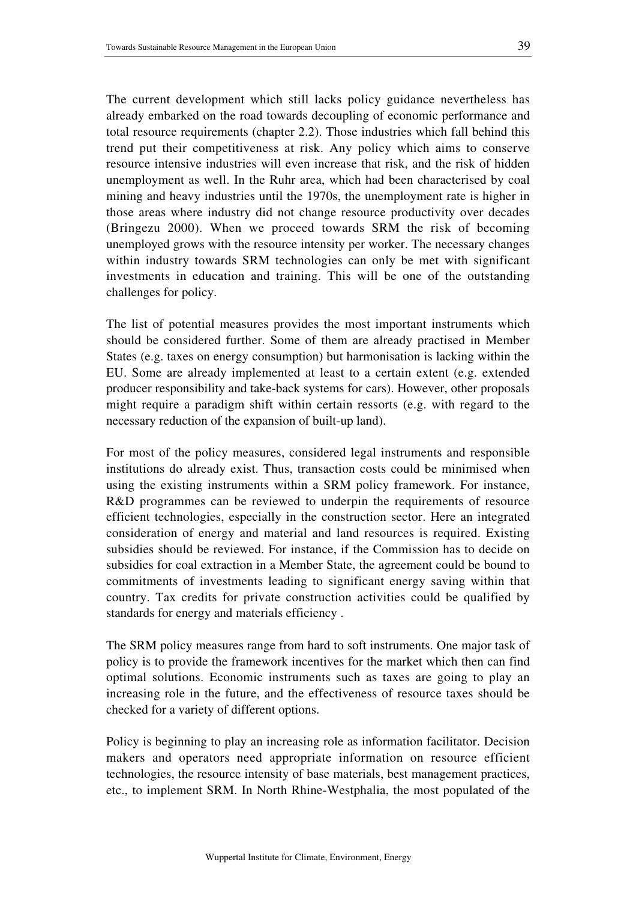The current development which still lacks policy guidance nevertheless has already embarked on the road towards decoupling of economic performance and total resource requirements (chapter 2.2). Those industries which fall behind this trend put their competitiveness at risk. Any policy which aims to conserve resource intensive industries will even increase that risk, and the risk of hidden unemployment as well. In the Ruhr area, which had been characterised by coal mining and heavy industries until the 1970s, the unemployment rate is higher in those areas where industry did not change resource productivity over decades (Bringezu 2000). When we proceed towards SRM the risk of becoming unemployed grows with the resource intensity per worker. The necessary changes within industry towards SRM technologies can only be met with significant investments in education and training. This will be one of the outstanding challenges for policy.

The list of potential measures provides the most important instruments which should be considered further. Some of them are already practised in Member States (e.g. taxes on energy consumption) but harmonisation is lacking within the EU. Some are already implemented at least to a certain extent (e.g. extended producer responsibility and take-back systems for cars). However, other proposals might require a paradigm shift within certain ressorts (e.g. with regard to the necessary reduction of the expansion of built-up land).

For most of the policy measures, considered legal instruments and responsible institutions do already exist. Thus, transaction costs could be minimised when using the existing instruments within a SRM policy framework. For instance, R&D programmes can be reviewed to underpin the requirements of resource efficient technologies, especially in the construction sector. Here an integrated consideration of energy and material and land resources is required. Existing subsidies should be reviewed. For instance, if the Commission has to decide on subsidies for coal extraction in a Member State, the agreement could be bound to commitments of investments leading to significant energy saving within that country. Tax credits for private construction activities could be qualified by standards for energy and materials efficiency .

The SRM policy measures range from hard to soft instruments. One major task of policy is to provide the framework incentives for the market which then can find optimal solutions. Economic instruments such as taxes are going to play an increasing role in the future, and the effectiveness of resource taxes should be checked for a variety of different options.

Policy is beginning to play an increasing role as information facilitator. Decision makers and operators need appropriate information on resource efficient technologies, the resource intensity of base materials, best management practices, etc., to implement SRM. In North Rhine-Westphalia, the most populated of the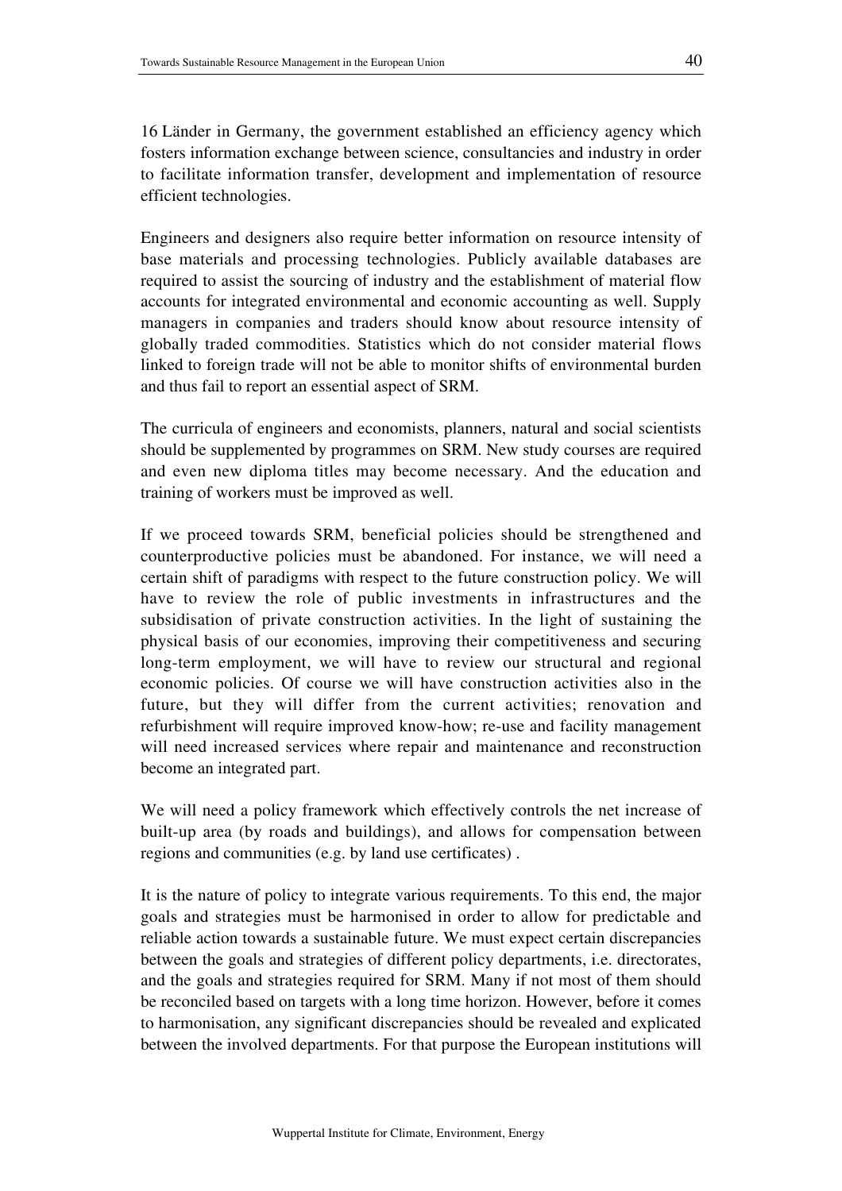16 Länder in Germany, the government established an efficiency agency which fosters information exchange between science, consultancies and industry in order to facilitate information transfer, development and implementation of resource efficient technologies.

Engineers and designers also require better information on resource intensity of base materials and processing technologies. Publicly available databases are required to assist the sourcing of industry and the establishment of material flow accounts for integrated environmental and economic accounting as well. Supply managers in companies and traders should know about resource intensity of globally traded commodities. Statistics which do not consider material flows linked to foreign trade will not be able to monitor shifts of environmental burden and thus fail to report an essential aspect of SRM.

The curricula of engineers and economists, planners, natural and social scientists should be supplemented by programmes on SRM. New study courses are required and even new diploma titles may become necessary. And the education and training of workers must be improved as well.

If we proceed towards SRM, beneficial policies should be strengthened and counterproductive policies must be abandoned. For instance, we will need a certain shift of paradigms with respect to the future construction policy. We will have to review the role of public investments in infrastructures and the subsidisation of private construction activities. In the light of sustaining the physical basis of our economies, improving their competitiveness and securing long-term employment, we will have to review our structural and regional economic policies. Of course we will have construction activities also in the future, but they will differ from the current activities; renovation and refurbishment will require improved know-how; re-use and facility management will need increased services where repair and maintenance and reconstruction become an integrated part.

We will need a policy framework which effectively controls the net increase of built-up area (by roads and buildings), and allows for compensation between regions and communities (e.g. by land use certificates) .

It is the nature of policy to integrate various requirements. To this end, the major goals and strategies must be harmonised in order to allow for predictable and reliable action towards a sustainable future. We must expect certain discrepancies between the goals and strategies of different policy departments, i.e. directorates, and the goals and strategies required for SRM. Many if not most of them should be reconciled based on targets with a long time horizon. However, before it comes to harmonisation, any significant discrepancies should be revealed and explicated between the involved departments. For that purpose the European institutions will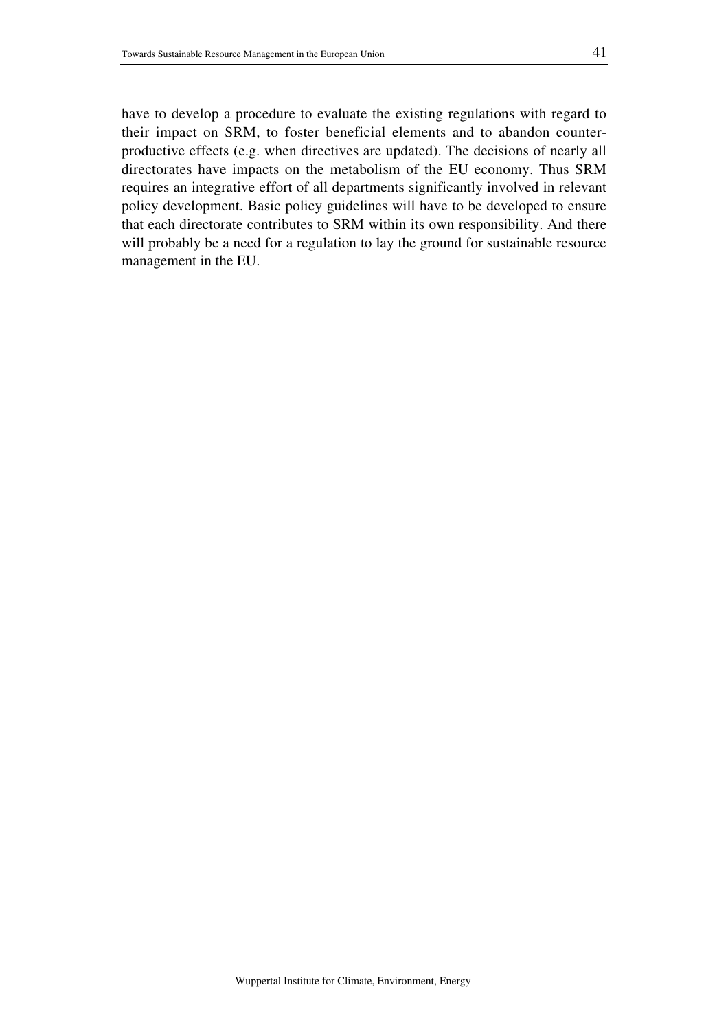have to develop a procedure to evaluate the existing regulations with regard to their impact on SRM, to foster beneficial elements and to abandon counter-productive effects (e.g. when directives are updated). The decisions of nearly all directorates have impacts on the metabolism of the EU economy. Thus SRM requires an integrative effort of all departments significantly involved in relevant policy development. Basic policy guidelines will have to be developed to ensure that each directorate contributes to SRM within its own responsibility. And there will probably be a need for a regulation to lay the ground for sustainable resource management in the EU.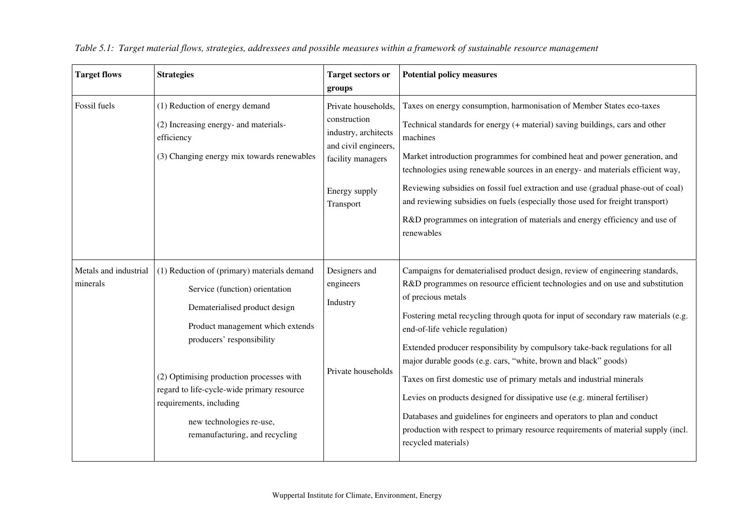*Table 5.1: Target material flows, strategies, addressees and possible measures within a framework of sustainable resource management*

| Target flows | Strategies | Target sectors or groups | Potential policy measures |
|---|---|---|---|
| Fossil fuels | (1) Reduction of energy demand<br>(2) Increasing energy- and materials-efficiency<br>(3) Changing energy mix towards renewables | Private households, construction industry, architects and civil engineers, facility managers<br><br>Energy supply<br>Transport | Taxes on energy consumption, harmonisation of Member States eco-taxes<br>Technical standards for energy (+ material) saving buildings, cars and other machines<br>Market introduction programmes for combined heat and power generation, and technologies using renewable sources in an energy- and materials efficient way,<br>Reviewing subsidies on fossil fuel extraction and use (gradual phase-out of coal) and reviewing subsidies on fuels (especially those used for freight transport)<br>R&D programmes on integration of materials and energy efficiency and use of renewables |
| Metals and industrial minerals | (1) Reduction of (primary) materials demand<br>Service (function) orientation<br>Dematerialised product design<br>Product management which extends producers' responsibility<br><br>(2) Optimising production processes with regard to life-cycle-wide primary resource requirements, including<br>new technologies re-use, remanufacturing, and recycling | Designers and engineers<br>Industry<br><br>Private households | Campaigns for dematerialised product design, review of engineering standards, R&D programmes on resource efficient technologies and on use and substitution of precious metals<br>Fostering metal recycling through quota for input of secondary raw materials (e.g. end-of-life vehicle regulation)<br>Extended producer responsibility by compulsory take-back regulations for all major durable goods (e.g. cars, "white, brown and black" goods)<br>Taxes on first domestic use of primary metals and industrial minerals<br>Levies on products designed for dissipative use (e.g. mineral fertiliser)<br>Databases and guidelines for engineers and operators to plan and conduct production with respect to primary resource requirements of material supply (incl. recycled materials) |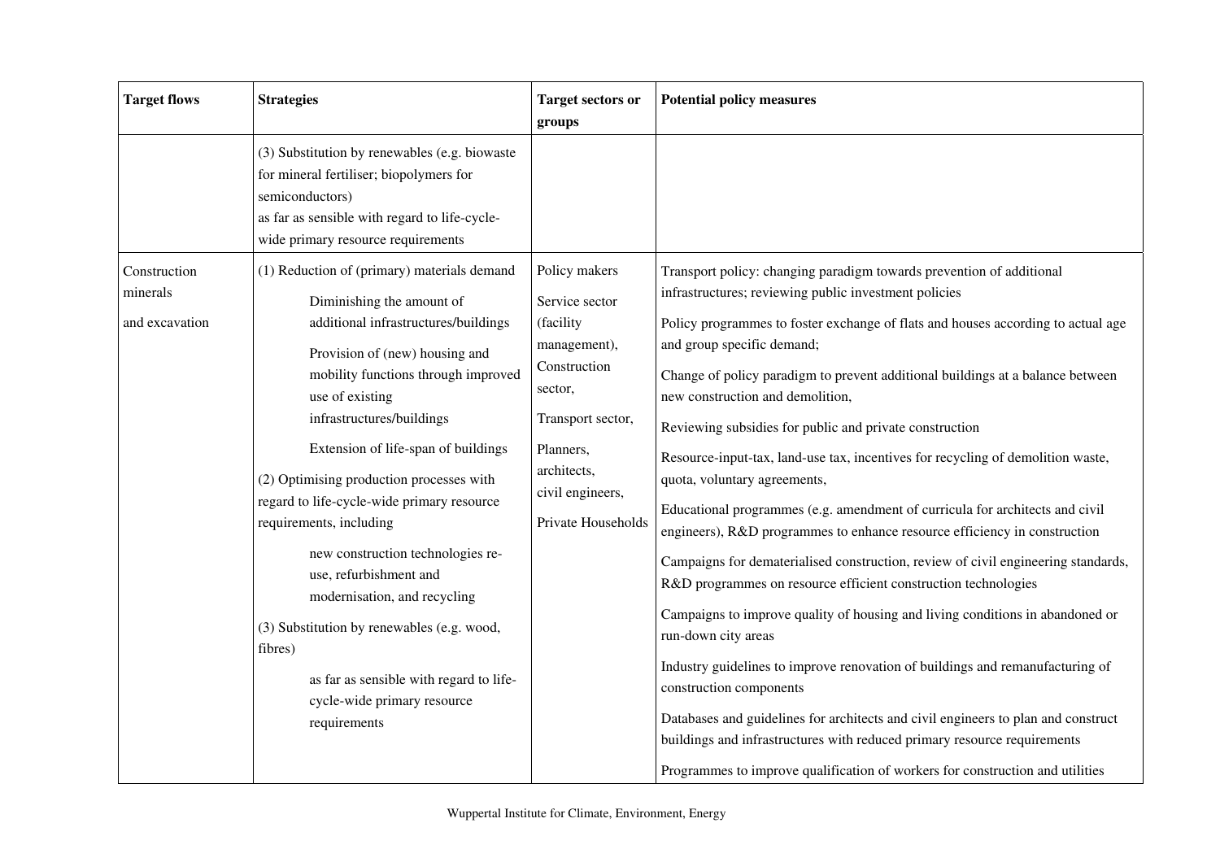| Target flows | Strategies | Target sectors or groups | Potential policy measures |
|---|---|---|---|
| | (3) Substitution by renewables (e.g. biowaste for mineral fertiliser; biopolymers for semiconductors)<br>as far as sensible with regard to life-cycle-wide primary resource requirements | | |
| Construction minerals<br><br>and excavation | (1) Reduction of (primary) materials demand<br><br>Diminishing the amount of additional infrastructures/buildings<br><br>Provision of (new) housing and mobility functions through improved use of existing infrastructures/buildings<br><br>Extension of life-span of buildings<br><br>(2) Optimising production processes with regard to life-cycle-wide primary resource requirements, including<br><br>new construction technologies re-use, refurbishment and modernisation, and recycling<br><br>(3) Substitution by renewables (e.g. wood, fibres)<br><br>as far as sensible with regard to life-cycle-wide primary resource requirements | Policy makers<br><br>Service sector (facility management), Construction sector,<br><br>Transport sector,<br><br>Planners, architects, civil engineers,<br><br>Private Households | Transport policy: changing paradigm towards prevention of additional infrastructures; reviewing public investment policies<br><br>Policy programmes to foster exchange of flats and houses according to actual age and group specific demand;<br><br>Change of policy paradigm to prevent additional buildings at a balance between new construction and demolition,<br><br>Reviewing subsidies for public and private construction<br><br>Resource-input-tax, land-use tax, incentives for recycling of demolition waste, quota, voluntary agreements,<br><br>Educational programmes (e.g. amendment of curricula for architects and civil engineers), R&D programmes to enhance resource efficiency in construction<br><br>Campaigns for dematerialised construction, review of civil engineering standards, R&D programmes on resource efficient construction technologies<br><br>Campaigns to improve quality of housing and living conditions in abandoned or run-down city areas<br><br>Industry guidelines to improve renovation of buildings and remanufacturing of construction components<br><br>Databases and guidelines for architects and civil engineers to plan and construct buildings and infrastructures with reduced primary resource requirements<br><br>Programmes to improve qualification of workers for construction and utilities |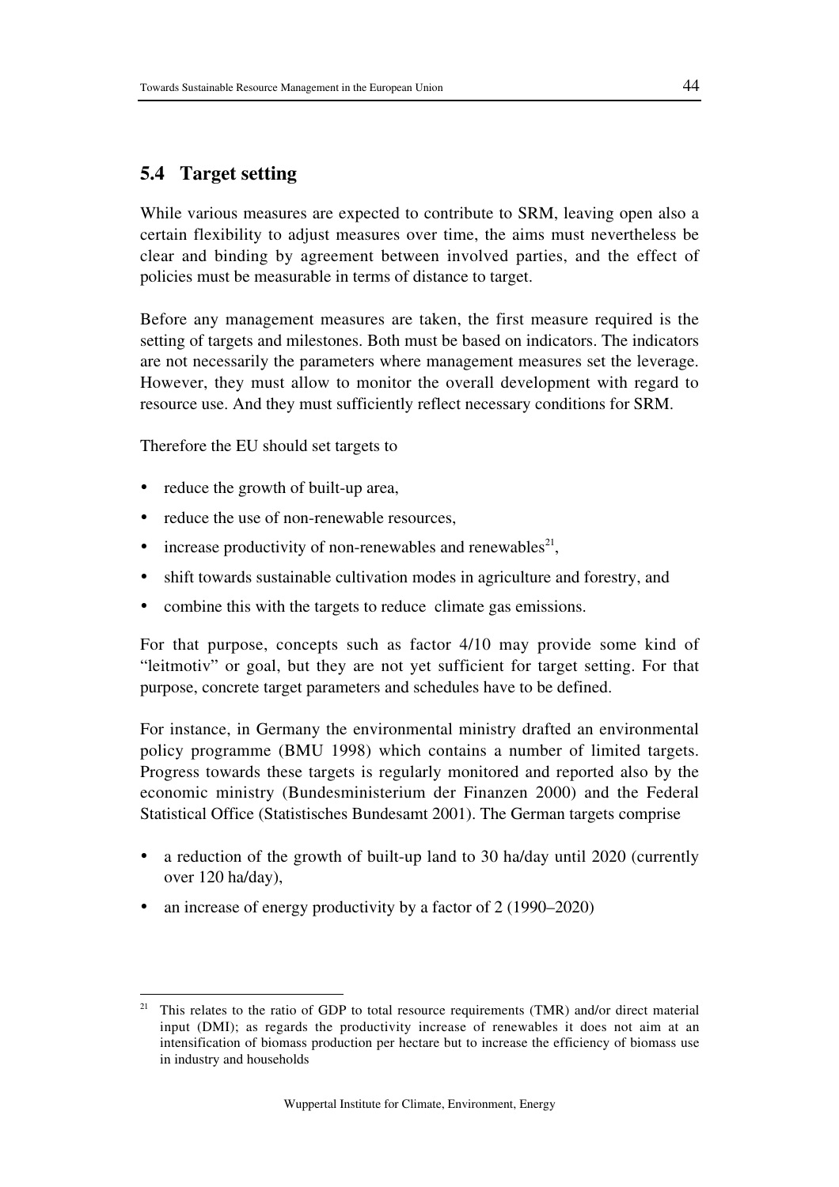## 5.4 Target setting

While various measures are expected to contribute to SRM, leaving open also a certain flexibility to adjust measures over time, the aims must nevertheless be clear and binding by agreement between involved parties, and the effect of policies must be measurable in terms of distance to target.

Before any management measures are taken, the first measure required is the setting of targets and milestones. Both must be based on indicators. The indicators are not necessarily the parameters where management measures set the leverage. However, they must allow to monitor the overall development with regard to resource use. And they must sufficiently reflect necessary conditions for SRM.

Therefore the EU should set targets to

- reduce the growth of built-up area,
- reduce the use of non-renewable resources,
- increase productivity of non-renewables and renewables[21],
- shift towards sustainable cultivation modes in agriculture and forestry, and
- combine this with the targets to reduce climate gas emissions.

For that purpose, concepts such as factor 4/10 may provide some kind of "leitmotiv" or goal, but they are not yet sufficient for target setting. For that purpose, concrete target parameters and schedules have to be defined.

For instance, in Germany the environmental ministry drafted an environmental policy programme (BMU 1998) which contains a number of limited targets. Progress towards these targets is regularly monitored and reported also by the economic ministry (Bundesministerium der Finanzen 2000) and the Federal Statistical Office (Statistisches Bundesamt 2001). The German targets comprise

- a reduction of the growth of built-up land to 30 ha/day until 2020 (currently over 120 ha/day),
- an increase of energy productivity by a factor of 2 (1990–2020)

[21] This relates to the ratio of GDP to total resource requirements (TMR) and/or direct material input (DMI); as regards the productivity increase of renewables it does not aim at an intensification of biomass production per hectare but to increase the efficiency of biomass use in industry and households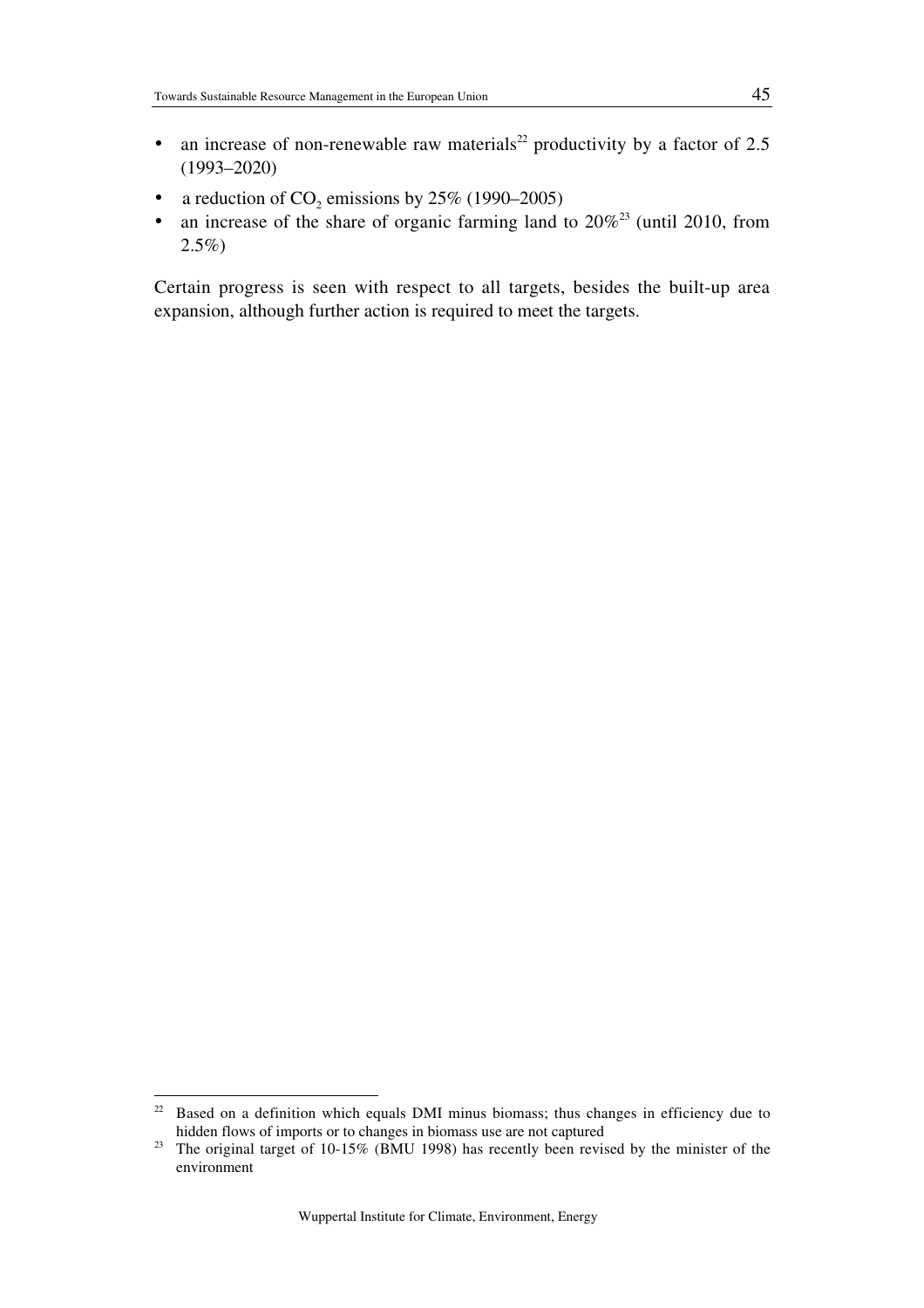- an increase of non-renewable raw materials[22] productivity by a factor of 2.5 (1993–2020)
- a reduction of $CO_2$ emissions by 25% (1990–2005)
- an increase of the share of organic farming land to 20%[23] (until 2010, from 2.5%)

Certain progress is seen with respect to all targets, besides the built-up area expansion, although further action is required to meet the targets.

[22] Based on a definition which equals DMI minus biomass; thus changes in efficiency due to hidden flows of imports or to changes in biomass use are not captured

[23] The original target of 10-15% (BMU 1998) has recently been revised by the minister of the environment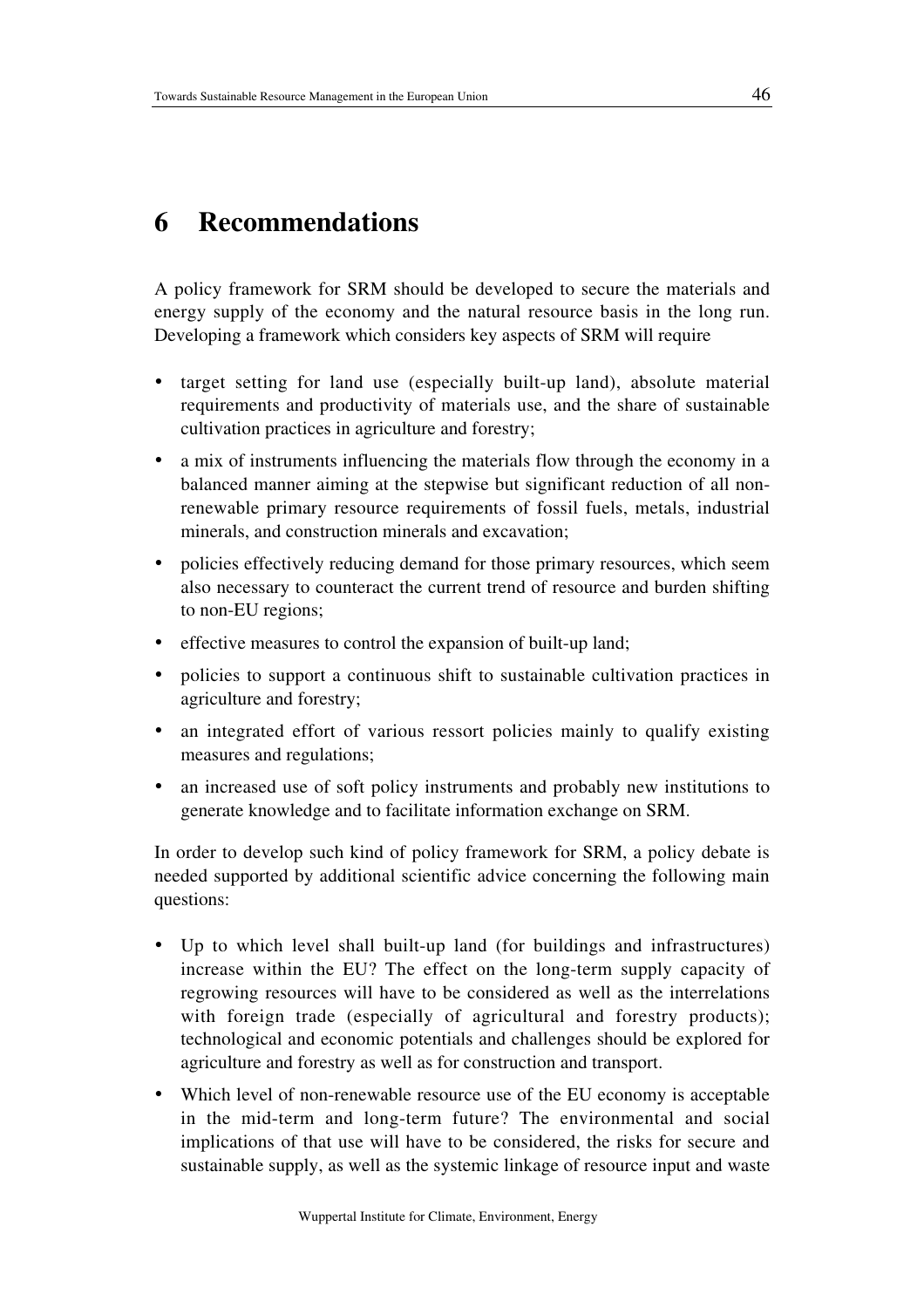# 6 Recommendations

A policy framework for SRM should be developed to secure the materials and energy supply of the economy and the natural resource basis in the long run. Developing a framework which considers key aspects of SRM will require

- target setting for land use (especially built-up land), absolute material requirements and productivity of materials use, and the share of sustainable cultivation practices in agriculture and forestry;
- a mix of instruments influencing the materials flow through the economy in a balanced manner aiming at the stepwise but significant reduction of all non-renewable primary resource requirements of fossil fuels, metals, industrial minerals, and construction minerals and excavation;
- policies effectively reducing demand for those primary resources, which seem also necessary to counteract the current trend of resource and burden shifting to non-EU regions;
- effective measures to control the expansion of built-up land;
- policies to support a continuous shift to sustainable cultivation practices in agriculture and forestry;
- an integrated effort of various ressort policies mainly to qualify existing measures and regulations;
- an increased use of soft policy instruments and probably new institutions to generate knowledge and to facilitate information exchange on SRM.

In order to develop such kind of policy framework for SRM, a policy debate is needed supported by additional scientific advice concerning the following main questions:

- Up to which level shall built-up land (for buildings and infrastructures) increase within the EU? The effect on the long-term supply capacity of regrowing resources will have to be considered as well as the interrelations with foreign trade (especially of agricultural and forestry products); technological and economic potentials and challenges should be explored for agriculture and forestry as well as for construction and transport.
- Which level of non-renewable resource use of the EU economy is acceptable in the mid-term and long-term future? The environmental and social implications of that use will have to be considered, the risks for secure and sustainable supply, as well as the systemic linkage of resource input and waste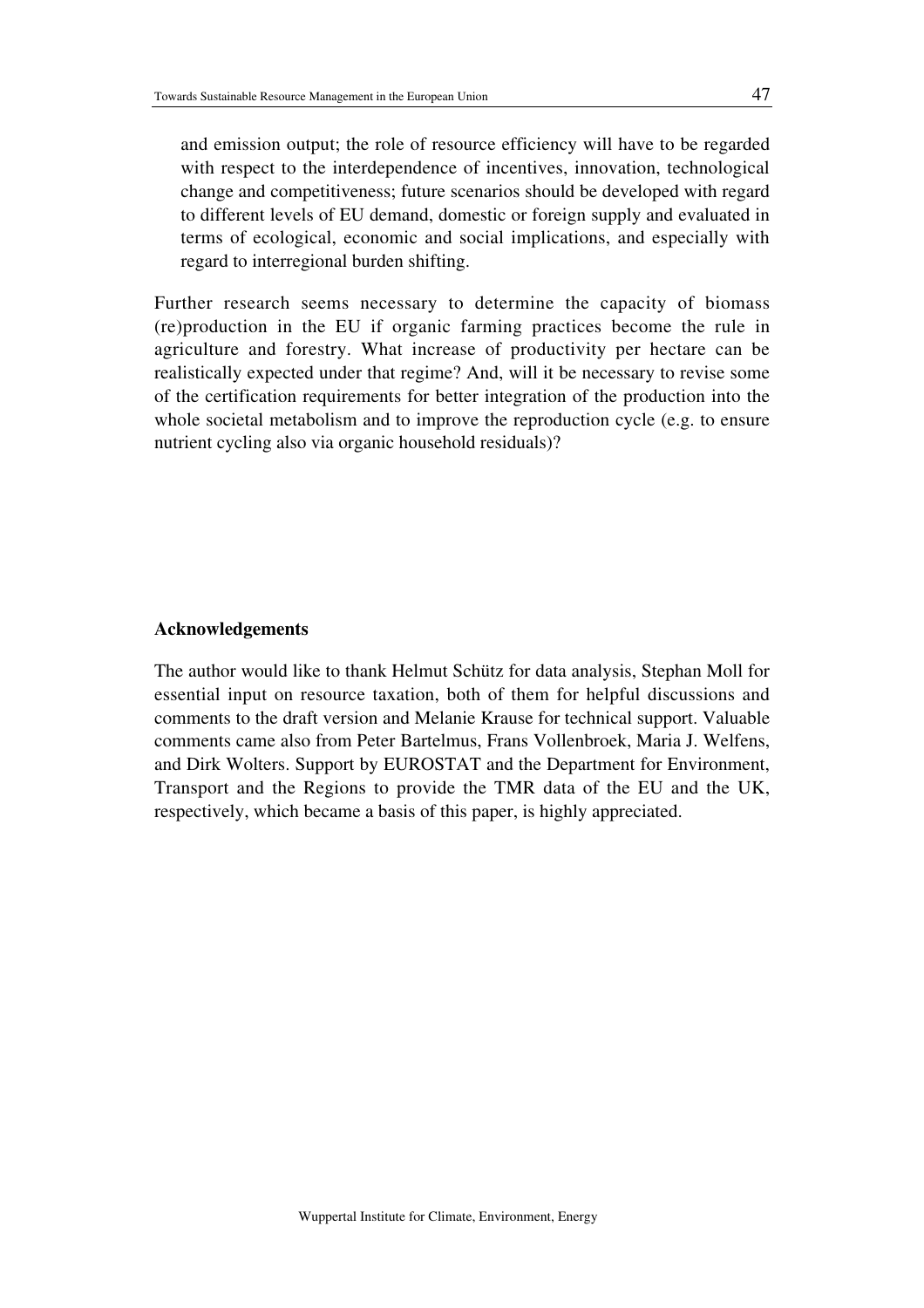and emission output; the role of resource efficiency will have to be regarded with respect to the interdependence of incentives, innovation, technological change and competitiveness; future scenarios should be developed with regard to different levels of EU demand, domestic or foreign supply and evaluated in terms of ecological, economic and social implications, and especially with regard to interregional burden shifting.

Further research seems necessary to determine the capacity of biomass (re)production in the EU if organic farming practices become the rule in agriculture and forestry. What increase of productivity per hectare can be realistically expected under that regime? And, will it be necessary to revise some of the certification requirements for better integration of the production into the whole societal metabolism and to improve the reproduction cycle (e.g. to ensure nutrient cycling also via organic household residuals)?

## Acknowledgements

The author would like to thank Helmut Schütz for data analysis, Stephan Moll for essential input on resource taxation, both of them for helpful discussions and comments to the draft version and Melanie Krause for technical support. Valuable comments came also from Peter Bartelmus, Frans Vollenbroek, Maria J. Welfens, and Dirk Wolters. Support by EUROSTAT and the Department for Environment, Transport and the Regions to provide the TMR data of the EU and the UK, respectively, which became a basis of this paper, is highly appreciated.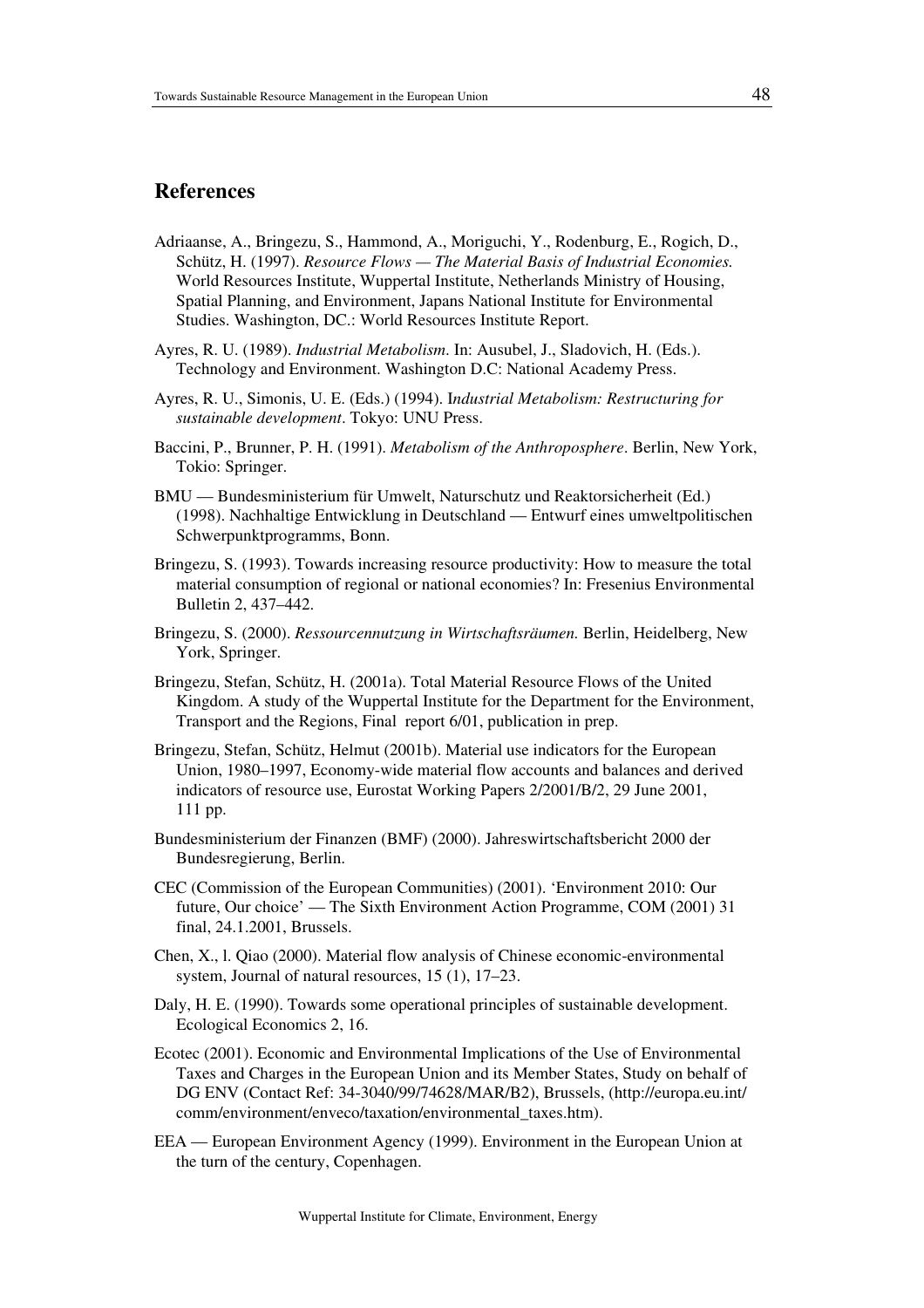## References

Adriaanse, A., Bringezu, S., Hammond, A., Moriguchi, Y., Rodenburg, E., Rogich, D., Schütz, H. (1997). *Resource Flows — The Material Basis of Industrial Economies.* World Resources Institute, Wuppertal Institute, Netherlands Ministry of Housing, Spatial Planning, and Environment, Japans National Institute for Environmental Studies. Washington, DC.: World Resources Institute Report.

Ayres, R. U. (1989). *Industrial Metabolism*. In: Ausubel, J., Sladovich, H. (Eds.). Technology and Environment. Washington D.C: National Academy Press.

Ayres, R. U., Simonis, U. E. (Eds.) (1994). I*ndustrial Metabolism: Restructuring for sustainable development*. Tokyo: UNU Press.

Baccini, P., Brunner, P. H. (1991). *Metabolism of the Anthroposphere*. Berlin, New York, Tokio: Springer.

BMU — Bundesministerium für Umwelt, Naturschutz und Reaktorsicherheit (Ed.) (1998). Nachhaltige Entwicklung in Deutschland — Entwurf eines umweltpolitischen Schwerpunktprogramms, Bonn.

Bringezu, S. (1993). Towards increasing resource productivity: How to measure the total material consumption of regional or national economies? In: Fresenius Environmental Bulletin 2, 437–442.

Bringezu, S. (2000). *Ressourcennutzung in Wirtschaftsräumen.* Berlin, Heidelberg, New York, Springer.

Bringezu, Stefan, Schütz, H. (2001a). Total Material Resource Flows of the United Kingdom. A study of the Wuppertal Institute for the Department for the Environment, Transport and the Regions, Final report 6/01, publication in prep.

Bringezu, Stefan, Schütz, Helmut (2001b). Material use indicators for the European Union, 1980–1997, Economy-wide material flow accounts and balances and derived indicators of resource use, Eurostat Working Papers 2/2001/B/2, 29 June 2001, 111 pp.

Bundesministerium der Finanzen (BMF) (2000). Jahreswirtschaftsbericht 2000 der Bundesregierung, Berlin.

CEC (Commission of the European Communities) (2001). 'Environment 2010: Our future, Our choice' — The Sixth Environment Action Programme, COM (2001) 31 final, 24.1.2001, Brussels.

Chen, X., l. Qiao (2000). Material flow analysis of Chinese economic-environmental system, Journal of natural resources, 15 (1), 17–23.

Daly, H. E. (1990). Towards some operational principles of sustainable development. Ecological Economics 2, 16.

Ecotec (2001). Economic and Environmental Implications of the Use of Environmental Taxes and Charges in the European Union and its Member States, Study on behalf of DG ENV (Contact Ref: 34-3040/99/74628/MAR/B2), Brussels, (http://europa.eu.int/comm/environment/enveco/taxation/environmental_taxes.htm).

EEA — European Environment Agency (1999). Environment in the European Union at the turn of the century, Copenhagen.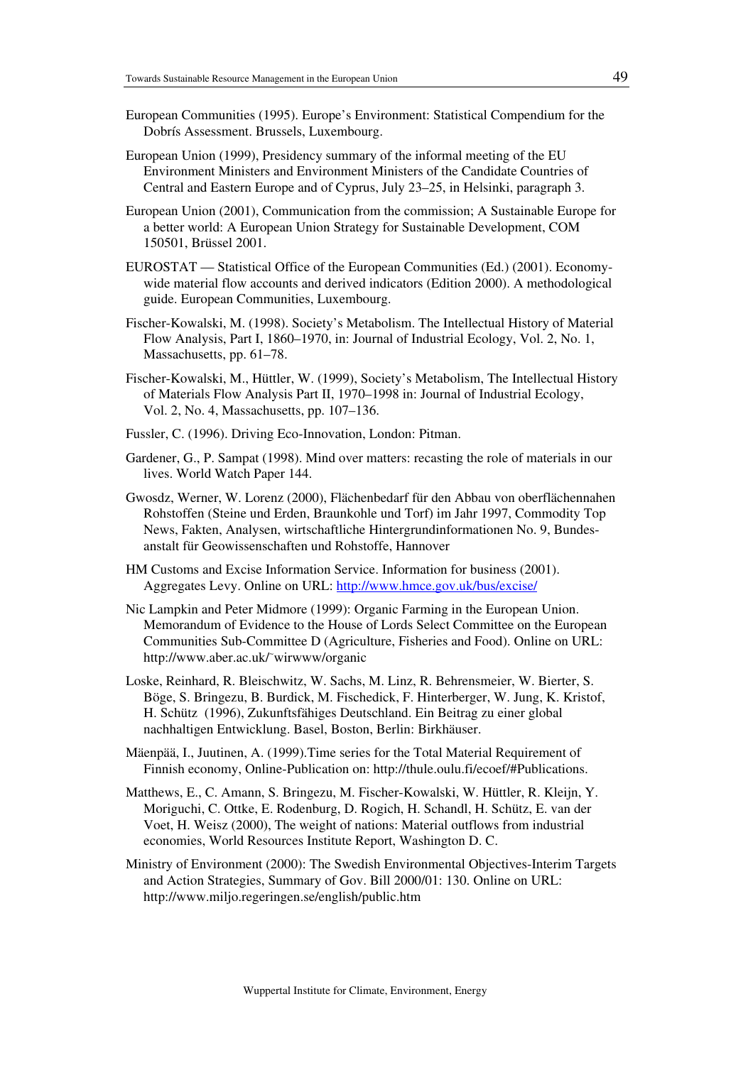European Communities (1995). Europe's Environment: Statistical Compendium for the Dobrís Assessment. Brussels, Luxembourg.

European Union (1999), Presidency summary of the informal meeting of the EU Environment Ministers and Environment Ministers of the Candidate Countries of Central and Eastern Europe and of Cyprus, July 23–25, in Helsinki, paragraph 3.

European Union (2001), Communication from the commission; A Sustainable Europe for a better world: A European Union Strategy for Sustainable Development, COM 150501, Brüssel 2001.

EUROSTAT — Statistical Office of the European Communities (Ed.) (2001). Economy-wide material flow accounts and derived indicators (Edition 2000). A methodological guide. European Communities, Luxembourg.

Fischer-Kowalski, M. (1998). Society's Metabolism. The Intellectual History of Material Flow Analysis, Part I, 1860–1970, in: Journal of Industrial Ecology, Vol. 2, No. 1, Massachusetts, pp. 61–78.

Fischer-Kowalski, M., Hüttler, W. (1999), Society's Metabolism, The Intellectual History of Materials Flow Analysis Part II, 1970–1998 in: Journal of Industrial Ecology, Vol. 2, No. 4, Massachusetts, pp. 107–136.

Fussler, C. (1996). Driving Eco-Innovation, London: Pitman.

Gardener, G., P. Sampat (1998). Mind over matters: recasting the role of materials in our lives. World Watch Paper 144.

Gwosdz, Werner, W. Lorenz (2000), Flächenbedarf für den Abbau von oberflächennahen Rohstoffen (Steine und Erden, Braunkohle und Torf) im Jahr 1997, Commodity Top News, Fakten, Analysen, wirtschaftliche Hintergrundinformationen No. 9, Bundesanstalt für Geowissenschaften und Rohstoffe, Hannover

HM Customs and Excise Information Service. Information for business (2001). Aggregates Levy. Online on URL: http://www.hmce.gov.uk/bus/excise/

Nic Lampkin and Peter Midmore (1999): Organic Farming in the European Union. Memorandum of Evidence to the House of Lords Select Committee on the European Communities Sub-Committee D (Agriculture, Fisheries and Food). Online on URL: http://www.aber.ac.uk/~wirwww/organic

Loske, Reinhard, R. Bleischwitz, W. Sachs, M. Linz, R. Behrensmeier, W. Bierter, S. Böge, S. Bringezu, B. Burdick, M. Fischedick, F. Hinterberger, W. Jung, K. Kristof, H. Schütz (1996), Zukunftsfähiges Deutschland. Ein Beitrag zu einer global nachhaltigen Entwicklung. Basel, Boston, Berlin: Birkhäuser.

Mäenpää, I., Juutinen, A. (1999).Time series for the Total Material Requirement of Finnish economy, Online-Publication on: http://thule.oulu.fi/ecoef/#Publications.

Matthews, E., C. Amann, S. Bringezu, M. Fischer-Kowalski, W. Hüttler, R. Kleijn, Y. Moriguchi, C. Ottke, E. Rodenburg, D. Rogich, H. Schandl, H. Schütz, E. van der Voet, H. Weisz (2000), The weight of nations: Material outflows from industrial economies, World Resources Institute Report, Washington D. C.

Ministry of Environment (2000): The Swedish Environmental Objectives-Interim Targets and Action Strategies, Summary of Gov. Bill 2000/01: 130. Online on URL: http://www.miljo.regeringen.se/english/public.htm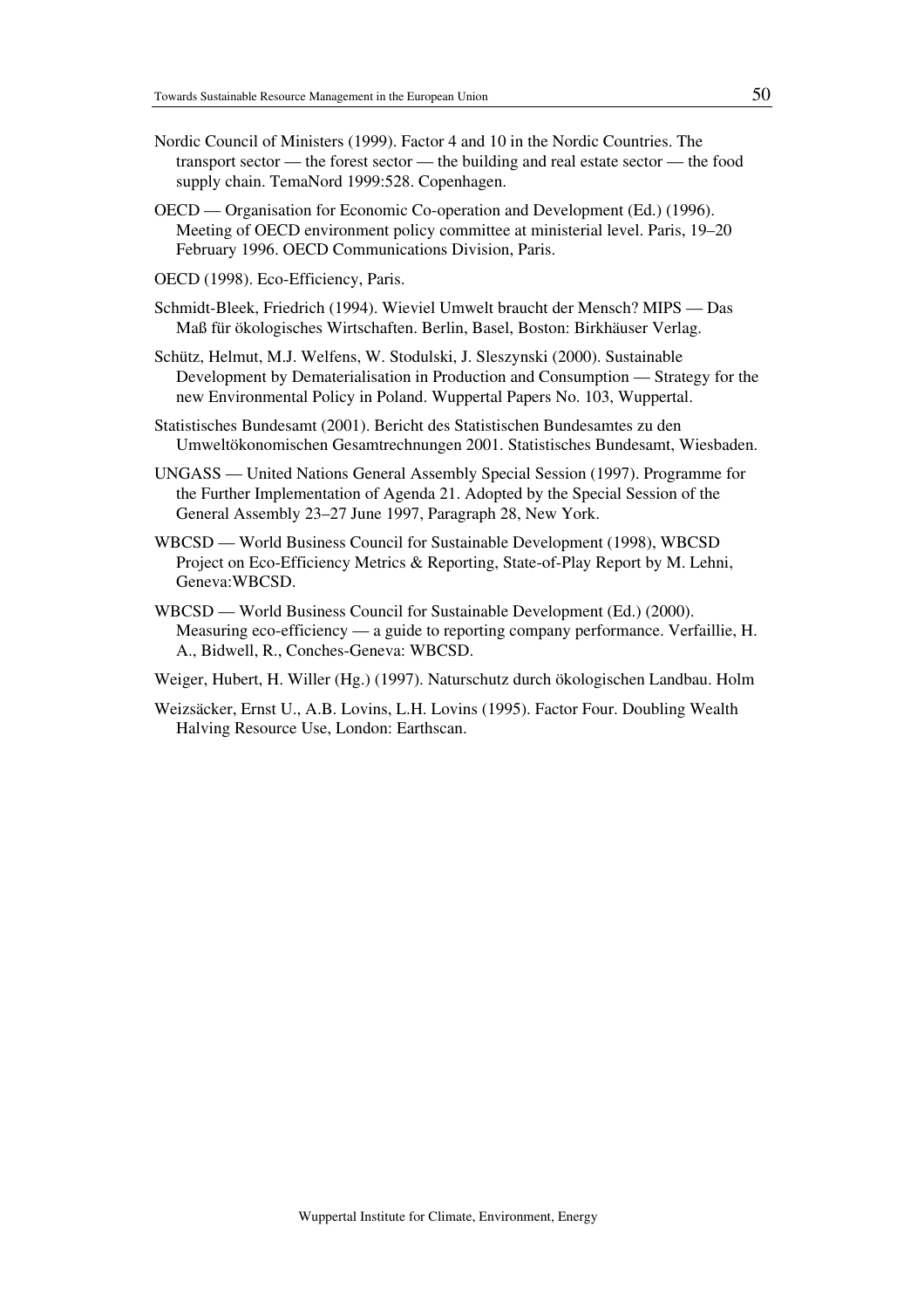Nordic Council of Ministers (1999). Factor 4 and 10 in the Nordic Countries. The transport sector — the forest sector — the building and real estate sector — the food supply chain. TemaNord 1999:528. Copenhagen.

OECD — Organisation for Economic Co-operation and Development (Ed.) (1996). Meeting of OECD environment policy committee at ministerial level. Paris, 19–20 February 1996. OECD Communications Division, Paris.

OECD (1998). Eco-Efficiency, Paris.

Schmidt-Bleek, Friedrich (1994). Wieviel Umwelt braucht der Mensch? MIPS — Das Maß für ökologisches Wirtschaften. Berlin, Basel, Boston: Birkhäuser Verlag.

Schütz, Helmut, M.J. Welfens, W. Stodulski, J. Sleszynski (2000). Sustainable Development by Dematerialisation in Production and Consumption — Strategy for the new Environmental Policy in Poland. Wuppertal Papers No. 103, Wuppertal.

Statistisches Bundesamt (2001). Bericht des Statistischen Bundesamtes zu den Umweltökonomischen Gesamtrechnungen 2001. Statistisches Bundesamt, Wiesbaden.

UNGASS — United Nations General Assembly Special Session (1997). Programme for the Further Implementation of Agenda 21. Adopted by the Special Session of the General Assembly 23–27 June 1997, Paragraph 28, New York.

WBCSD — World Business Council for Sustainable Development (1998), WBCSD Project on Eco-Efficiency Metrics & Reporting, State-of-Play Report by M. Lehni, Geneva:WBCSD.

WBCSD — World Business Council for Sustainable Development (Ed.) (2000). Measuring eco-efficiency — a guide to reporting company performance. Verfaillie, H. A., Bidwell, R., Conches-Geneva: WBCSD.

Weiger, Hubert, H. Willer (Hg.) (1997). Naturschutz durch ökologischen Landbau. Holm

Weizsäcker, Ernst U., A.B. Lovins, L.H. Lovins (1995). Factor Four. Doubling Wealth Halving Resource Use, London: Earthscan.